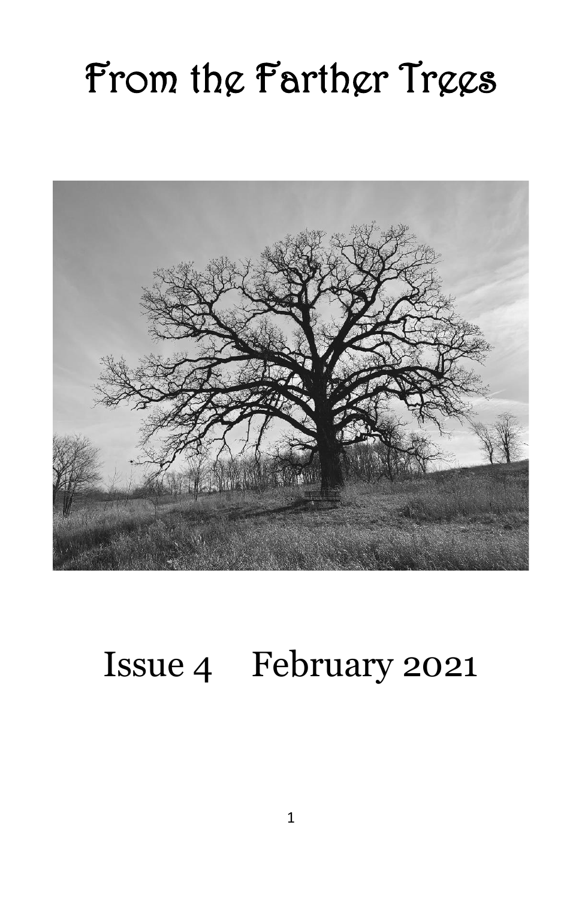# From the Farther Trees

Issue 4    February 2021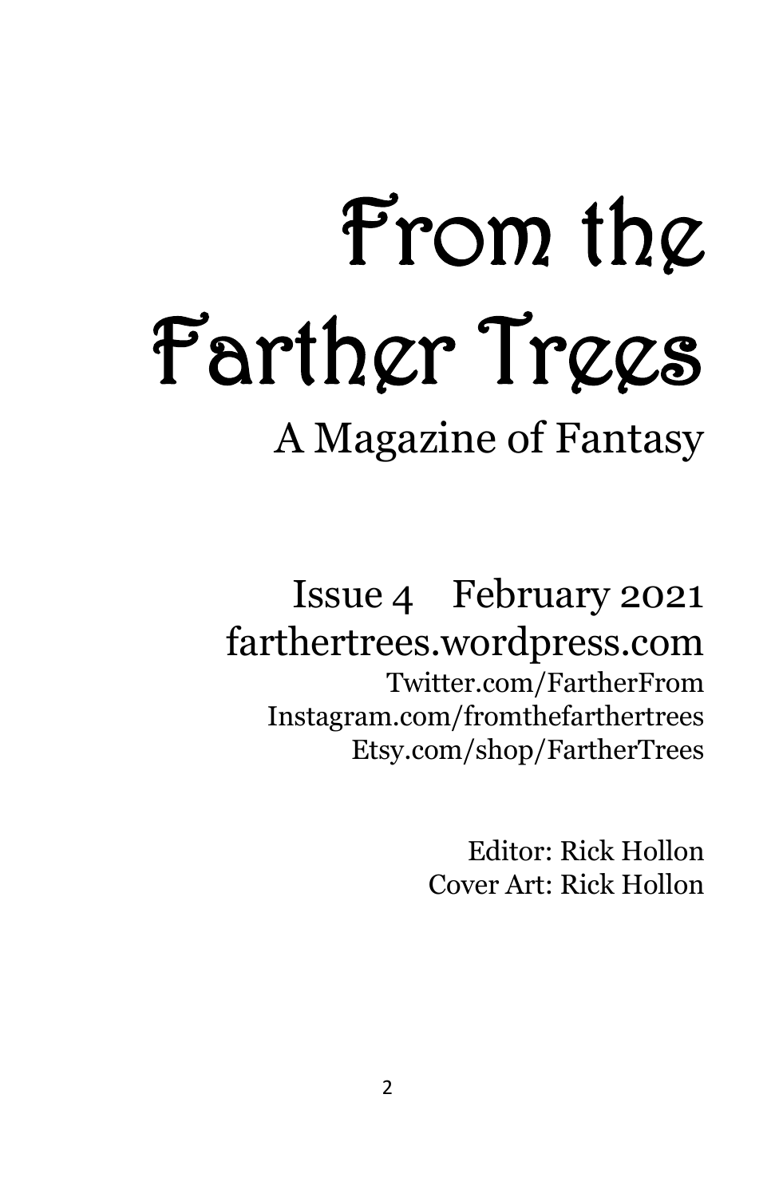# From the Farther Trees

## A Magazine of Fantasy

Issue 4 February 2021
farthertrees.wordpress.com
Twitter.com/FartherFrom
Instagram.com/fromthefarthertrees
Etsy.com/shop/FartherTrees

Editor: Rick Hollon
Cover Art: Rick Hollon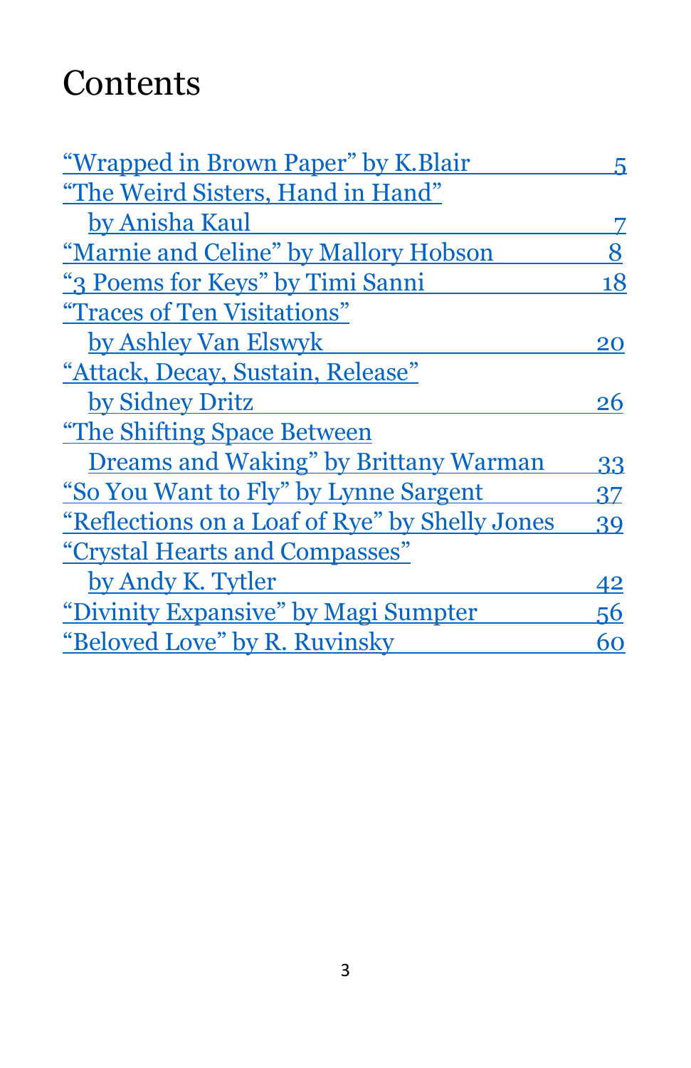# Contents

“Wrapped in Brown Paper” by K.Blair 5

“The Weird Sisters, Hand in Hand” by Anisha Kaul 7

“Marnie and Celine” by Mallory Hobson 8

“3 Poems for Keys” by Timi Sanni 18

“Traces of Ten Visitations” by Ashley Van Elswyk 20

“Attack, Decay, Sustain, Release” by Sidney Dritz 26

“The Shifting Space Between Dreams and Waking” by Brittany Warman 33

“So You Want to Fly” by Lynne Sargent 37

“Reflections on a Loaf of Rye” by Shelly Jones 39

“Crystal Hearts and Compasses” by Andy K. Tytler 42

“Divinity Expansive” by Magi Sumpter 56

“Beloved Love” by R. Ruvinsky 60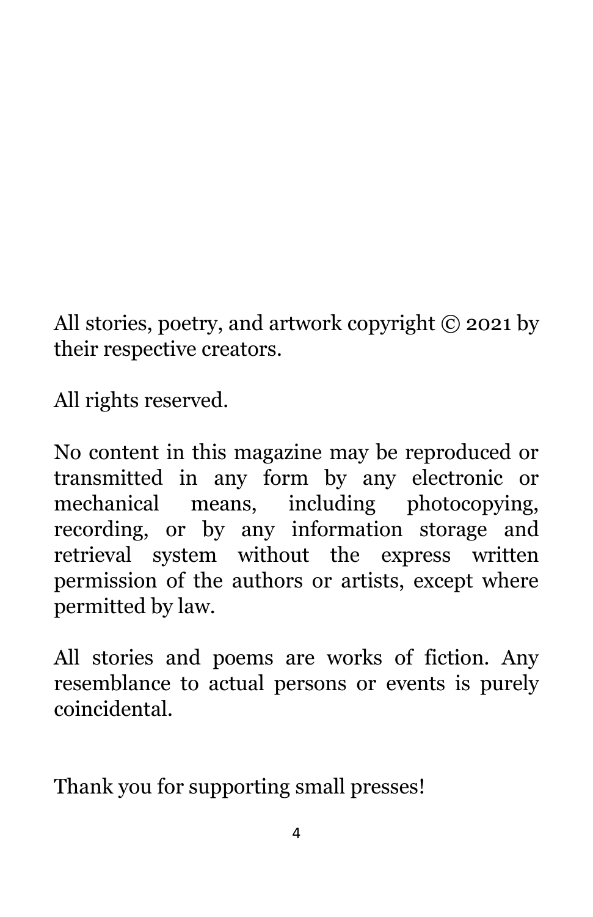All stories, poetry, and artwork copyright © 2021 by their respective creators.

All rights reserved.

No content in this magazine may be reproduced or transmitted in any form by any electronic or mechanical means, including photocopying, recording, or by any information storage and retrieval system without the express written permission of the authors or artists, except where permitted by law.

All stories and poems are works of fiction. Any resemblance to actual persons or events is purely coincidental.

Thank you for supporting small presses!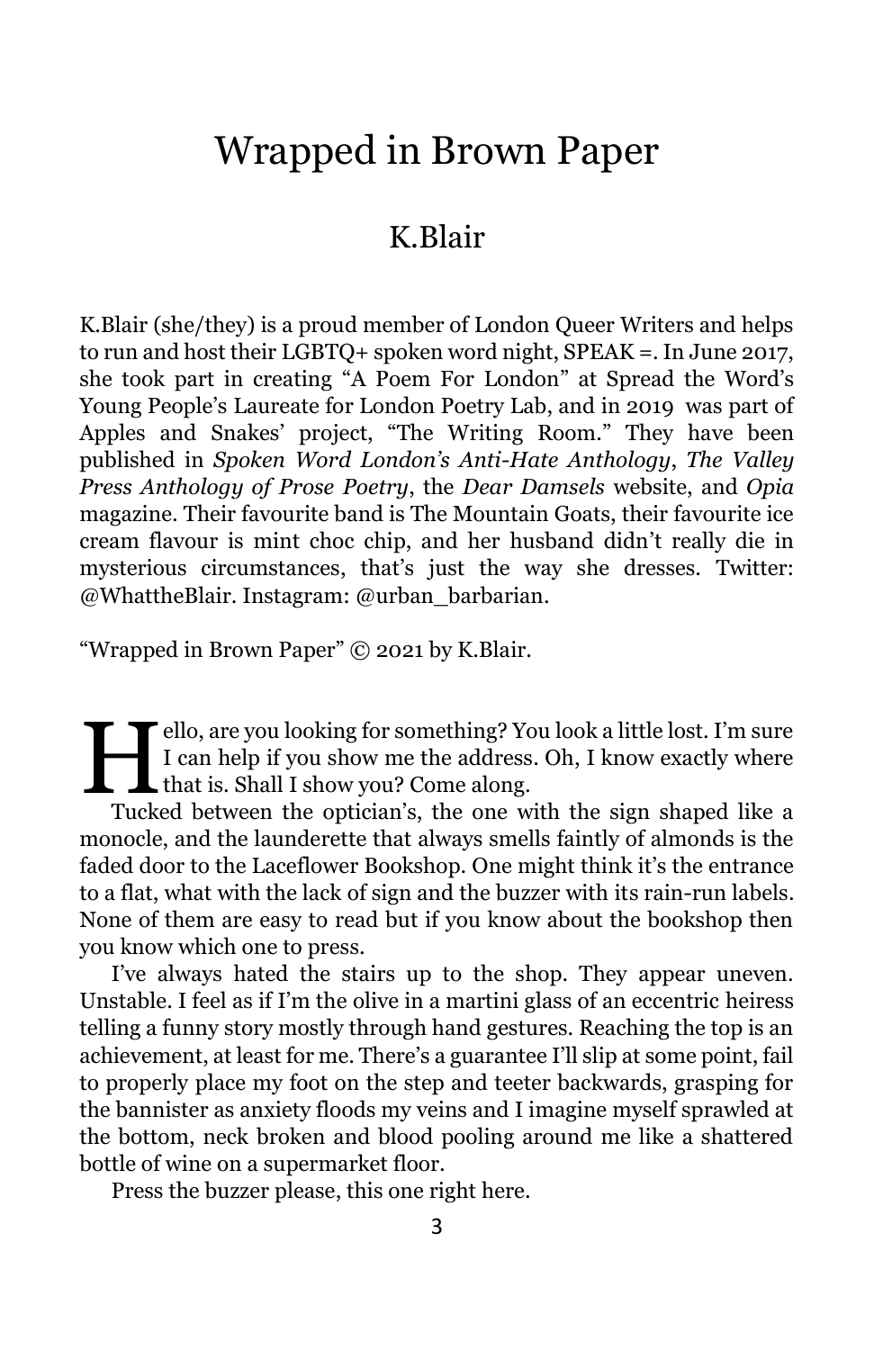# Wrapped in Brown Paper

## K.Blair

K.Blair (she/they) is a proud member of London Queer Writers and helps to run and host their LGBTQ+ spoken word night, SPEAK =. In June 2017, she took part in creating "A Poem For London" at Spread the Word's Young People's Laureate for London Poetry Lab, and in 2019 was part of Apples and Snakes' project, "The Writing Room." They have been published in *Spoken Word London's Anti-Hate Anthology*, *The Valley Press Anthology of Prose Poetry*, the *Dear Damsels* website, and *Opia* magazine. Their favourite band is The Mountain Goats, their favourite ice cream flavour is mint choc chip, and her husband didn't really die in mysterious circumstances, that's just the way she dresses. Twitter: @WhattheBlair. Instagram: @urban_barbarian.

"Wrapped in Brown Paper" © 2021 by K.Blair.

Hello, are you looking for something? You look a little lost. I'm sure I can help if you show me the address. Oh, I know exactly where that is. Shall I show you? Come along.

Tucked between the optician's, the one with the sign shaped like a monocle, and the launderette that always smells faintly of almonds is the faded door to the Laceflower Bookshop. One might think it's the entrance to a flat, what with the lack of sign and the buzzer with its rain-run labels. None of them are easy to read but if you know about the bookshop then you know which one to press.

I've always hated the stairs up to the shop. They appear uneven. Unstable. I feel as if I'm the olive in a martini glass of an eccentric heiress telling a funny story mostly through hand gestures. Reaching the top is an achievement, at least for me. There's a guarantee I'll slip at some point, fail to properly place my foot on the step and teeter backwards, grasping for the bannister as anxiety floods my veins and I imagine myself sprawled at the bottom, neck broken and blood pooling around me like a shattered bottle of wine on a supermarket floor.

Press the buzzer please, this one right here.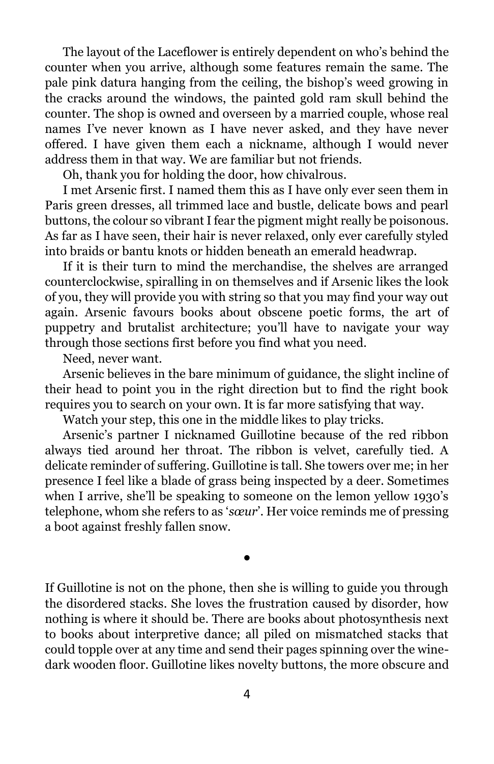The layout of the Laceflower is entirely dependent on who's behind the counter when you arrive, although some features remain the same. The pale pink datura hanging from the ceiling, the bishop's weed growing in the cracks around the windows, the painted gold ram skull behind the counter. The shop is owned and overseen by a married couple, whose real names I've never known as I have never asked, and they have never offered. I have given them each a nickname, although I would never address them in that way. We are familiar but not friends.

Oh, thank you for holding the door, how chivalrous.

I met Arsenic first. I named them this as I have only ever seen them in Paris green dresses, all trimmed lace and bustle, delicate bows and pearl buttons, the colour so vibrant I fear the pigment might really be poisonous. As far as I have seen, their hair is never relaxed, only ever carefully styled into braids or bantu knots or hidden beneath an emerald headwrap.

If it is their turn to mind the merchandise, the shelves are arranged counterclockwise, spiralling in on themselves and if Arsenic likes the look of you, they will provide you with string so that you may find your way out again. Arsenic favours books about obscene poetic forms, the art of puppetry and brutalist architecture; you'll have to navigate your way through those sections first before you find what you need.

Need, never want.

Arsenic believes in the bare minimum of guidance, the slight incline of their head to point you in the right direction but to find the right book requires you to search on your own. It is far more satisfying that way.

Watch your step, this one in the middle likes to play tricks.

Arsenic's partner I nicknamed Guillotine because of the red ribbon always tied around her throat. The ribbon is velvet, carefully tied. A delicate reminder of suffering. Guillotine is tall. She towers over me; in her presence I feel like a blade of grass being inspected by a deer. Sometimes when I arrive, she'll be speaking to someone on the lemon yellow 1930's telephone, whom she refers to as '*sœur*'. Her voice reminds me of pressing a boot against freshly fallen snow.

•

If Guillotine is not on the phone, then she is willing to guide you through the disordered stacks. She loves the frustration caused by disorder, how nothing is where it should be. There are books about photosynthesis next to books about interpretive dance; all piled on mismatched stacks that could topple over at any time and send their pages spinning over the wine-dark wooden floor. Guillotine likes novelty buttons, the more obscure and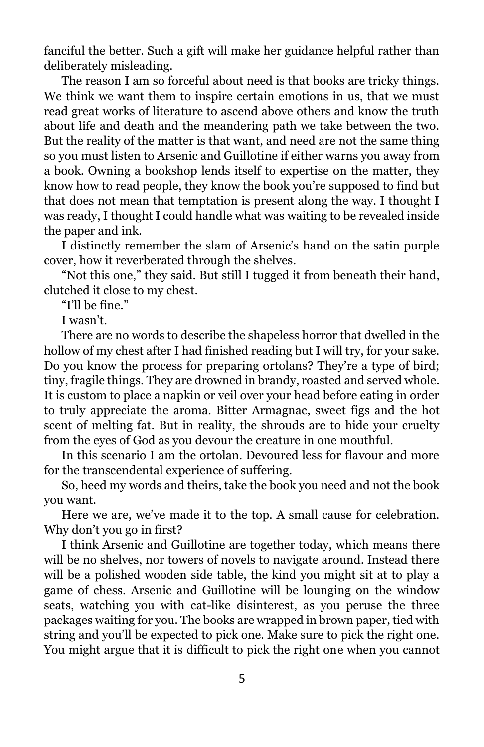fanciful the better. Such a gift will make her guidance helpful rather than deliberately misleading.

The reason I am so forceful about need is that books are tricky things. We think we want them to inspire certain emotions in us, that we must read great works of literature to ascend above others and know the truth about life and death and the meandering path we take between the two. But the reality of the matter is that want, and need are not the same thing so you must listen to Arsenic and Guillotine if either warns you away from a book. Owning a bookshop lends itself to expertise on the matter, they know how to read people, they know the book you're supposed to find but that does not mean that temptation is present along the way. I thought I was ready, I thought I could handle what was waiting to be revealed inside the paper and ink.

I distinctly remember the slam of Arsenic's hand on the satin purple cover, how it reverberated through the shelves.

"Not this one," they said. But still I tugged it from beneath their hand, clutched it close to my chest.

"I'll be fine."

I wasn't.

There are no words to describe the shapeless horror that dwelled in the hollow of my chest after I had finished reading but I will try, for your sake. Do you know the process for preparing ortolans? They're a type of bird; tiny, fragile things. They are drowned in brandy, roasted and served whole. It is custom to place a napkin or veil over your head before eating in order to truly appreciate the aroma. Bitter Armagnac, sweet figs and the hot scent of melting fat. But in reality, the shrouds are to hide your cruelty from the eyes of God as you devour the creature in one mouthful.

In this scenario I am the ortolan. Devoured less for flavour and more for the transcendental experience of suffering.

So, heed my words and theirs, take the book you need and not the book you want.

Here we are, we've made it to the top. A small cause for celebration. Why don't you go in first?

I think Arsenic and Guillotine are together today, which means there will be no shelves, nor towers of novels to navigate around. Instead there will be a polished wooden side table, the kind you might sit at to play a game of chess. Arsenic and Guillotine will be lounging on the window seats, watching you with cat-like disinterest, as you peruse the three packages waiting for you. The books are wrapped in brown paper, tied with string and you'll be expected to pick one. Make sure to pick the right one. You might argue that it is difficult to pick the right one when you cannot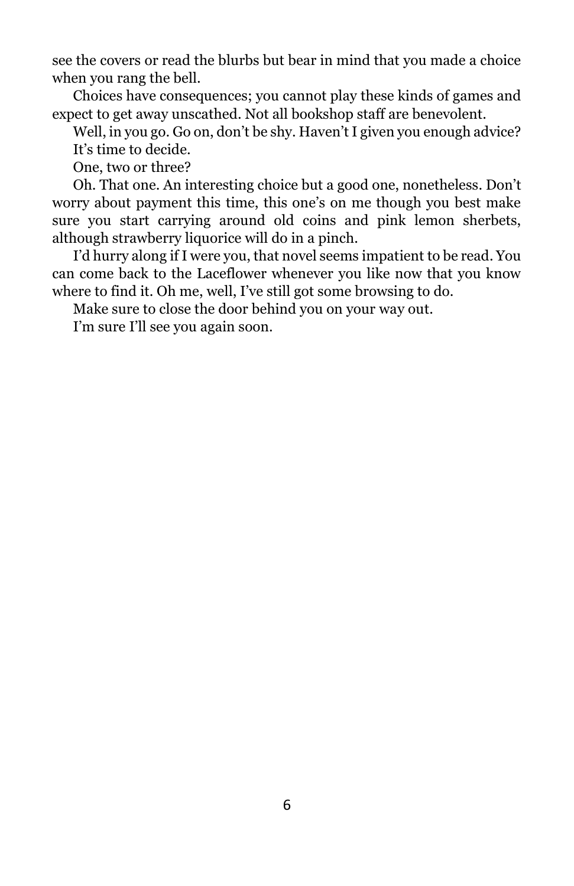see the covers or read the blurbs but bear in mind that you made a choice when you rang the bell.

Choices have consequences; you cannot play these kinds of games and expect to get away unscathed. Not all bookshop staff are benevolent.

Well, in you go. Go on, don't be shy. Haven't I given you enough advice?

It's time to decide.

One, two or three?

Oh. That one. An interesting choice but a good one, nonetheless. Don't worry about payment this time, this one's on me though you best make sure you start carrying around old coins and pink lemon sherbets, although strawberry liquorice will do in a pinch.

I'd hurry along if I were you, that novel seems impatient to be read. You can come back to the Laceflower whenever you like now that you know where to find it. Oh me, well, I've still got some browsing to do.

Make sure to close the door behind you on your way out.

I'm sure I'll see you again soon.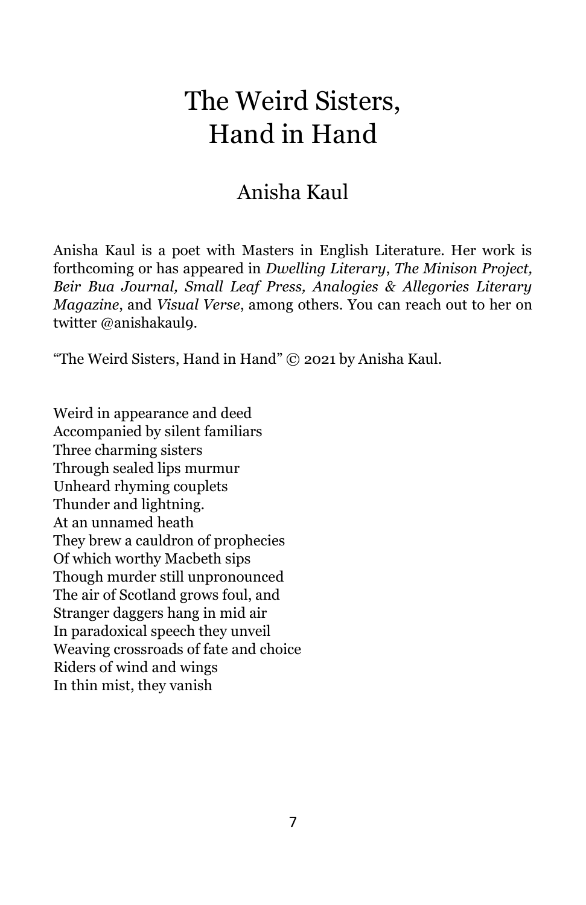# The Weird Sisters, Hand in Hand

## Anisha Kaul

Anisha Kaul is a poet with Masters in English Literature. Her work is forthcoming or has appeared in *Dwelling Literary*, *The Minison Project, Beir Bua Journal, Small Leaf Press, Analogies & Allegories Literary Magazine*, and *Visual Verse*, among others. You can reach out to her on twitter @anishakaul9.

"The Weird Sisters, Hand in Hand" © 2021 by Anisha Kaul.

Weird in appearance and deed  
Accompanied by silent familiars  
Three charming sisters  
Through sealed lips murmur  
Unheard rhyming couplets  
Thunder and lightning.  
At an unnamed heath  
They brew a cauldron of prophecies  
Of which worthy Macbeth sips  
Though murder still unpronounced  
The air of Scotland grows foul, and  
Stranger daggers hang in mid air  
In paradoxical speech they unveil  
Weaving crossroads of fate and choice  
Riders of wind and wings  
In thin mist, they vanish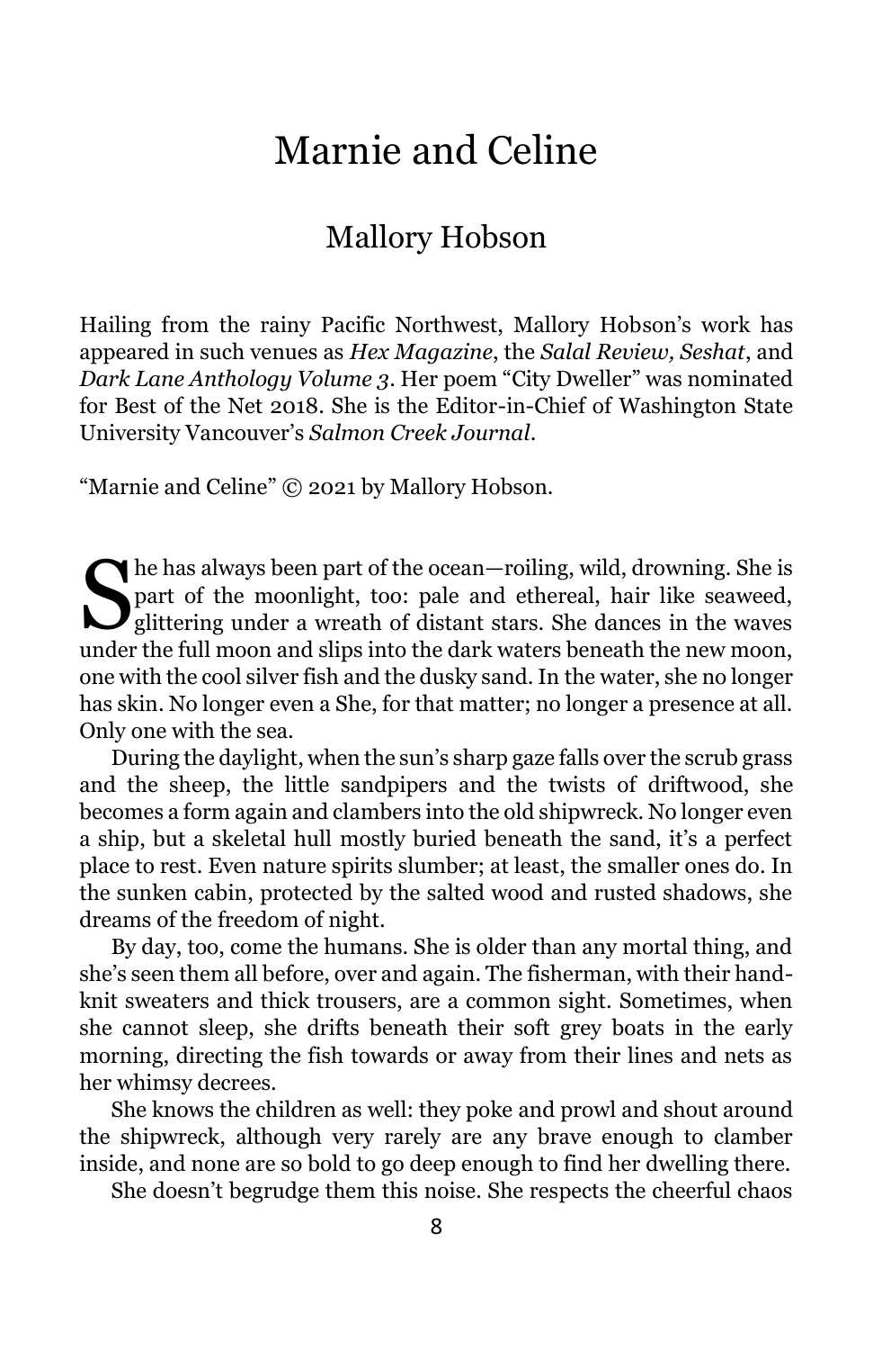# Marnie and Celine

## Mallory Hobson

Hailing from the rainy Pacific Northwest, Mallory Hobson's work has appeared in such venues as *Hex Magazine*, the *Salal Review, Seshat*, and *Dark Lane Anthology Volume 3*. Her poem "City Dweller" was nominated for Best of the Net 2018. She is the Editor-in-Chief of Washington State University Vancouver's *Salmon Creek Journal*.

"Marnie and Celine" © 2021 by Mallory Hobson.

She has always been part of the ocean—roiling, wild, drowning. She is part of the moonlight, too: pale and ethereal, hair like seaweed, glittering under a wreath of distant stars. She dances in the waves under the full moon and slips into the dark waters beneath the new moon, one with the cool silver fish and the dusky sand. In the water, she no longer has skin. No longer even a She, for that matter; no longer a presence at all. Only one with the sea.

During the daylight, when the sun's sharp gaze falls over the scrub grass and the sheep, the little sandpipers and the twists of driftwood, she becomes a form again and clambers into the old shipwreck. No longer even a ship, but a skeletal hull mostly buried beneath the sand, it's a perfect place to rest. Even nature spirits slumber; at least, the smaller ones do. In the sunken cabin, protected by the salted wood and rusted shadows, she dreams of the freedom of night.

By day, too, come the humans. She is older than any mortal thing, and she's seen them all before, over and again. The fisherman, with their hand-knit sweaters and thick trousers, are a common sight. Sometimes, when she cannot sleep, she drifts beneath their soft grey boats in the early morning, directing the fish towards or away from their lines and nets as her whimsy decrees.

She knows the children as well: they poke and prowl and shout around the shipwreck, although very rarely are any brave enough to clamber inside, and none are so bold to go deep enough to find her dwelling there.

She doesn't begrudge them this noise. She respects the cheerful chaos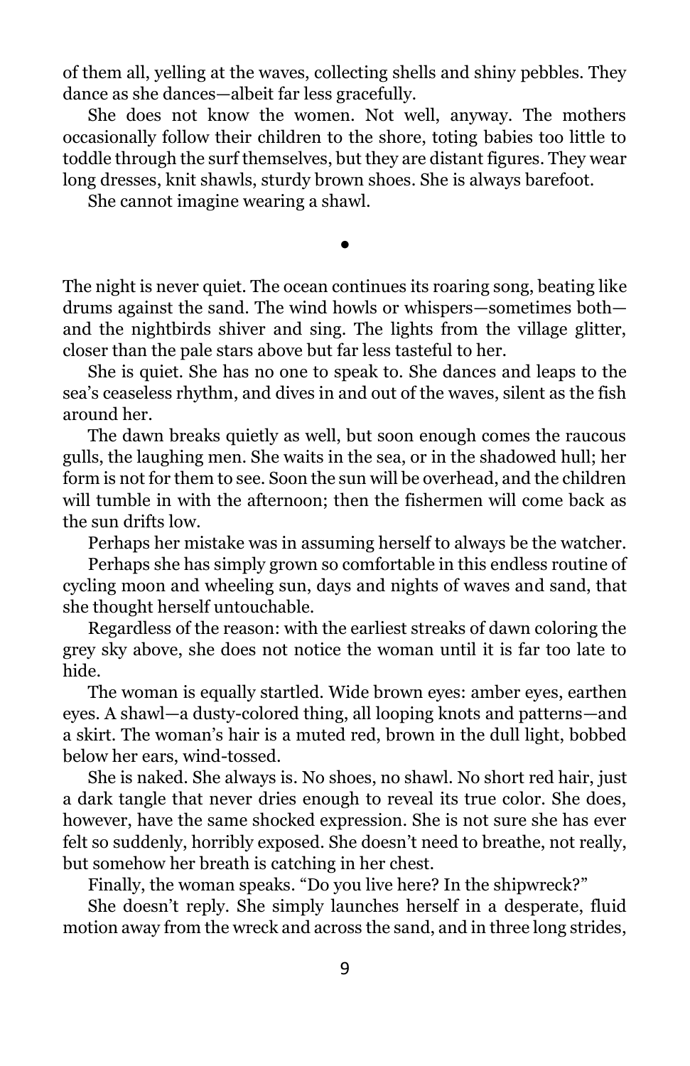of them all, yelling at the waves, collecting shells and shiny pebbles. They dance as she dances—albeit far less gracefully.

She does not know the women. Not well, anyway. The mothers occasionally follow their children to the shore, toting babies too little to toddle through the surf themselves, but they are distant figures. They wear long dresses, knit shawls, sturdy brown shoes. She is always barefoot.

She cannot imagine wearing a shawl.

•

The night is never quiet. The ocean continues its roaring song, beating like drums against the sand. The wind howls or whispers—sometimes both—and the nightbirds shiver and sing. The lights from the village glitter, closer than the pale stars above but far less tasteful to her.

She is quiet. She has no one to speak to. She dances and leaps to the sea's ceaseless rhythm, and dives in and out of the waves, silent as the fish around her.

The dawn breaks quietly as well, but soon enough comes the raucous gulls, the laughing men. She waits in the sea, or in the shadowed hull; her form is not for them to see. Soon the sun will be overhead, and the children will tumble in with the afternoon; then the fishermen will come back as the sun drifts low.

Perhaps her mistake was in assuming herself to always be the watcher.

Perhaps she has simply grown so comfortable in this endless routine of cycling moon and wheeling sun, days and nights of waves and sand, that she thought herself untouchable.

Regardless of the reason: with the earliest streaks of dawn coloring the grey sky above, she does not notice the woman until it is far too late to hide.

The woman is equally startled. Wide brown eyes: amber eyes, earthen eyes. A shawl—a dusty-colored thing, all looping knots and patterns—and a skirt. The woman's hair is a muted red, brown in the dull light, bobbed below her ears, wind-tossed.

She is naked. She always is. No shoes, no shawl. No short red hair, just a dark tangle that never dries enough to reveal its true color. She does, however, have the same shocked expression. She is not sure she has ever felt so suddenly, horribly exposed. She doesn't need to breathe, not really, but somehow her breath is catching in her chest.

Finally, the woman speaks. "Do you live here? In the shipwreck?"

She doesn't reply. She simply launches herself in a desperate, fluid motion away from the wreck and across the sand, and in three long strides,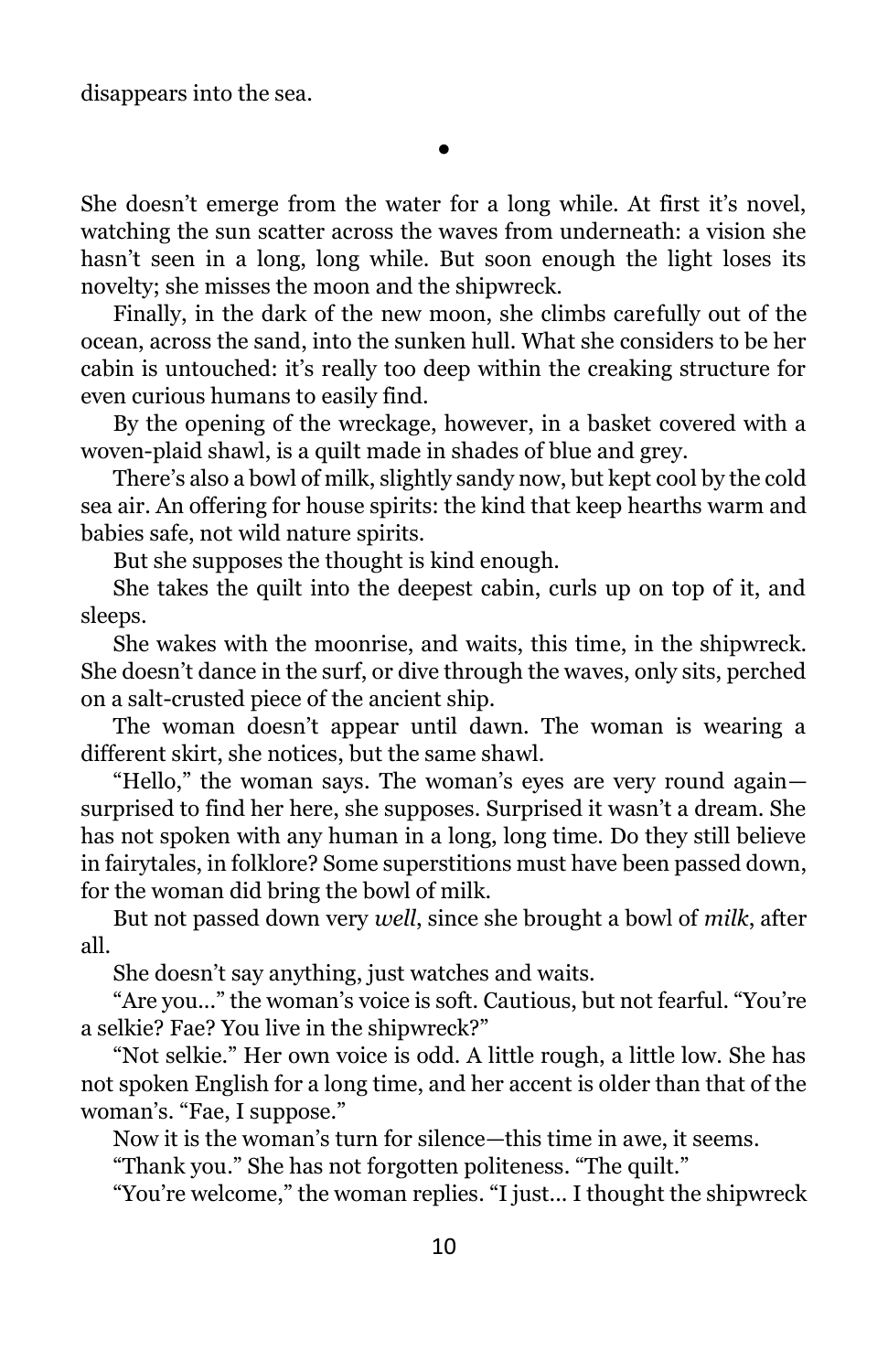disappears into the sea.

•

She doesn't emerge from the water for a long while. At first it's novel, watching the sun scatter across the waves from underneath: a vision she hasn't seen in a long, long while. But soon enough the light loses its novelty; she misses the moon and the shipwreck.

Finally, in the dark of the new moon, she climbs carefully out of the ocean, across the sand, into the sunken hull. What she considers to be her cabin is untouched: it's really too deep within the creaking structure for even curious humans to easily find.

By the opening of the wreckage, however, in a basket covered with a woven-plaid shawl, is a quilt made in shades of blue and grey.

There's also a bowl of milk, slightly sandy now, but kept cool by the cold sea air. An offering for house spirits: the kind that keep hearths warm and babies safe, not wild nature spirits.

But she supposes the thought is kind enough.

She takes the quilt into the deepest cabin, curls up on top of it, and sleeps.

She wakes with the moonrise, and waits, this time, in the shipwreck. She doesn't dance in the surf, or dive through the waves, only sits, perched on a salt-crusted piece of the ancient ship.

The woman doesn't appear until dawn. The woman is wearing a different skirt, she notices, but the same shawl.

"Hello," the woman says. The woman's eyes are very round again—surprised to find her here, she supposes. Surprised it wasn't a dream. She has not spoken with any human in a long, long time. Do they still believe in fairytales, in folklore? Some superstitions must have been passed down, for the woman did bring the bowl of milk.

But not passed down very *well*, since she brought a bowl of *milk*, after all.

She doesn't say anything, just watches and waits.

"Are you..." the woman's voice is soft. Cautious, but not fearful. "You're a selkie? Fae? You live in the shipwreck?"

"Not selkie." Her own voice is odd. A little rough, a little low. She has not spoken English for a long time, and her accent is older than that of the woman's. "Fae, I suppose."

Now it is the woman's turn for silence—this time in awe, it seems.

"Thank you." She has not forgotten politeness. "The quilt."

"You're welcome," the woman replies. "I just... I thought the shipwreck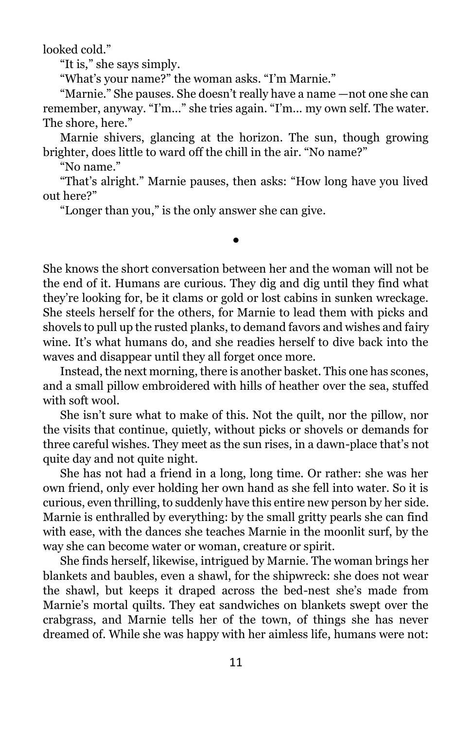looked cold."

"It is," she says simply.

"What's your name?" the woman asks. "I'm Marnie."

"Marnie." She pauses. She doesn't really have a name —not one she can remember, anyway. "I'm..." she tries again. "I'm... my own self. The water. The shore, here."

Marnie shivers, glancing at the horizon. The sun, though growing brighter, does little to ward off the chill in the air. "No name?"

"No name."

"That's alright." Marnie pauses, then asks: "How long have you lived out here?"

"Longer than you," is the only answer she can give.

•

She knows the short conversation between her and the woman will not be the end of it. Humans are curious. They dig and dig until they find what they're looking for, be it clams or gold or lost cabins in sunken wreckage. She steels herself for the others, for Marnie to lead them with picks and shovels to pull up the rusted planks, to demand favors and wishes and fairy wine. It's what humans do, and she readies herself to dive back into the waves and disappear until they all forget once more.

Instead, the next morning, there is another basket. This one has scones, and a small pillow embroidered with hills of heather over the sea, stuffed with soft wool.

She isn't sure what to make of this. Not the quilt, nor the pillow, nor the visits that continue, quietly, without picks or shovels or demands for three careful wishes. They meet as the sun rises, in a dawn-place that's not quite day and not quite night.

She has not had a friend in a long, long time. Or rather: she was her own friend, only ever holding her own hand as she fell into water. So it is curious, even thrilling, to suddenly have this entire new person by her side. Marnie is enthralled by everything: by the small gritty pearls she can find with ease, with the dances she teaches Marnie in the moonlit surf, by the way she can become water or woman, creature or spirit.

She finds herself, likewise, intrigued by Marnie. The woman brings her blankets and baubles, even a shawl, for the shipwreck: she does not wear the shawl, but keeps it draped across the bed-nest she's made from Marnie's mortal quilts. They eat sandwiches on blankets swept over the crabgrass, and Marnie tells her of the town, of things she has never dreamed of. While she was happy with her aimless life, humans were not: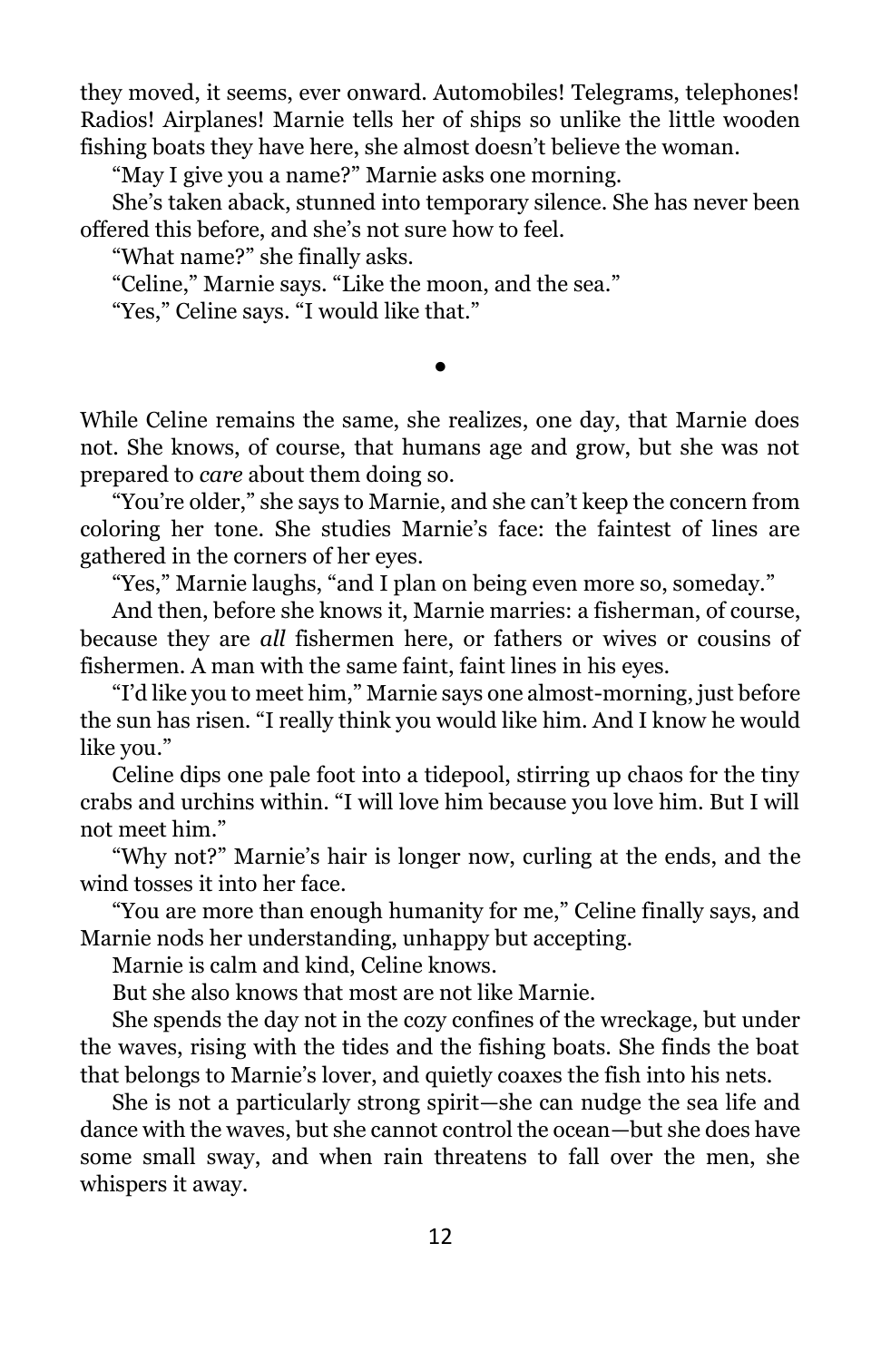they moved, it seems, ever onward. Automobiles! Telegrams, telephones! Radios! Airplanes! Marnie tells her of ships so unlike the little wooden fishing boats they have here, she almost doesn't believe the woman.

"May I give you a name?" Marnie asks one morning.

She's taken aback, stunned into temporary silence. She has never been offered this before, and she's not sure how to feel.

"What name?" she finally asks.

"Celine," Marnie says. "Like the moon, and the sea."

"Yes," Celine says. "I would like that."

•

While Celine remains the same, she realizes, one day, that Marnie does not. She knows, of course, that humans age and grow, but she was not prepared to *care* about them doing so.

"You're older," she says to Marnie, and she can't keep the concern from coloring her tone. She studies Marnie's face: the faintest of lines are gathered in the corners of her eyes.

"Yes," Marnie laughs, "and I plan on being even more so, someday."

And then, before she knows it, Marnie marries: a fisherman, of course, because they are *all* fishermen here, or fathers or wives or cousins of fishermen. A man with the same faint, faint lines in his eyes.

"I'd like you to meet him," Marnie says one almost-morning, just before the sun has risen. "I really think you would like him. And I know he would like you."

Celine dips one pale foot into a tidepool, stirring up chaos for the tiny crabs and urchins within. "I will love him because you love him. But I will not meet him."

"Why not?" Marnie's hair is longer now, curling at the ends, and the wind tosses it into her face.

"You are more than enough humanity for me," Celine finally says, and Marnie nods her understanding, unhappy but accepting.

Marnie is calm and kind, Celine knows.

But she also knows that most are not like Marnie.

She spends the day not in the cozy confines of the wreckage, but under the waves, rising with the tides and the fishing boats. She finds the boat that belongs to Marnie's lover, and quietly coaxes the fish into his nets.

She is not a particularly strong spirit—she can nudge the sea life and dance with the waves, but she cannot control the ocean—but she does have some small sway, and when rain threatens to fall over the men, she whispers it away.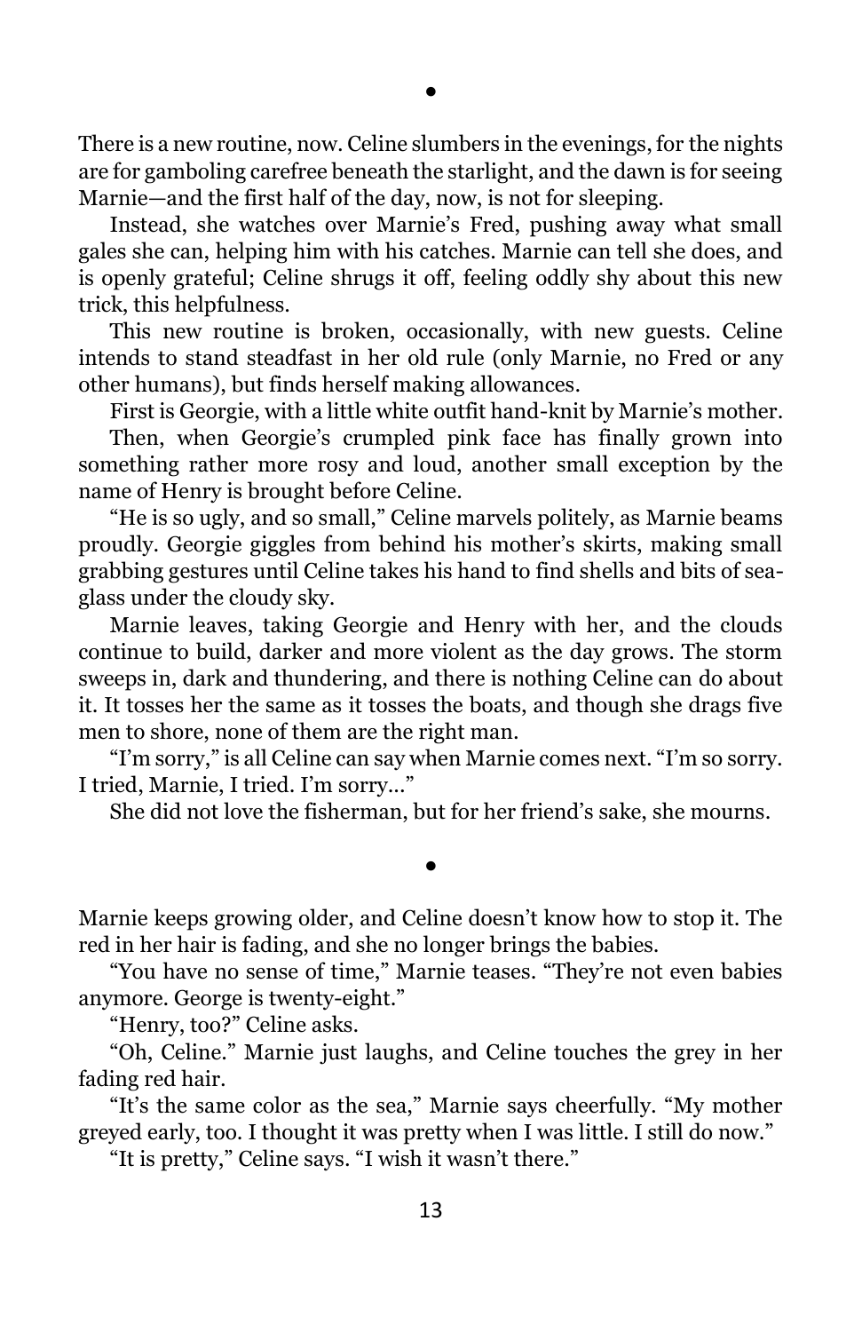•

There is a new routine, now. Celine slumbers in the evenings, for the nights are for gamboling carefree beneath the starlight, and the dawn is for seeing Marnie—and the first half of the day, now, is not for sleeping.

Instead, she watches over Marnie's Fred, pushing away what small gales she can, helping him with his catches. Marnie can tell she does, and is openly grateful; Celine shrugs it off, feeling oddly shy about this new trick, this helpfulness.

This new routine is broken, occasionally, with new guests. Celine intends to stand steadfast in her old rule (only Marnie, no Fred or any other humans), but finds herself making allowances.

First is Georgie, with a little white outfit hand-knit by Marnie's mother.

Then, when Georgie's crumpled pink face has finally grown into something rather more rosy and loud, another small exception by the name of Henry is brought before Celine.

"He is so ugly, and so small," Celine marvels politely, as Marnie beams proudly. Georgie giggles from behind his mother's skirts, making small grabbing gestures until Celine takes his hand to find shells and bits of sea-glass under the cloudy sky.

Marnie leaves, taking Georgie and Henry with her, and the clouds continue to build, darker and more violent as the day grows. The storm sweeps in, dark and thundering, and there is nothing Celine can do about it. It tosses her the same as it tosses the boats, and though she drags five men to shore, none of them are the right man.

"I'm sorry," is all Celine can say when Marnie comes next. "I'm so sorry. I tried, Marnie, I tried. I'm sorry…"

She did not love the fisherman, but for her friend's sake, she mourns.

•

Marnie keeps growing older, and Celine doesn't know how to stop it. The red in her hair is fading, and she no longer brings the babies.

"You have no sense of time," Marnie teases. "They're not even babies anymore. George is twenty-eight."

"Henry, too?" Celine asks.

"Oh, Celine." Marnie just laughs, and Celine touches the grey in her fading red hair.

"It's the same color as the sea," Marnie says cheerfully. "My mother greyed early, too. I thought it was pretty when I was little. I still do now."

"It is pretty," Celine says. "I wish it wasn't there."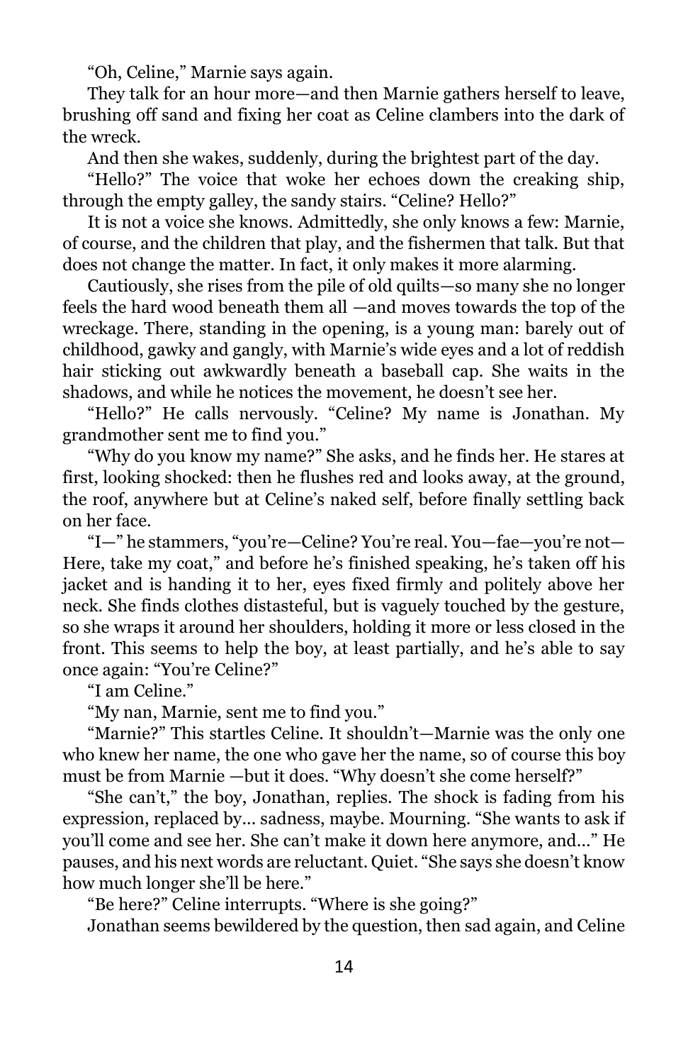"Oh, Celine," Marnie says again.

They talk for an hour more—and then Marnie gathers herself to leave, brushing off sand and fixing her coat as Celine clambers into the dark of the wreck.

And then she wakes, suddenly, during the brightest part of the day.

"Hello?" The voice that woke her echoes down the creaking ship, through the empty galley, the sandy stairs. "Celine? Hello?"

It is not a voice she knows. Admittedly, she only knows a few: Marnie, of course, and the children that play, and the fishermen that talk. But that does not change the matter. In fact, it only makes it more alarming.

Cautiously, she rises from the pile of old quilts—so many she no longer feels the hard wood beneath them all —and moves towards the top of the wreckage. There, standing in the opening, is a young man: barely out of childhood, gawky and gangly, with Marnie's wide eyes and a lot of reddish hair sticking out awkwardly beneath a baseball cap. She waits in the shadows, and while he notices the movement, he doesn't see her.

"Hello?" He calls nervously. "Celine? My name is Jonathan. My grandmother sent me to find you."

"Why do you know my name?" She asks, and he finds her. He stares at first, looking shocked: then he flushes red and looks away, at the ground, the roof, anywhere but at Celine's naked self, before finally settling back on her face.

"I—" he stammers, "you're—Celine? You're real. You—fae—you're not—Here, take my coat," and before he's finished speaking, he's taken off his jacket and is handing it to her, eyes fixed firmly and politely above her neck. She finds clothes distasteful, but is vaguely touched by the gesture, so she wraps it around her shoulders, holding it more or less closed in the front. This seems to help the boy, at least partially, and he's able to say once again: "You're Celine?"

"I am Celine."

"My nan, Marnie, sent me to find you."

"Marnie?" This startles Celine. It shouldn't—Marnie was the only one who knew her name, the one who gave her the name, so of course this boy must be from Marnie —but it does. "Why doesn't she come herself?"

"She can't," the boy, Jonathan, replies. The shock is fading from his expression, replaced by... sadness, maybe. Mourning. "She wants to ask if you'll come and see her. She can't make it down here anymore, and..." He pauses, and his next words are reluctant. Quiet. "She says she doesn't know how much longer she'll be here."

"Be here?" Celine interrupts. "Where is she going?"

Jonathan seems bewildered by the question, then sad again, and Celine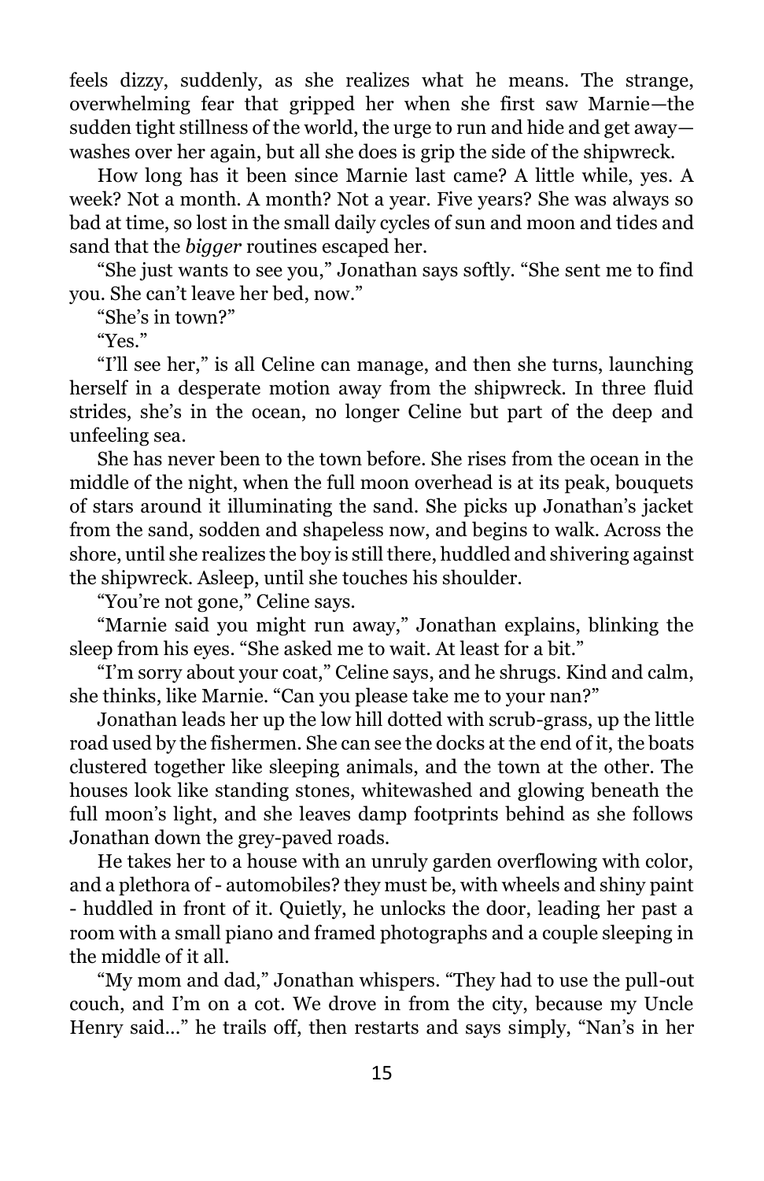feels dizzy, suddenly, as she realizes what he means. The strange, overwhelming fear that gripped her when she first saw Marnie—the sudden tight stillness of the world, the urge to run and hide and get away—washes over her again, but all she does is grip the side of the shipwreck.

How long has it been since Marnie last came? A little while, yes. A week? Not a month. A month? Not a year. Five years? She was always so bad at time, so lost in the small daily cycles of sun and moon and tides and sand that the *bigger* routines escaped her.

"She just wants to see you," Jonathan says softly. "She sent me to find you. She can't leave her bed, now."

"She's in town?"

"Yes."

"I'll see her," is all Celine can manage, and then she turns, launching herself in a desperate motion away from the shipwreck. In three fluid strides, she's in the ocean, no longer Celine but part of the deep and unfeeling sea.

She has never been to the town before. She rises from the ocean in the middle of the night, when the full moon overhead is at its peak, bouquets of stars around it illuminating the sand. She picks up Jonathan's jacket from the sand, sodden and shapeless now, and begins to walk. Across the shore, until she realizes the boy is still there, huddled and shivering against the shipwreck. Asleep, until she touches his shoulder.

"You're not gone," Celine says.

"Marnie said you might run away," Jonathan explains, blinking the sleep from his eyes. "She asked me to wait. At least for a bit."

"I'm sorry about your coat," Celine says, and he shrugs. Kind and calm, she thinks, like Marnie. "Can you please take me to your nan?"

Jonathan leads her up the low hill dotted with scrub-grass, up the little road used by the fishermen. She can see the docks at the end of it, the boats clustered together like sleeping animals, and the town at the other. The houses look like standing stones, whitewashed and glowing beneath the full moon's light, and she leaves damp footprints behind as she follows Jonathan down the grey-paved roads.

He takes her to a house with an unruly garden overflowing with color, and a plethora of - automobiles? they must be, with wheels and shiny paint - huddled in front of it. Quietly, he unlocks the door, leading her past a room with a small piano and framed photographs and a couple sleeping in the middle of it all.

"My mom and dad," Jonathan whispers. "They had to use the pull-out couch, and I'm on a cot. We drove in from the city, because my Uncle Henry said…" he trails off, then restarts and says simply, "Nan's in her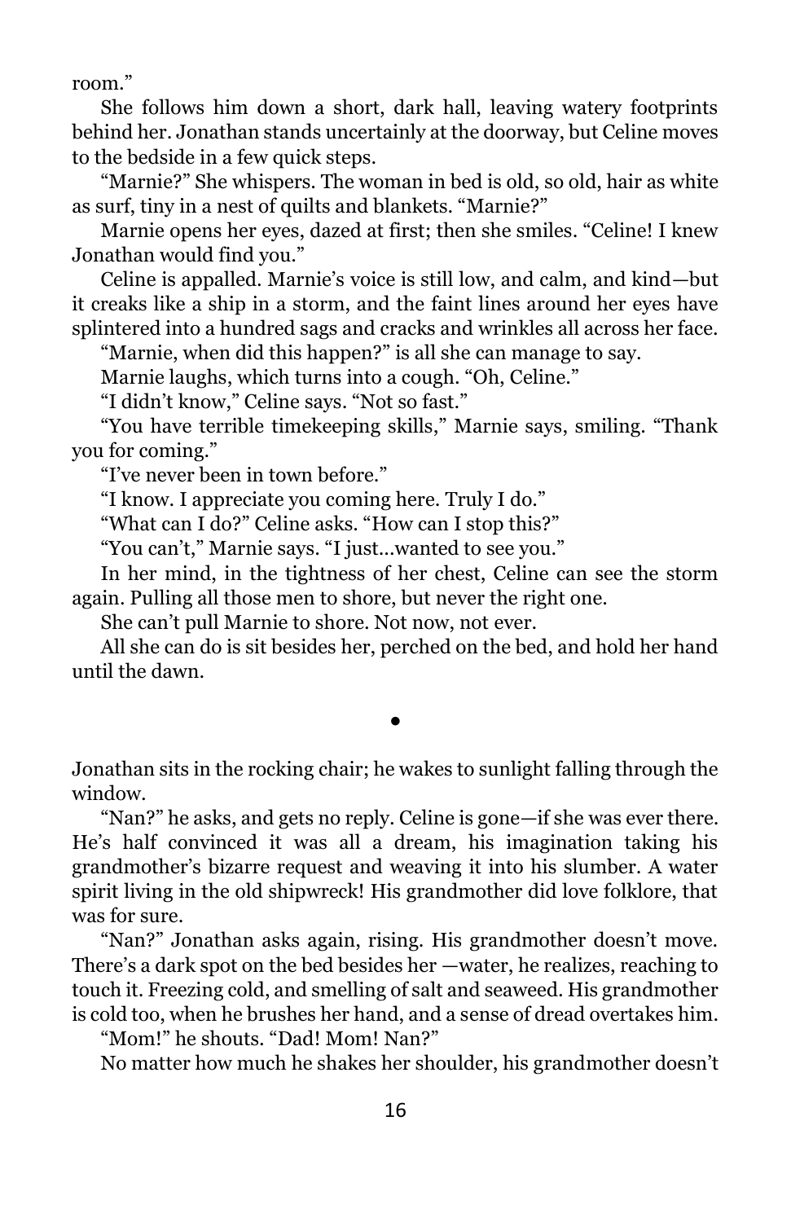room."

She follows him down a short, dark hall, leaving watery footprints behind her. Jonathan stands uncertainly at the doorway, but Celine moves to the bedside in a few quick steps.

"Marnie?" She whispers. The woman in bed is old, so old, hair as white as surf, tiny in a nest of quilts and blankets. "Marnie?"

Marnie opens her eyes, dazed at first; then she smiles. "Celine! I knew Jonathan would find you."

Celine is appalled. Marnie's voice is still low, and calm, and kind—but it creaks like a ship in a storm, and the faint lines around her eyes have splintered into a hundred sags and cracks and wrinkles all across her face.

"Marnie, when did this happen?" is all she can manage to say.

Marnie laughs, which turns into a cough. "Oh, Celine."

"I didn't know," Celine says. "Not so fast."

"You have terrible timekeeping skills," Marnie says, smiling. "Thank you for coming."

"I've never been in town before."

"I know. I appreciate you coming here. Truly I do."

"What can I do?" Celine asks. "How can I stop this?"

"You can't," Marnie says. "I just...wanted to see you."

In her mind, in the tightness of her chest, Celine can see the storm again. Pulling all those men to shore, but never the right one.

She can't pull Marnie to shore. Not now, not ever.

All she can do is sit besides her, perched on the bed, and hold her hand until the dawn.

•

Jonathan sits in the rocking chair; he wakes to sunlight falling through the window.

"Nan?" he asks, and gets no reply. Celine is gone—if she was ever there. He's half convinced it was all a dream, his imagination taking his grandmother's bizarre request and weaving it into his slumber. A water spirit living in the old shipwreck! His grandmother did love folklore, that was for sure.

"Nan?" Jonathan asks again, rising. His grandmother doesn't move. There's a dark spot on the bed besides her —water, he realizes, reaching to touch it. Freezing cold, and smelling of salt and seaweed. His grandmother is cold too, when he brushes her hand, and a sense of dread overtakes him.

"Mom!" he shouts. "Dad! Mom! Nan?"

No matter how much he shakes her shoulder, his grandmother doesn't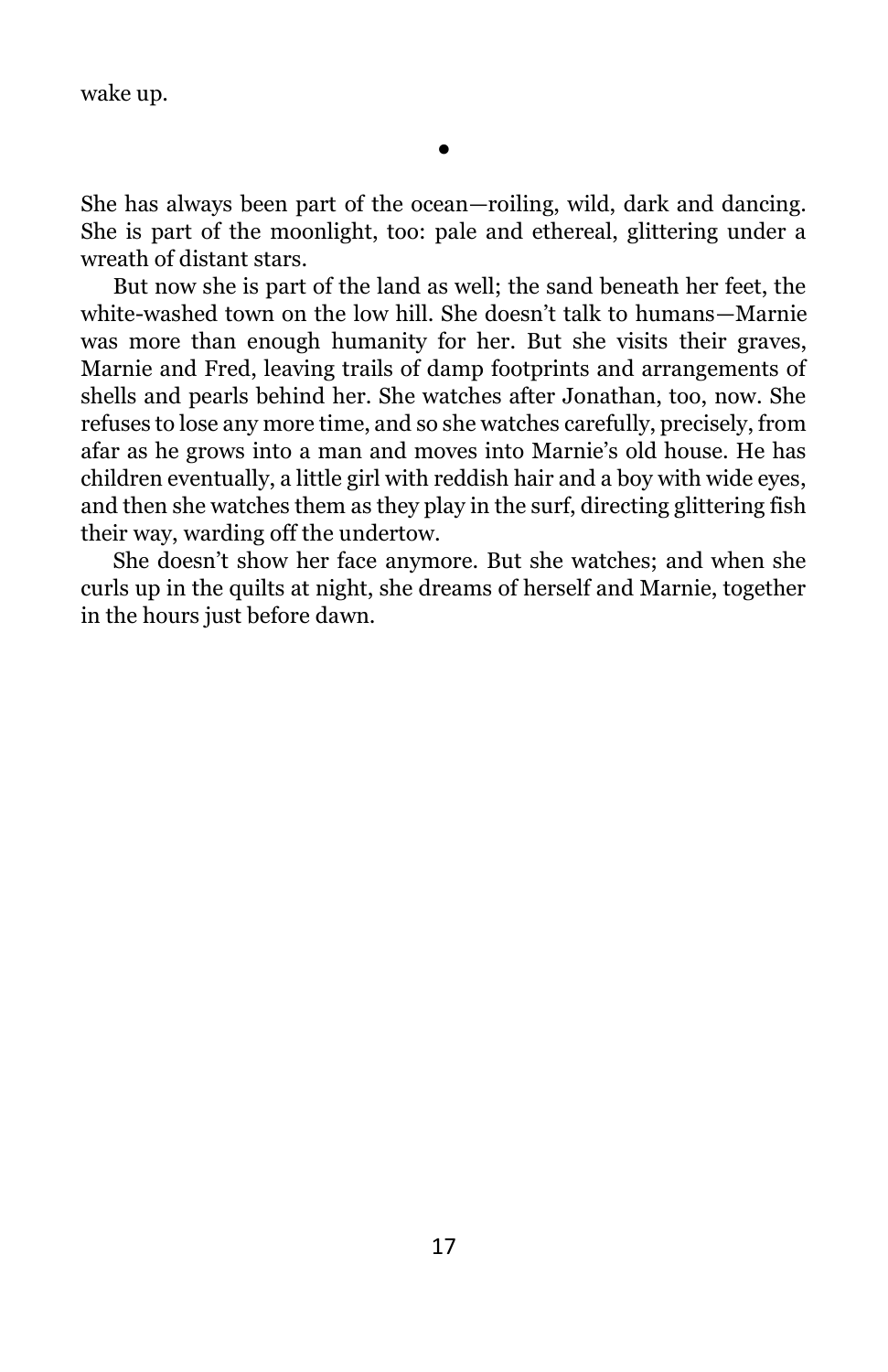wake up.

•

She has always been part of the ocean—roiling, wild, dark and dancing. She is part of the moonlight, too: pale and ethereal, glittering under a wreath of distant stars.

But now she is part of the land as well; the sand beneath her feet, the white-washed town on the low hill. She doesn't talk to humans—Marnie was more than enough humanity for her. But she visits their graves, Marnie and Fred, leaving trails of damp footprints and arrangements of shells and pearls behind her. She watches after Jonathan, too, now. She refuses to lose any more time, and so she watches carefully, precisely, from afar as he grows into a man and moves into Marnie's old house. He has children eventually, a little girl with reddish hair and a boy with wide eyes, and then she watches them as they play in the surf, directing glittering fish their way, warding off the undertow.

She doesn't show her face anymore. But she watches; and when she curls up in the quilts at night, she dreams of herself and Marnie, together in the hours just before dawn.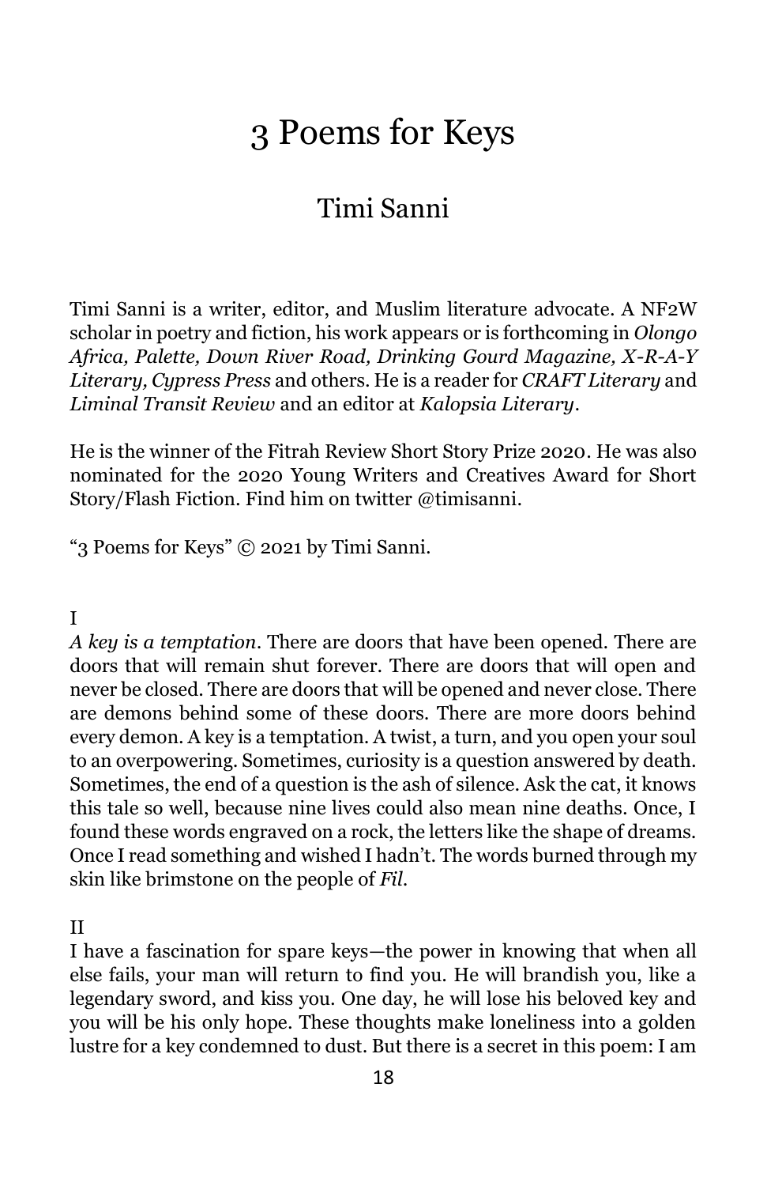# 3 Poems for Keys

## Timi Sanni

Timi Sanni is a writer, editor, and Muslim literature advocate. A NF2W scholar in poetry and fiction, his work appears or is forthcoming in *Olongo Africa, Palette, Down River Road, Drinking Gourd Magazine, X-R-A-Y Literary, Cypress Press* and others. He is a reader for *CRAFT Literary* and *Liminal Transit Review* and an editor at *Kalopsia Literary*.

He is the winner of the Fitrah Review Short Story Prize 2020. He was also nominated for the 2020 Young Writers and Creatives Award for Short Story/Flash Fiction. Find him on twitter @timisanni.

"3 Poems for Keys" © 2021 by Timi Sanni.

I

*A key is a temptation*. There are doors that have been opened. There are doors that will remain shut forever. There are doors that will open and never be closed. There are doors that will be opened and never close. There are demons behind some of these doors. There are more doors behind every demon. A key is a temptation. A twist, a turn, and you open your soul to an overpowering. Sometimes, curiosity is a question answered by death. Sometimes, the end of a question is the ash of silence. Ask the cat, it knows this tale so well, because nine lives could also mean nine deaths. Once, I found these words engraved on a rock, the letters like the shape of dreams. Once I read something and wished I hadn't. The words burned through my skin like brimstone on the people of *Fil*.

II

I have a fascination for spare keys—the power in knowing that when all else fails, your man will return to find you. He will brandish you, like a legendary sword, and kiss you. One day, he will lose his beloved key and you will be his only hope. These thoughts make loneliness into a golden lustre for a key condemned to dust. But there is a secret in this poem: I am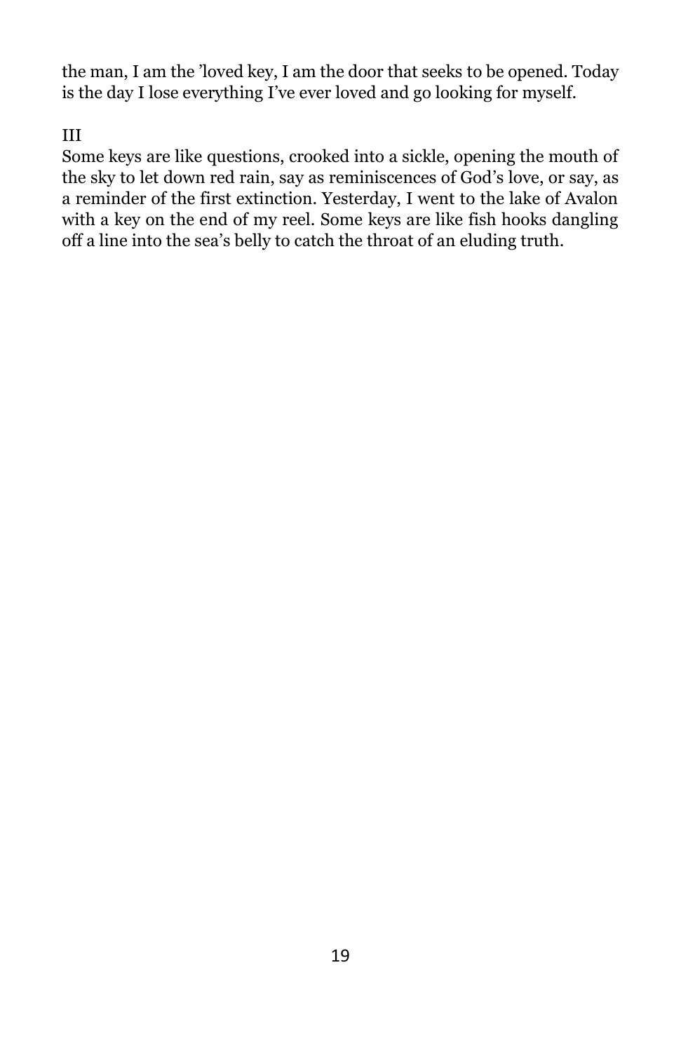the man, I am the 'loved key, I am the door that seeks to be opened. Today is the day I lose everything I've ever loved and go looking for myself.

III

Some keys are like questions, crooked into a sickle, opening the mouth of the sky to let down red rain, say as reminiscences of God's love, or say, as a reminder of the first extinction. Yesterday, I went to the lake of Avalon with a key on the end of my reel. Some keys are like fish hooks dangling off a line into the sea's belly to catch the throat of an eluding truth.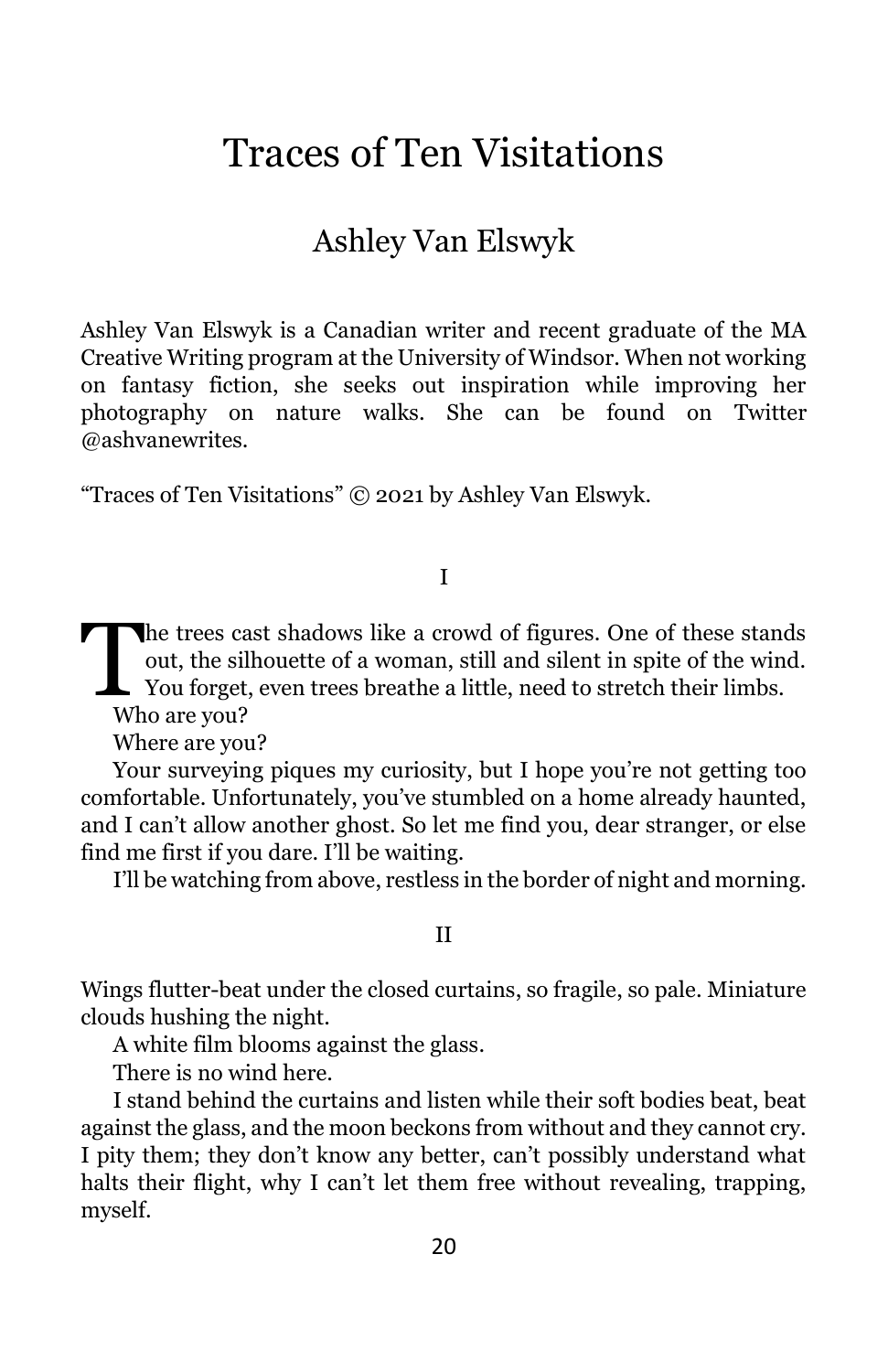# Traces of Ten Visitations

## Ashley Van Elswyk

Ashley Van Elswyk is a Canadian writer and recent graduate of the MA Creative Writing program at the University of Windsor. When not working on fantasy fiction, she seeks out inspiration while improving her photography on nature walks. She can be found on Twitter @ashvanewrites.

"Traces of Ten Visitations" © 2021 by Ashley Van Elswyk.

I

The trees cast shadows like a crowd of figures. One of these stands out, the silhouette of a woman, still and silent in spite of the wind. You forget, even trees breathe a little, need to stretch their limbs.

Who are you?

Where are you?

Your surveying piques my curiosity, but I hope you're not getting too comfortable. Unfortunately, you've stumbled on a home already haunted, and I can't allow another ghost. So let me find you, dear stranger, or else find me first if you dare. I'll be waiting.

I'll be watching from above, restless in the border of night and morning.

II

Wings flutter-beat under the closed curtains, so fragile, so pale. Miniature clouds hushing the night.

A white film blooms against the glass.

There is no wind here.

I stand behind the curtains and listen while their soft bodies beat, beat against the glass, and the moon beckons from without and they cannot cry. I pity them; they don't know any better, can't possibly understand what halts their flight, why I can't let them free without revealing, trapping, myself.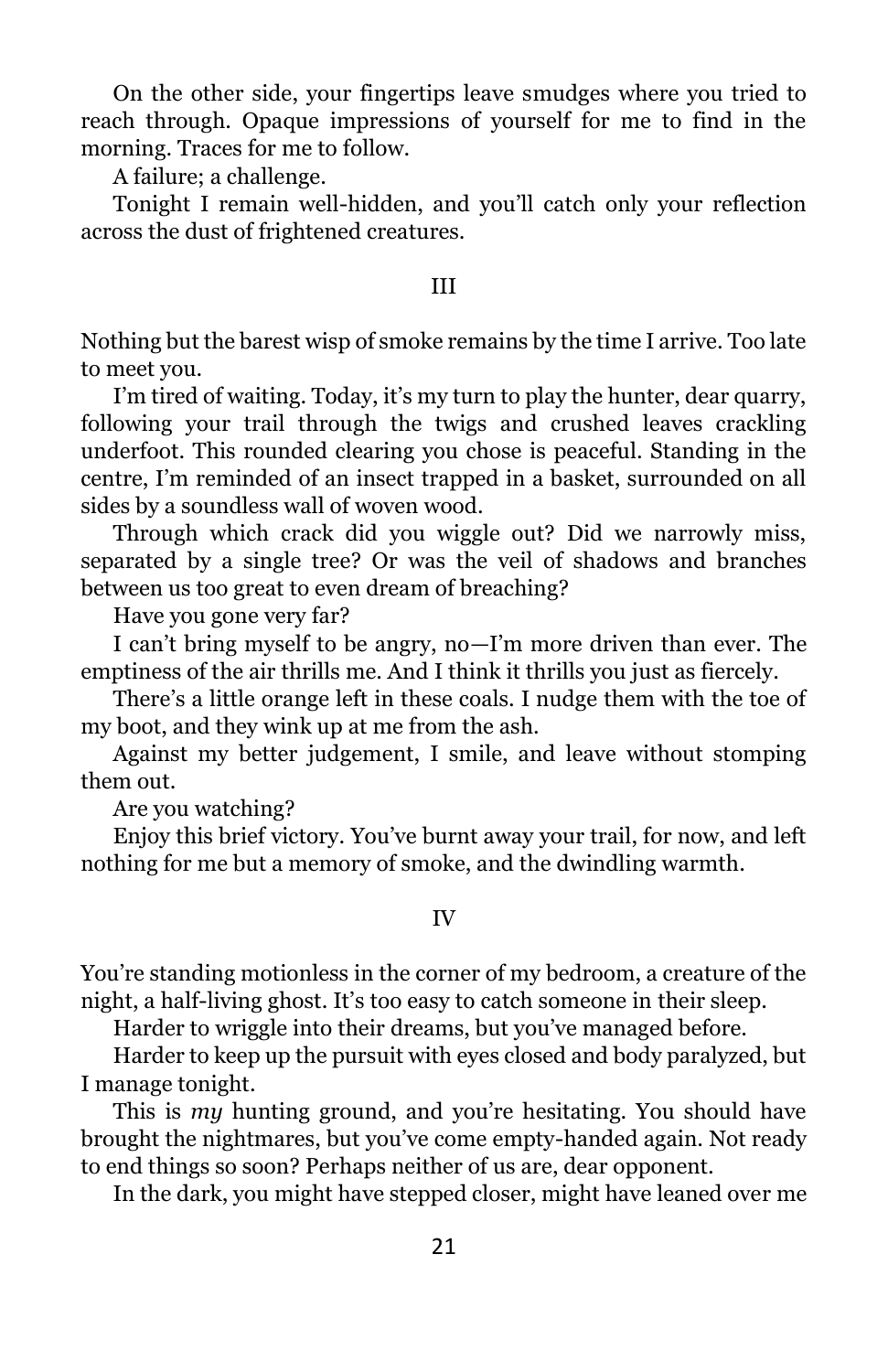On the other side, your fingertips leave smudges where you tried to reach through. Opaque impressions of yourself for me to find in the morning. Traces for me to follow.

A failure; a challenge.

Tonight I remain well-hidden, and you'll catch only your reflection across the dust of frightened creatures.

## III

Nothing but the barest wisp of smoke remains by the time I arrive. Too late to meet you.

I'm tired of waiting. Today, it's my turn to play the hunter, dear quarry, following your trail through the twigs and crushed leaves crackling underfoot. This rounded clearing you chose is peaceful. Standing in the centre, I'm reminded of an insect trapped in a basket, surrounded on all sides by a soundless wall of woven wood.

Through which crack did you wiggle out? Did we narrowly miss, separated by a single tree? Or was the veil of shadows and branches between us too great to even dream of breaching?

Have you gone very far?

I can't bring myself to be angry, no—I'm more driven than ever. The emptiness of the air thrills me. And I think it thrills you just as fiercely.

There's a little orange left in these coals. I nudge them with the toe of my boot, and they wink up at me from the ash.

Against my better judgement, I smile, and leave without stomping them out.

Are you watching?

Enjoy this brief victory. You've burnt away your trail, for now, and left nothing for me but a memory of smoke, and the dwindling warmth.

## IV

You're standing motionless in the corner of my bedroom, a creature of the night, a half-living ghost. It's too easy to catch someone in their sleep.

Harder to wriggle into their dreams, but you've managed before.

Harder to keep up the pursuit with eyes closed and body paralyzed, but I manage tonight.

This is *my* hunting ground, and you're hesitating. You should have brought the nightmares, but you've come empty-handed again. Not ready to end things so soon? Perhaps neither of us are, dear opponent.

In the dark, you might have stepped closer, might have leaned over me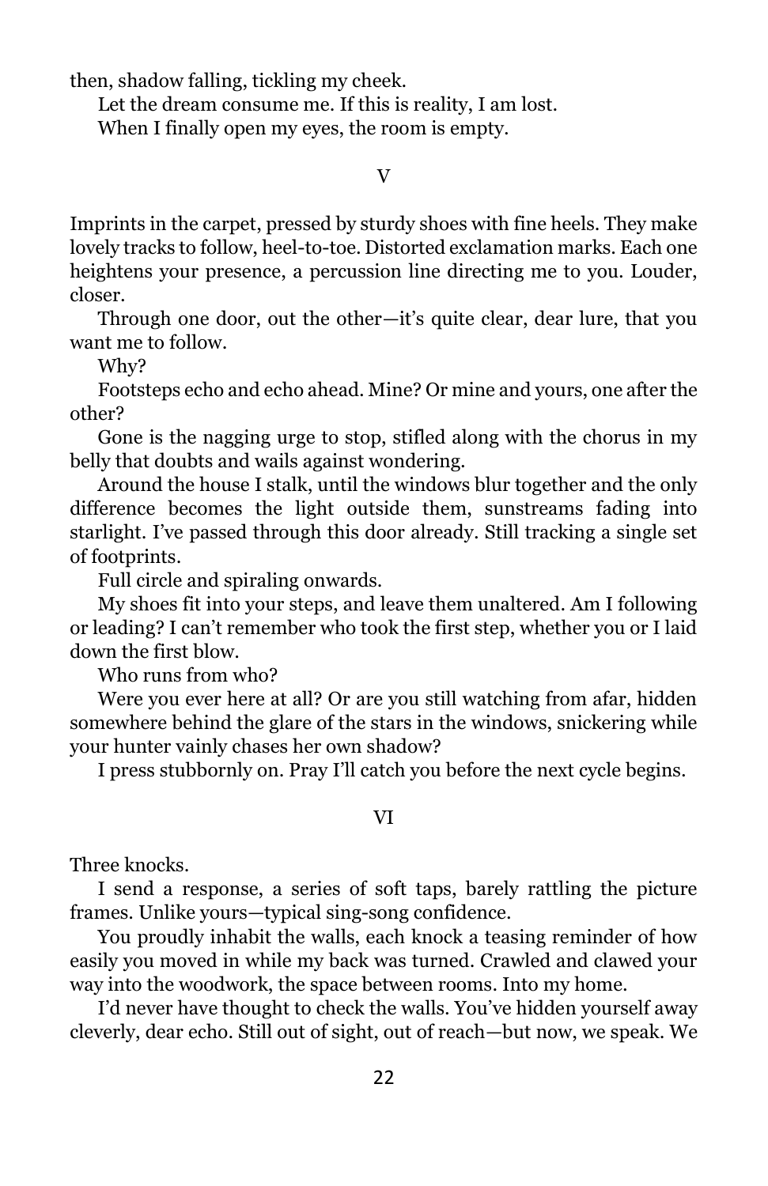then, shadow falling, tickling my cheek.

Let the dream consume me. If this is reality, I am lost.

When I finally open my eyes, the room is empty.

## V

Imprints in the carpet, pressed by sturdy shoes with fine heels. They make lovely tracks to follow, heel-to-toe. Distorted exclamation marks. Each one heightens your presence, a percussion line directing me to you. Louder, closer.

Through one door, out the other—it's quite clear, dear lure, that you want me to follow.

Why?

Footsteps echo and echo ahead. Mine? Or mine and yours, one after the other?

Gone is the nagging urge to stop, stifled along with the chorus in my belly that doubts and wails against wondering.

Around the house I stalk, until the windows blur together and the only difference becomes the light outside them, sunstreams fading into starlight. I've passed through this door already. Still tracking a single set of footprints.

Full circle and spiraling onwards.

My shoes fit into your steps, and leave them unaltered. Am I following or leading? I can't remember who took the first step, whether you or I laid down the first blow.

Who runs from who?

Were you ever here at all? Or are you still watching from afar, hidden somewhere behind the glare of the stars in the windows, snickering while your hunter vainly chases her own shadow?

I press stubbornly on. Pray I'll catch you before the next cycle begins.

## VI

Three knocks.

I send a response, a series of soft taps, barely rattling the picture frames. Unlike yours—typical sing-song confidence.

You proudly inhabit the walls, each knock a teasing reminder of how easily you moved in while my back was turned. Crawled and clawed your way into the woodwork, the space between rooms. Into my home.

I'd never have thought to check the walls. You've hidden yourself away cleverly, dear echo. Still out of sight, out of reach—but now, we speak. We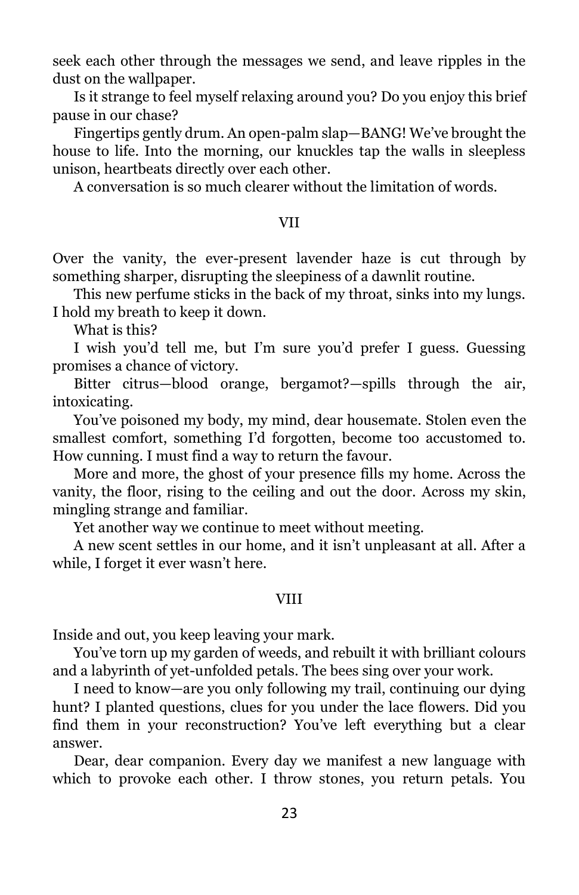seek each other through the messages we send, and leave ripples in the dust on the wallpaper.

Is it strange to feel myself relaxing around you? Do you enjoy this brief pause in our chase?

Fingertips gently drum. An open-palm slap—BANG! We've brought the house to life. Into the morning, our knuckles tap the walls in sleepless unison, heartbeats directly over each other.

A conversation is so much clearer without the limitation of words.

VII

Over the vanity, the ever-present lavender haze is cut through by something sharper, disrupting the sleepiness of a dawnlit routine.

This new perfume sticks in the back of my throat, sinks into my lungs. I hold my breath to keep it down.

What is this?

I wish you'd tell me, but I'm sure you'd prefer I guess. Guessing promises a chance of victory.

Bitter citrus—blood orange, bergamot?—spills through the air, intoxicating.

You've poisoned my body, my mind, dear housemate. Stolen even the smallest comfort, something I'd forgotten, become too accustomed to. How cunning. I must find a way to return the favour.

More and more, the ghost of your presence fills my home. Across the vanity, the floor, rising to the ceiling and out the door. Across my skin, mingling strange and familiar.

Yet another way we continue to meet without meeting.

A new scent settles in our home, and it isn't unpleasant at all. After a while, I forget it ever wasn't here.

VIII

Inside and out, you keep leaving your mark.

You've torn up my garden of weeds, and rebuilt it with brilliant colours and a labyrinth of yet-unfolded petals. The bees sing over your work.

I need to know—are you only following my trail, continuing our dying hunt? I planted questions, clues for you under the lace flowers. Did you find them in your reconstruction? You've left everything but a clear answer.

Dear, dear companion. Every day we manifest a new language with which to provoke each other. I throw stones, you return petals. You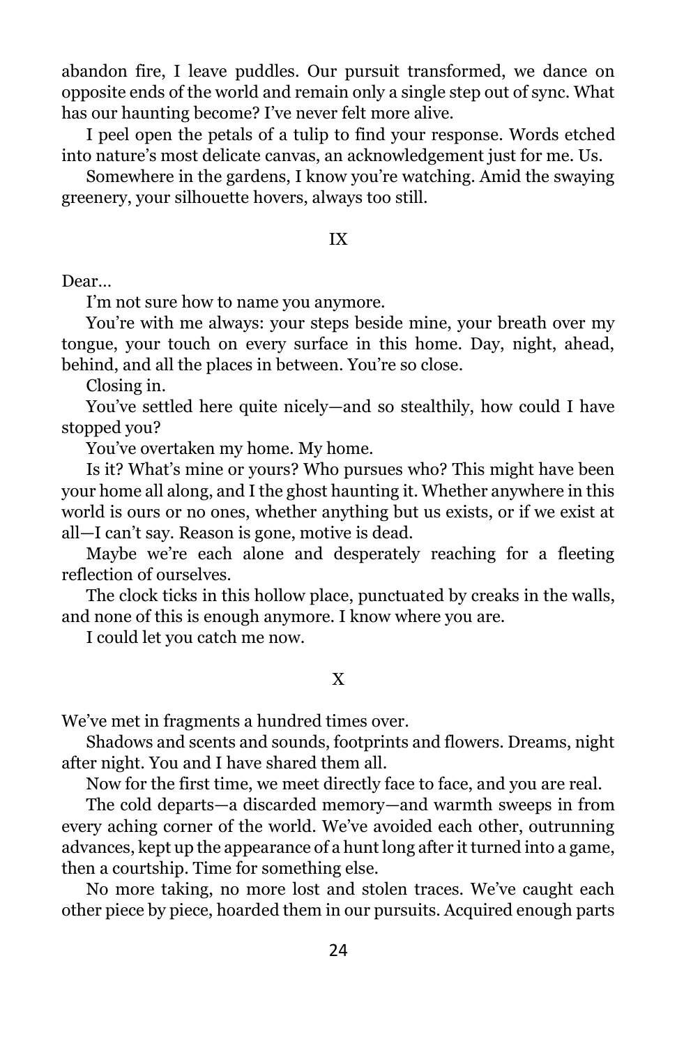abandon fire, I leave puddles. Our pursuit transformed, we dance on opposite ends of the world and remain only a single step out of sync. What has our haunting become? I've never felt more alive.

I peel open the petals of a tulip to find your response. Words etched into nature's most delicate canvas, an acknowledgement just for me. Us.

Somewhere in the gardens, I know you're watching. Amid the swaying greenery, your silhouette hovers, always too still.

## IX

Dear…

I'm not sure how to name you anymore.

You're with me always: your steps beside mine, your breath over my tongue, your touch on every surface in this home. Day, night, ahead, behind, and all the places in between. You're so close.

Closing in.

You've settled here quite nicely—and so stealthily, how could I have stopped you?

You've overtaken my home. My home.

Is it? What's mine or yours? Who pursues who? This might have been your home all along, and I the ghost haunting it. Whether anywhere in this world is ours or no ones, whether anything but us exists, or if we exist at all—I can't say. Reason is gone, motive is dead.

Maybe we're each alone and desperately reaching for a fleeting reflection of ourselves.

The clock ticks in this hollow place, punctuated by creaks in the walls, and none of this is enough anymore. I know where you are.

I could let you catch me now.

## X

We've met in fragments a hundred times over.

Shadows and scents and sounds, footprints and flowers. Dreams, night after night. You and I have shared them all.

Now for the first time, we meet directly face to face, and you are real.

The cold departs—a discarded memory—and warmth sweeps in from every aching corner of the world. We've avoided each other, outrunning advances, kept up the appearance of a hunt long after it turned into a game, then a courtship. Time for something else.

No more taking, no more lost and stolen traces. We've caught each other piece by piece, hoarded them in our pursuits. Acquired enough parts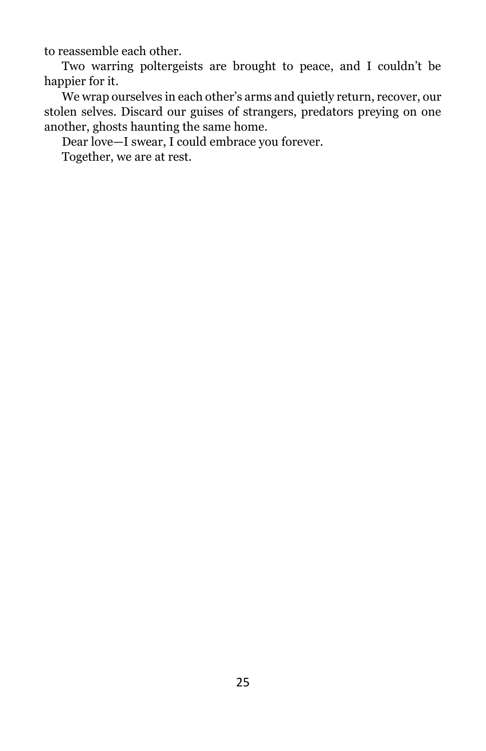to reassemble each other.

Two warring poltergeists are brought to peace, and I couldn't be happier for it.

We wrap ourselves in each other's arms and quietly return, recover, our stolen selves. Discard our guises of strangers, predators preying on one another, ghosts haunting the same home.

Dear love—I swear, I could embrace you forever.

Together, we are at rest.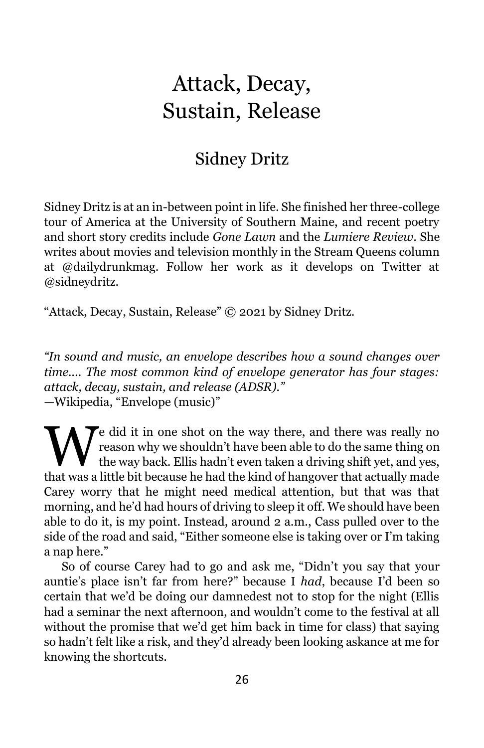# Attack, Decay, Sustain, Release

## Sidney Dritz

Sidney Dritz is at an in-between point in life. She finished her three-college tour of America at the University of Southern Maine, and recent poetry and short story credits include *Gone Lawn* and the *Lumiere Review*. She writes about movies and television monthly in the Stream Queens column at @dailydrunkmag. Follow her work as it develops on Twitter at @sidneydritz.

"Attack, Decay, Sustain, Release" © 2021 by Sidney Dritz.

*"In sound and music, an envelope describes how a sound changes over time.... The most common kind of envelope generator has four stages: attack, decay, sustain, and release (ADSR)."*
—Wikipedia, "Envelope (music)"

We did it in one shot on the way there, and there was really no reason why we shouldn't have been able to do the same thing on the way back. Ellis hadn't even taken a driving shift yet, and yes, that was a little bit because he had the kind of hangover that actually made Carey worry that he might need medical attention, but that was that morning, and he'd had hours of driving to sleep it off. We should have been able to do it, is my point. Instead, around 2 a.m., Cass pulled over to the side of the road and said, "Either someone else is taking over or I'm taking a nap here."

So of course Carey had to go and ask me, "Didn't you say that your auntie's place isn't far from here?" because I *had*, because I'd been so certain that we'd be doing our damnedest not to stop for the night (Ellis had a seminar the next afternoon, and wouldn't come to the festival at all without the promise that we'd get him back in time for class) that saying so hadn't felt like a risk, and they'd already been looking askance at me for knowing the shortcuts.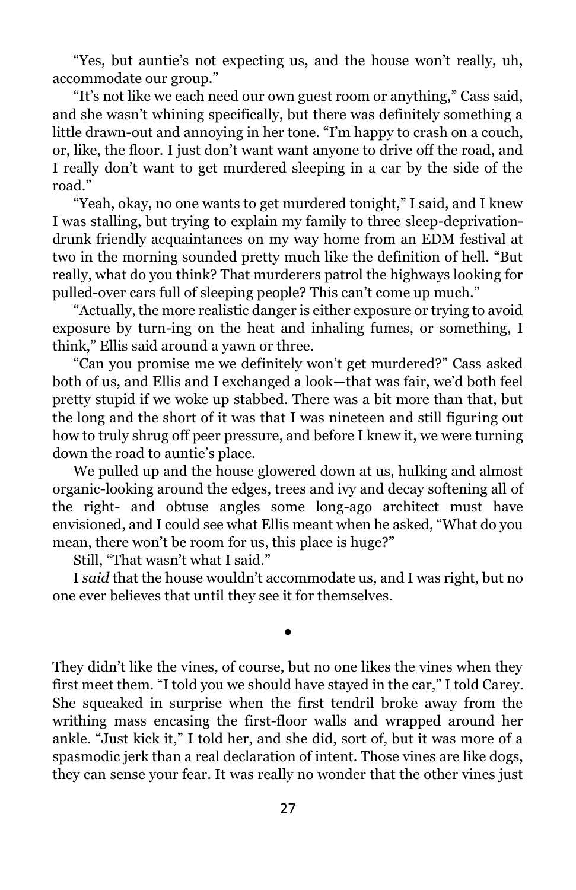"Yes, but auntie's not expecting us, and the house won't really, uh, accommodate our group."

"It's not like we each need our own guest room or anything," Cass said, and she wasn't whining specifically, but there was definitely something a little drawn-out and annoying in her tone. "I'm happy to crash on a couch, or, like, the floor. I just don't want want anyone to drive off the road, and I really don't want to get murdered sleeping in a car by the side of the road."

"Yeah, okay, no one wants to get murdered tonight," I said, and I knew I was stalling, but trying to explain my family to three sleep-deprivation-drunk friendly acquaintances on my way home from an EDM festival at two in the morning sounded pretty much like the definition of hell. "But really, what do you think? That murderers patrol the highways looking for pulled-over cars full of sleeping people? This can't come up much."

"Actually, the more realistic danger is either exposure or trying to avoid exposure by turn-ing on the heat and inhaling fumes, or something, I think," Ellis said around a yawn or three.

"Can you promise me we definitely won't get murdered?" Cass asked both of us, and Ellis and I exchanged a look—that was fair, we'd both feel pretty stupid if we woke up stabbed. There was a bit more than that, but the long and the short of it was that I was nineteen and still figuring out how to truly shrug off peer pressure, and before I knew it, we were turning down the road to auntie's place.

We pulled up and the house glowered down at us, hulking and almost organic-looking around the edges, trees and ivy and decay softening all of the right- and obtuse angles some long-ago architect must have envisioned, and I could see what Ellis meant when he asked, "What do you mean, there won't be room for us, this place is huge?"

Still, "That wasn't what I said."

I *said* that the house wouldn't accommodate us, and I was right, but no one ever believes that until they see it for themselves.

•

They didn't like the vines, of course, but no one likes the vines when they first meet them. "I told you we should have stayed in the car," I told Carey. She squeaked in surprise when the first tendril broke away from the writhing mass encasing the first-floor walls and wrapped around her ankle. "Just kick it," I told her, and she did, sort of, but it was more of a spasmodic jerk than a real declaration of intent. Those vines are like dogs, they can sense your fear. It was really no wonder that the other vines just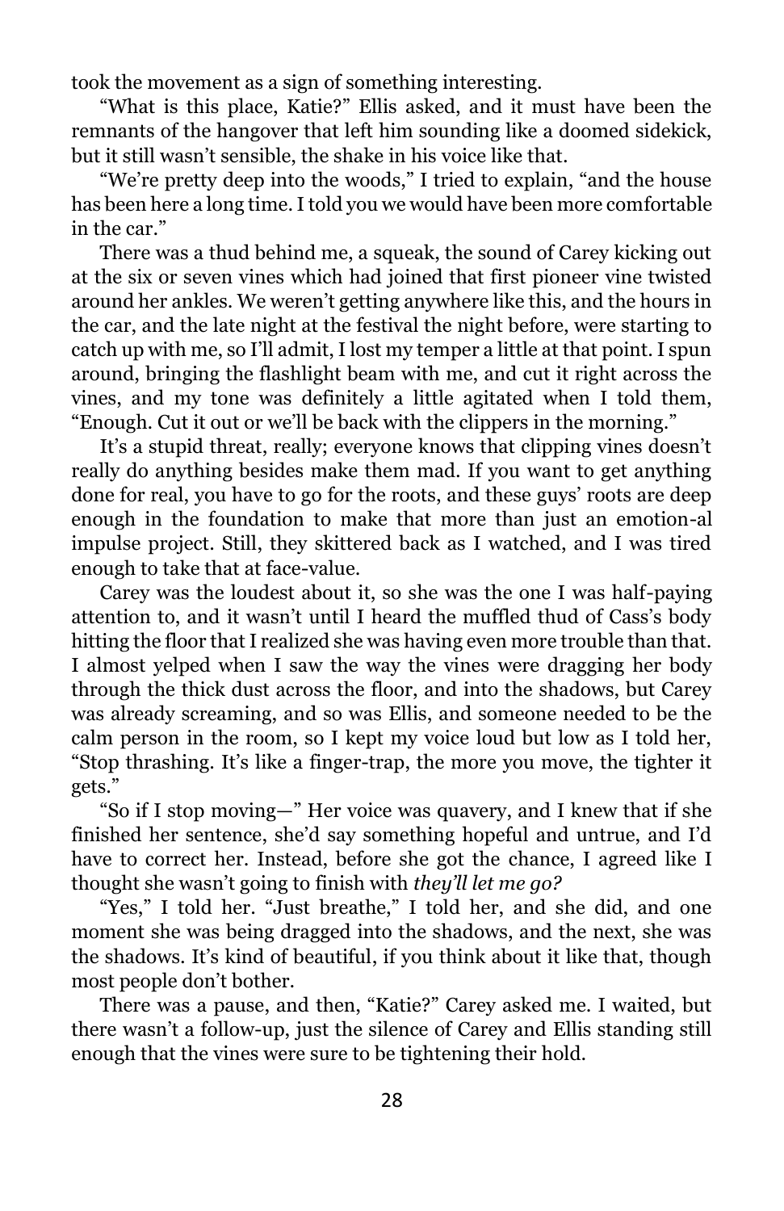took the movement as a sign of something interesting.

"What is this place, Katie?" Ellis asked, and it must have been the remnants of the hangover that left him sounding like a doomed sidekick, but it still wasn't sensible, the shake in his voice like that.

"We're pretty deep into the woods," I tried to explain, "and the house has been here a long time. I told you we would have been more comfortable in the car."

There was a thud behind me, a squeak, the sound of Carey kicking out at the six or seven vines which had joined that first pioneer vine twisted around her ankles. We weren't getting anywhere like this, and the hours in the car, and the late night at the festival the night before, were starting to catch up with me, so I'll admit, I lost my temper a little at that point. I spun around, bringing the flashlight beam with me, and cut it right across the vines, and my tone was definitely a little agitated when I told them, "Enough. Cut it out or we'll be back with the clippers in the morning."

It's a stupid threat, really; everyone knows that clipping vines doesn't really do anything besides make them mad. If you want to get anything done for real, you have to go for the roots, and these guys' roots are deep enough in the foundation to make that more than just an emotion-al impulse project. Still, they skittered back as I watched, and I was tired enough to take that at face-value.

Carey was the loudest about it, so she was the one I was half-paying attention to, and it wasn't until I heard the muffled thud of Cass's body hitting the floor that I realized she was having even more trouble than that. I almost yelped when I saw the way the vines were dragging her body through the thick dust across the floor, and into the shadows, but Carey was already screaming, and so was Ellis, and someone needed to be the calm person in the room, so I kept my voice loud but low as I told her, "Stop thrashing. It's like a finger-trap, the more you move, the tighter it gets."

"So if I stop moving—" Her voice was quavery, and I knew that if she finished her sentence, she'd say something hopeful and untrue, and I'd have to correct her. Instead, before she got the chance, I agreed like I thought she wasn't going to finish with *they'll let me go?*

"Yes," I told her. "Just breathe," I told her, and she did, and one moment she was being dragged into the shadows, and the next, she was the shadows. It's kind of beautiful, if you think about it like that, though most people don't bother.

There was a pause, and then, "Katie?" Carey asked me. I waited, but there wasn't a follow-up, just the silence of Carey and Ellis standing still enough that the vines were sure to be tightening their hold.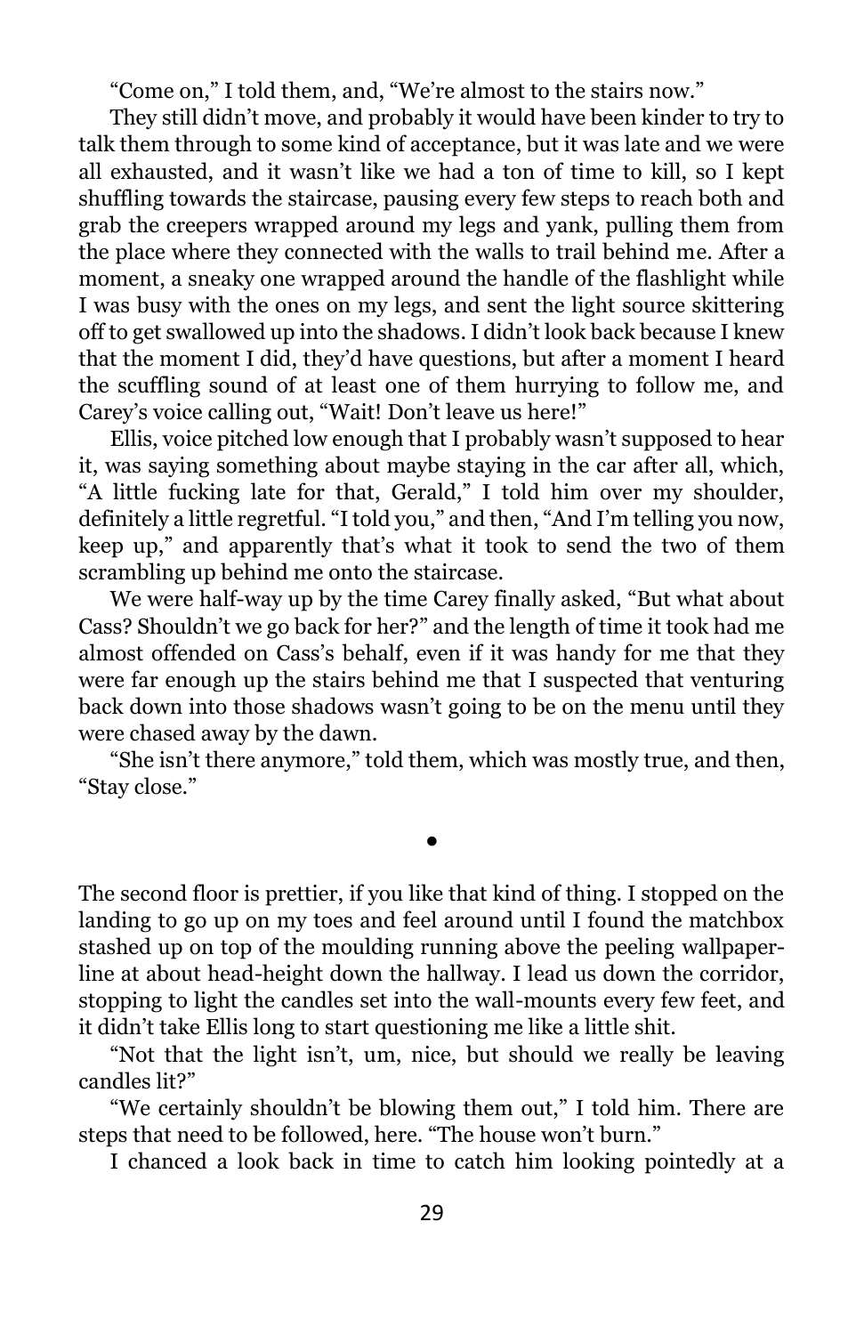"Come on," I told them, and, "We're almost to the stairs now."

They still didn't move, and probably it would have been kinder to try to talk them through to some kind of acceptance, but it was late and we were all exhausted, and it wasn't like we had a ton of time to kill, so I kept shuffling towards the staircase, pausing every few steps to reach both and grab the creepers wrapped around my legs and yank, pulling them from the place where they connected with the walls to trail behind me. After a moment, a sneaky one wrapped around the handle of the flashlight while I was busy with the ones on my legs, and sent the light source skittering off to get swallowed up into the shadows. I didn't look back because I knew that the moment I did, they'd have questions, but after a moment I heard the scuffling sound of at least one of them hurrying to follow me, and Carey's voice calling out, "Wait! Don't leave us here!"

Ellis, voice pitched low enough that I probably wasn't supposed to hear it, was saying something about maybe staying in the car after all, which, "A little fucking late for that, Gerald," I told him over my shoulder, definitely a little regretful. "I told you," and then, "And I'm telling you now, keep up," and apparently that's what it took to send the two of them scrambling up behind me onto the staircase.

We were half-way up by the time Carey finally asked, "But what about Cass? Shouldn't we go back for her?" and the length of time it took had me almost offended on Cass's behalf, even if it was handy for me that they were far enough up the stairs behind me that I suspected that venturing back down into those shadows wasn't going to be on the menu until they were chased away by the dawn.

"She isn't there anymore," told them, which was mostly true, and then, "Stay close."

•

The second floor is prettier, if you like that kind of thing. I stopped on the landing to go up on my toes and feel around until I found the matchbox stashed up on top of the moulding running above the peeling wallpaper-line at about head-height down the hallway. I lead us down the corridor, stopping to light the candles set into the wall-mounts every few feet, and it didn't take Ellis long to start questioning me like a little shit.

"Not that the light isn't, um, nice, but should we really be leaving candles lit?"

"We certainly shouldn't be blowing them out," I told him. There are steps that need to be followed, here. "The house won't burn."

I chanced a look back in time to catch him looking pointedly at a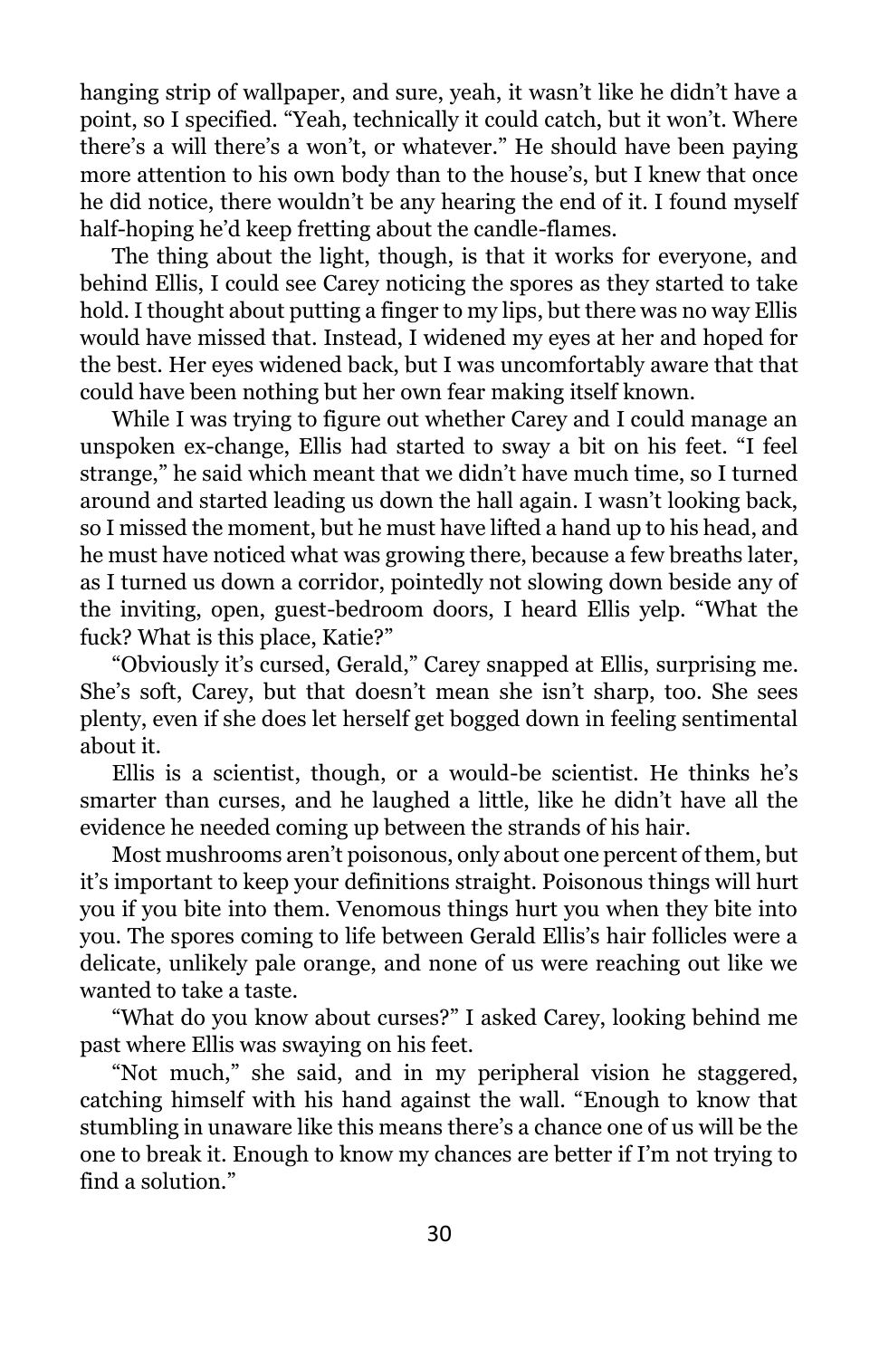hanging strip of wallpaper, and sure, yeah, it wasn't like he didn't have a point, so I specified. "Yeah, technically it could catch, but it won't. Where there's a will there's a won't, or whatever." He should have been paying more attention to his own body than to the house's, but I knew that once he did notice, there wouldn't be any hearing the end of it. I found myself half-hoping he'd keep fretting about the candle-flames.

The thing about the light, though, is that it works for everyone, and behind Ellis, I could see Carey noticing the spores as they started to take hold. I thought about putting a finger to my lips, but there was no way Ellis would have missed that. Instead, I widened my eyes at her and hoped for the best. Her eyes widened back, but I was uncomfortably aware that that could have been nothing but her own fear making itself known.

While I was trying to figure out whether Carey and I could manage an unspoken ex-change, Ellis had started to sway a bit on his feet. "I feel strange," he said which meant that we didn't have much time, so I turned around and started leading us down the hall again. I wasn't looking back, so I missed the moment, but he must have lifted a hand up to his head, and he must have noticed what was growing there, because a few breaths later, as I turned us down a corridor, pointedly not slowing down beside any of the inviting, open, guest-bedroom doors, I heard Ellis yelp. "What the fuck? What is this place, Katie?"

"Obviously it's cursed, Gerald," Carey snapped at Ellis, surprising me. She's soft, Carey, but that doesn't mean she isn't sharp, too. She sees plenty, even if she does let herself get bogged down in feeling sentimental about it.

Ellis is a scientist, though, or a would-be scientist. He thinks he's smarter than curses, and he laughed a little, like he didn't have all the evidence he needed coming up between the strands of his hair.

Most mushrooms aren't poisonous, only about one percent of them, but it's important to keep your definitions straight. Poisonous things will hurt you if you bite into them. Venomous things hurt you when they bite into you. The spores coming to life between Gerald Ellis's hair follicles were a delicate, unlikely pale orange, and none of us were reaching out like we wanted to take a taste.

"What do you know about curses?" I asked Carey, looking behind me past where Ellis was swaying on his feet.

"Not much," she said, and in my peripheral vision he staggered, catching himself with his hand against the wall. "Enough to know that stumbling in unaware like this means there's a chance one of us will be the one to break it. Enough to know my chances are better if I'm not trying to find a solution."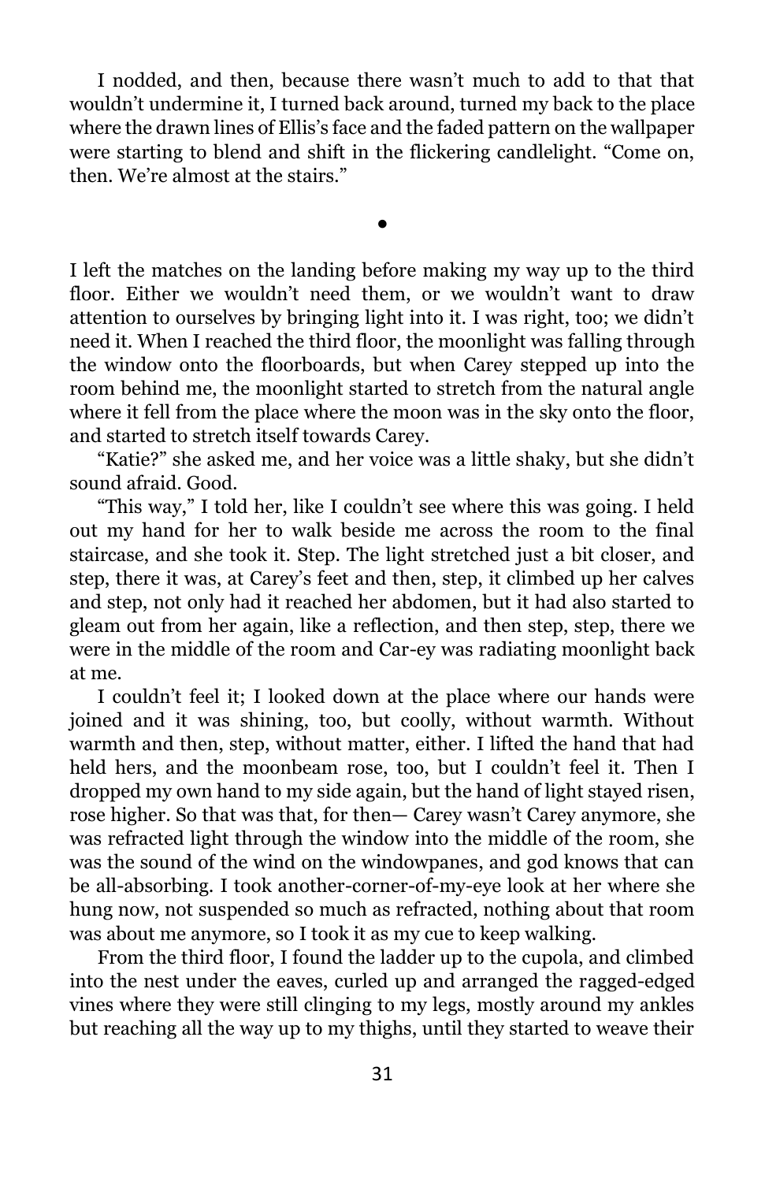I nodded, and then, because there wasn't much to add to that that wouldn't undermine it, I turned back around, turned my back to the place where the drawn lines of Ellis's face and the faded pattern on the wallpaper were starting to blend and shift in the flickering candlelight. "Come on, then. We're almost at the stairs."

•

I left the matches on the landing before making my way up to the third floor. Either we wouldn't need them, or we wouldn't want to draw attention to ourselves by bringing light into it. I was right, too; we didn't need it. When I reached the third floor, the moonlight was falling through the window onto the floorboards, but when Carey stepped up into the room behind me, the moonlight started to stretch from the natural angle where it fell from the place where the moon was in the sky onto the floor, and started to stretch itself towards Carey.

"Katie?" she asked me, and her voice was a little shaky, but she didn't sound afraid. Good.

"This way," I told her, like I couldn't see where this was going. I held out my hand for her to walk beside me across the room to the final staircase, and she took it. Step. The light stretched just a bit closer, and step, there it was, at Carey's feet and then, step, it climbed up her calves and step, not only had it reached her abdomen, but it had also started to gleam out from her again, like a reflection, and then step, step, there we were in the middle of the room and Car-ey was radiating moonlight back at me.

I couldn't feel it; I looked down at the place where our hands were joined and it was shining, too, but coolly, without warmth. Without warmth and then, step, without matter, either. I lifted the hand that had held hers, and the moonbeam rose, too, but I couldn't feel it. Then I dropped my own hand to my side again, but the hand of light stayed risen, rose higher. So that was that, for then— Carey wasn't Carey anymore, she was refracted light through the window into the middle of the room, she was the sound of the wind on the windowpanes, and god knows that can be all-absorbing. I took another-corner-of-my-eye look at her where she hung now, not suspended so much as refracted, nothing about that room was about me anymore, so I took it as my cue to keep walking.

From the third floor, I found the ladder up to the cupola, and climbed into the nest under the eaves, curled up and arranged the ragged-edged vines where they were still clinging to my legs, mostly around my ankles but reaching all the way up to my thighs, until they started to weave their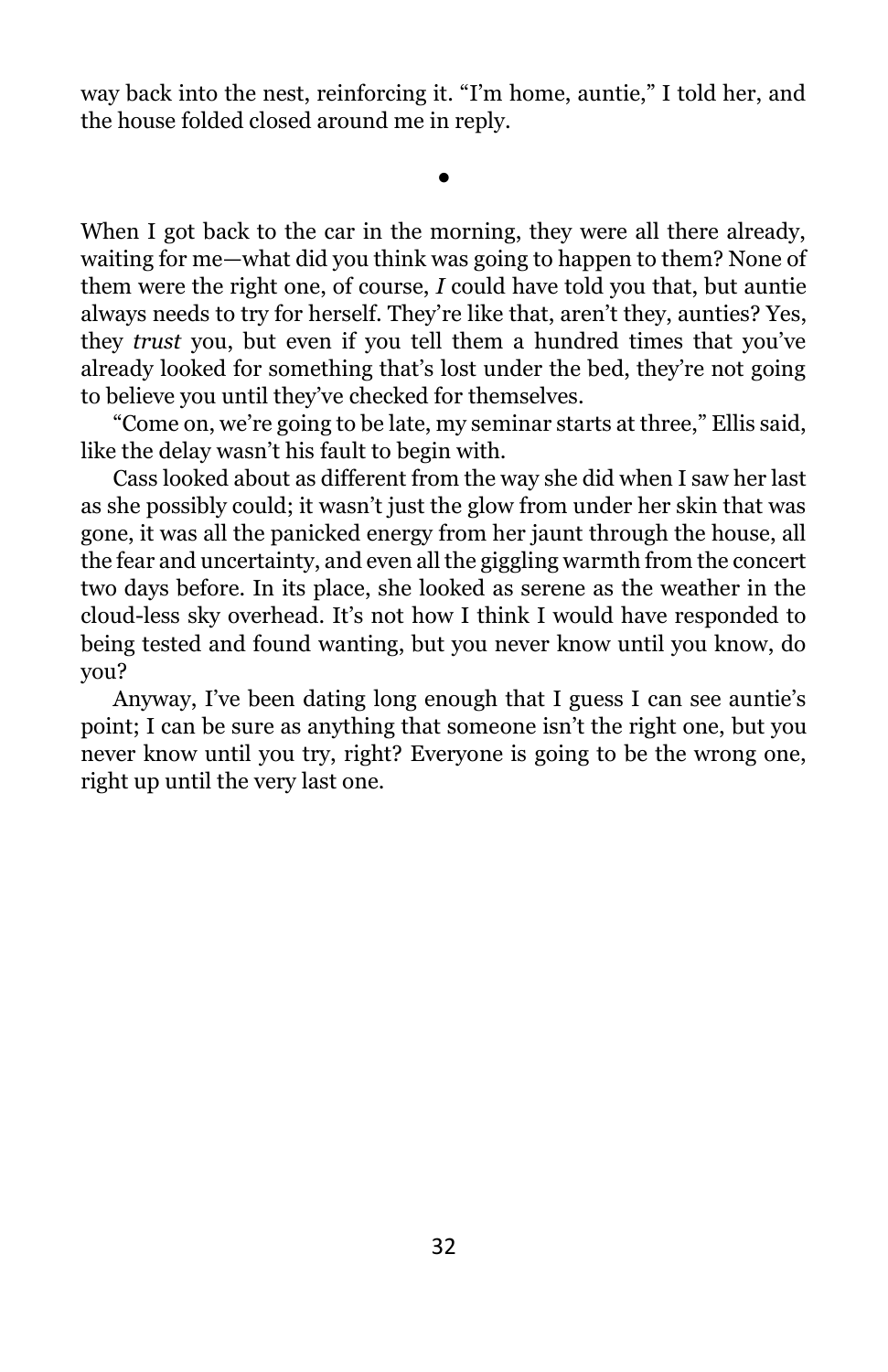way back into the nest, reinforcing it. “I’m home, auntie,” I told her, and the house folded closed around me in reply.

•

When I got back to the car in the morning, they were all there already, waiting for me—what did you think was going to happen to them? None of them were the right one, of course, *I* could have told you that, but auntie always needs to try for herself. They’re like that, aren’t they, aunties? Yes, they *trust* you, but even if you tell them a hundred times that you’ve already looked for something that’s lost under the bed, they’re not going to believe you until they’ve checked for themselves.

“Come on, we’re going to be late, my seminar starts at three,” Ellis said, like the delay wasn’t his fault to begin with.

Cass looked about as different from the way she did when I saw her last as she possibly could; it wasn’t just the glow from under her skin that was gone, it was all the panicked energy from her jaunt through the house, all the fear and uncertainty, and even all the giggling warmth from the concert two days before. In its place, she looked as serene as the weather in the cloud-less sky overhead. It’s not how I think I would have responded to being tested and found wanting, but you never know until you know, do you?

Anyway, I’ve been dating long enough that I guess I can see auntie’s point; I can be sure as anything that someone isn’t the right one, but you never know until you try, right? Everyone is going to be the wrong one, right up until the very last one.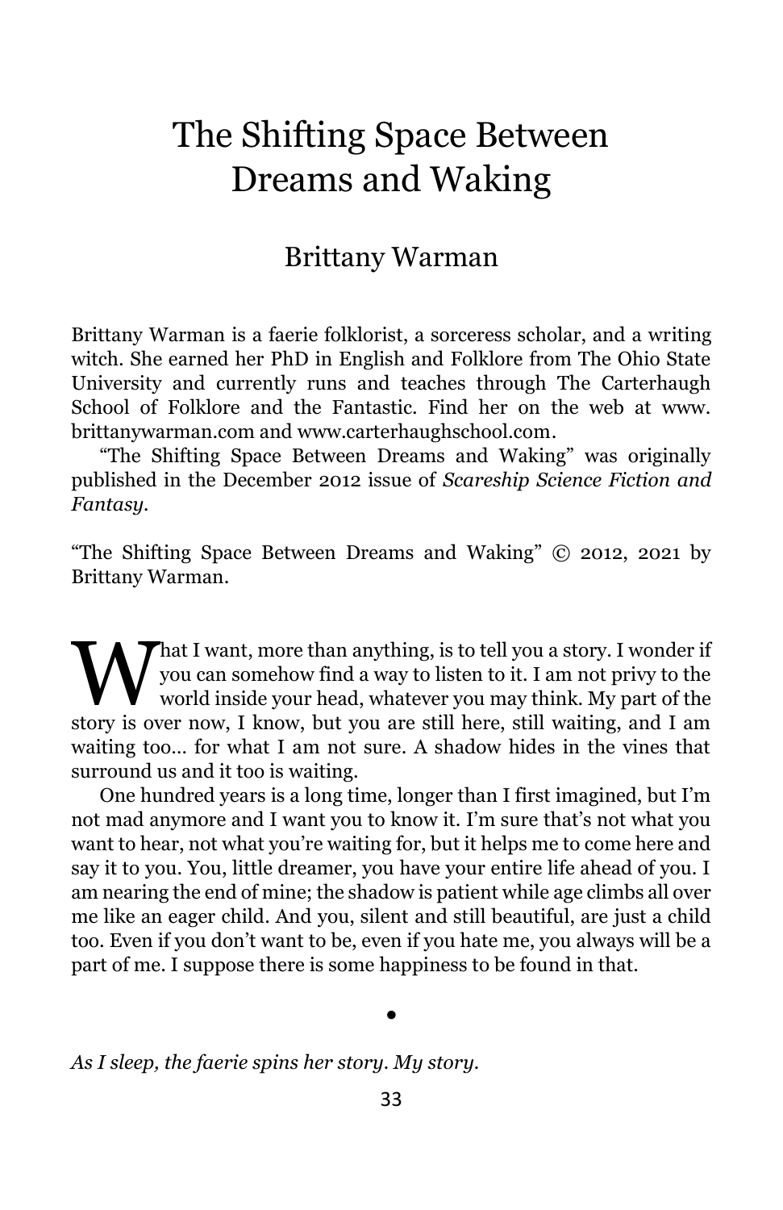# The Shifting Space Between Dreams and Waking

## Brittany Warman

Brittany Warman is a faerie folklorist, a sorceress scholar, and a writing witch. She earned her PhD in English and Folklore from The Ohio State University and currently runs and teaches through The Carterhaugh School of Folklore and the Fantastic. Find her on the web at www.brittanywarman.com and www.carterhaughschool.com.

"The Shifting Space Between Dreams and Waking" was originally published in the December 2012 issue of *Scareship Science Fiction and Fantasy*.

"The Shifting Space Between Dreams and Waking" © 2012, 2021 by Brittany Warman.

What I want, more than anything, is to tell you a story. I wonder if you can somehow find a way to listen to it. I am not privy to the world inside your head, whatever you may think. My part of the story is over now, I know, but you are still here, still waiting, and I am waiting too… for what I am not sure. A shadow hides in the vines that surround us and it too is waiting.

One hundred years is a long time, longer than I first imagined, but I'm not mad anymore and I want you to know it. I'm sure that's not what you want to hear, not what you're waiting for, but it helps me to come here and say it to you. You, little dreamer, you have your entire life ahead of you. I am nearing the end of mine; the shadow is patient while age climbs all over me like an eager child. And you, silent and still beautiful, are just a child too. Even if you don't want to be, even if you hate me, you always will be a part of me. I suppose there is some happiness to be found in that.

•

*As I sleep, the faerie spins her story. My story.*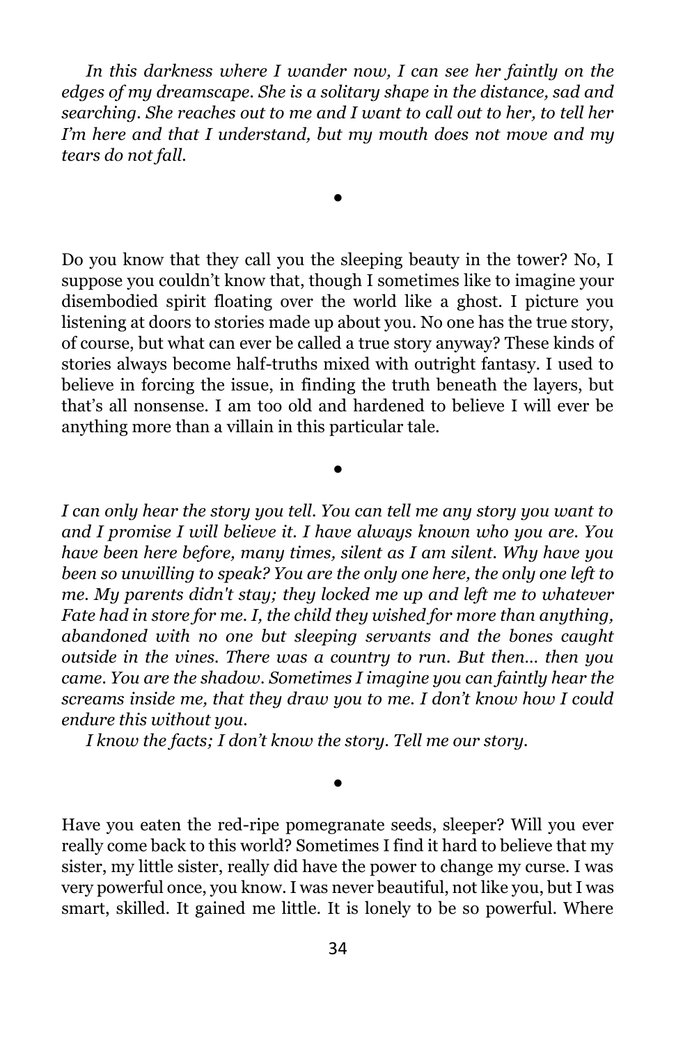*In this darkness where I wander now, I can see her faintly on the edges of my dreamscape. She is a solitary shape in the distance, sad and searching. She reaches out to me and I want to call out to her, to tell her I'm here and that I understand, but my mouth does not move and my tears do not fall.*

•

Do you know that they call you the sleeping beauty in the tower? No, I suppose you couldn't know that, though I sometimes like to imagine your disembodied spirit floating over the world like a ghost. I picture you listening at doors to stories made up about you. No one has the true story, of course, but what can ever be called a true story anyway? These kinds of stories always become half-truths mixed with outright fantasy. I used to believe in forcing the issue, in finding the truth beneath the layers, but that's all nonsense. I am too old and hardened to believe I will ever be anything more than a villain in this particular tale.

•

*I can only hear the story you tell. You can tell me any story you want to and I promise I will believe it. I have always known who you are. You have been here before, many times, silent as I am silent. Why have you been so unwilling to speak? You are the only one here, the only one left to me. My parents didn't stay; they locked me up and left me to whatever Fate had in store for me. I, the child they wished for more than anything, abandoned with no one but sleeping servants and the bones caught outside in the vines. There was a country to run. But then… then you came. You are the shadow. Sometimes I imagine you can faintly hear the screams inside me, that they draw you to me. I don't know how I could endure this without you.*

*I know the facts; I don't know the story. Tell me our story.*

•

Have you eaten the red-ripe pomegranate seeds, sleeper? Will you ever really come back to this world? Sometimes I find it hard to believe that my sister, my little sister, really did have the power to change my curse. I was very powerful once, you know. I was never beautiful, not like you, but I was smart, skilled. It gained me little. It is lonely to be so powerful. Where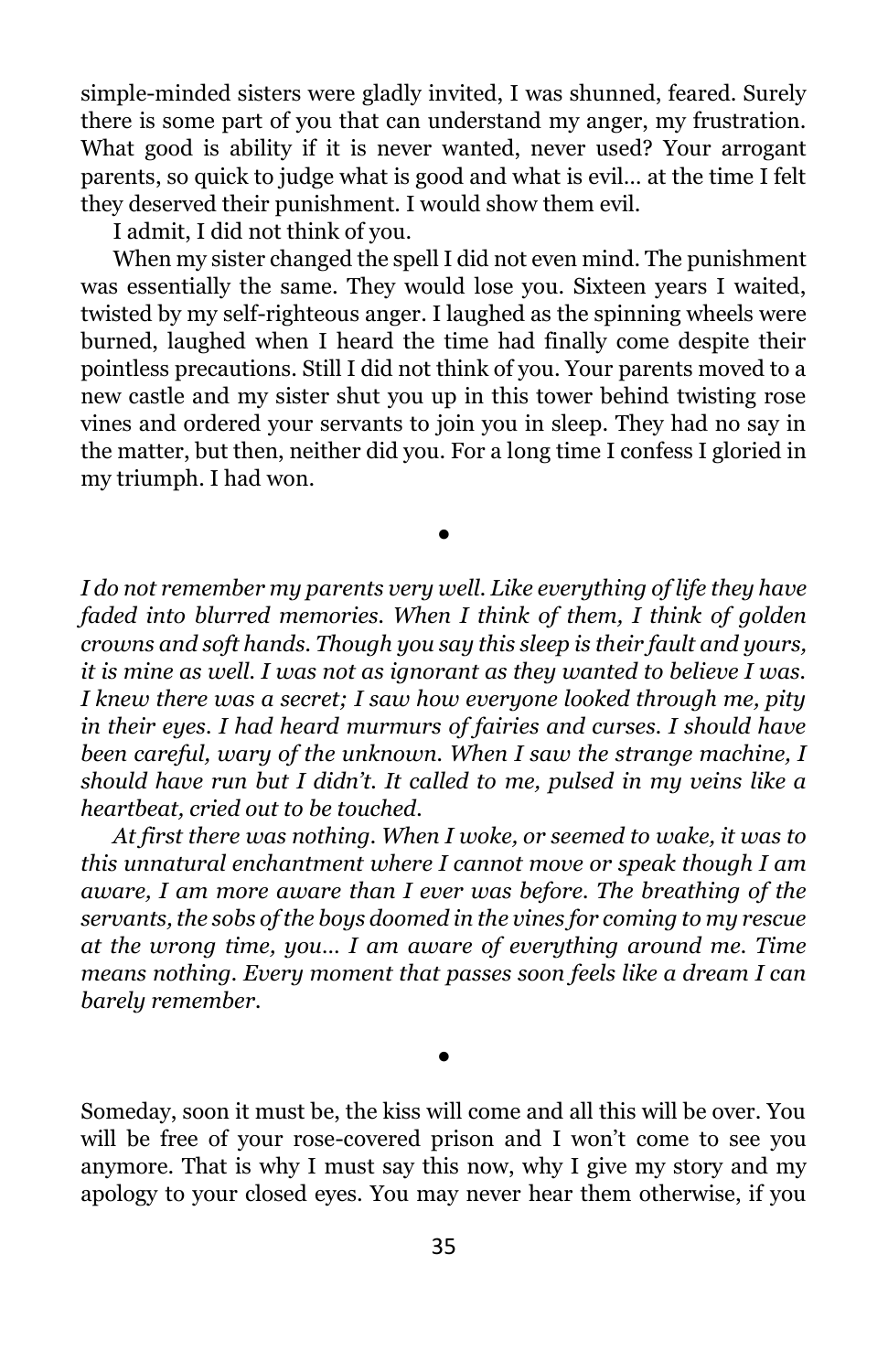simple-minded sisters were gladly invited, I was shunned, feared. Surely there is some part of you that can understand my anger, my frustration. What good is ability if it is never wanted, never used? Your arrogant parents, so quick to judge what is good and what is evil… at the time I felt they deserved their punishment. I would show them evil.

I admit, I did not think of you.

When my sister changed the spell I did not even mind. The punishment was essentially the same. They would lose you. Sixteen years I waited, twisted by my self-righteous anger. I laughed as the spinning wheels were burned, laughed when I heard the time had finally come despite their pointless precautions. Still I did not think of you. Your parents moved to a new castle and my sister shut you up in this tower behind twisting rose vines and ordered your servants to join you in sleep. They had no say in the matter, but then, neither did you. For a long time I confess I gloried in my triumph. I had won.

•

*I do not remember my parents very well. Like everything of life they have faded into blurred memories. When I think of them, I think of golden crowns and soft hands. Though you say this sleep is their fault and yours, it is mine as well. I was not as ignorant as they wanted to believe I was. I knew there was a secret; I saw how everyone looked through me, pity in their eyes. I had heard murmurs of fairies and curses. I should have been careful, wary of the unknown. When I saw the strange machine, I should have run but I didn't. It called to me, pulsed in my veins like a heartbeat, cried out to be touched.*

*At first there was nothing. When I woke, or seemed to wake, it was to this unnatural enchantment where I cannot move or speak though I am aware, I am more aware than I ever was before. The breathing of the servants, the sobs of the boys doomed in the vines for coming to my rescue at the wrong time, you… I am aware of everything around me. Time means nothing. Every moment that passes soon feels like a dream I can barely remember.*

•

Someday, soon it must be, the kiss will come and all this will be over. You will be free of your rose-covered prison and I won't come to see you anymore. That is why I must say this now, why I give my story and my apology to your closed eyes. You may never hear them otherwise, if you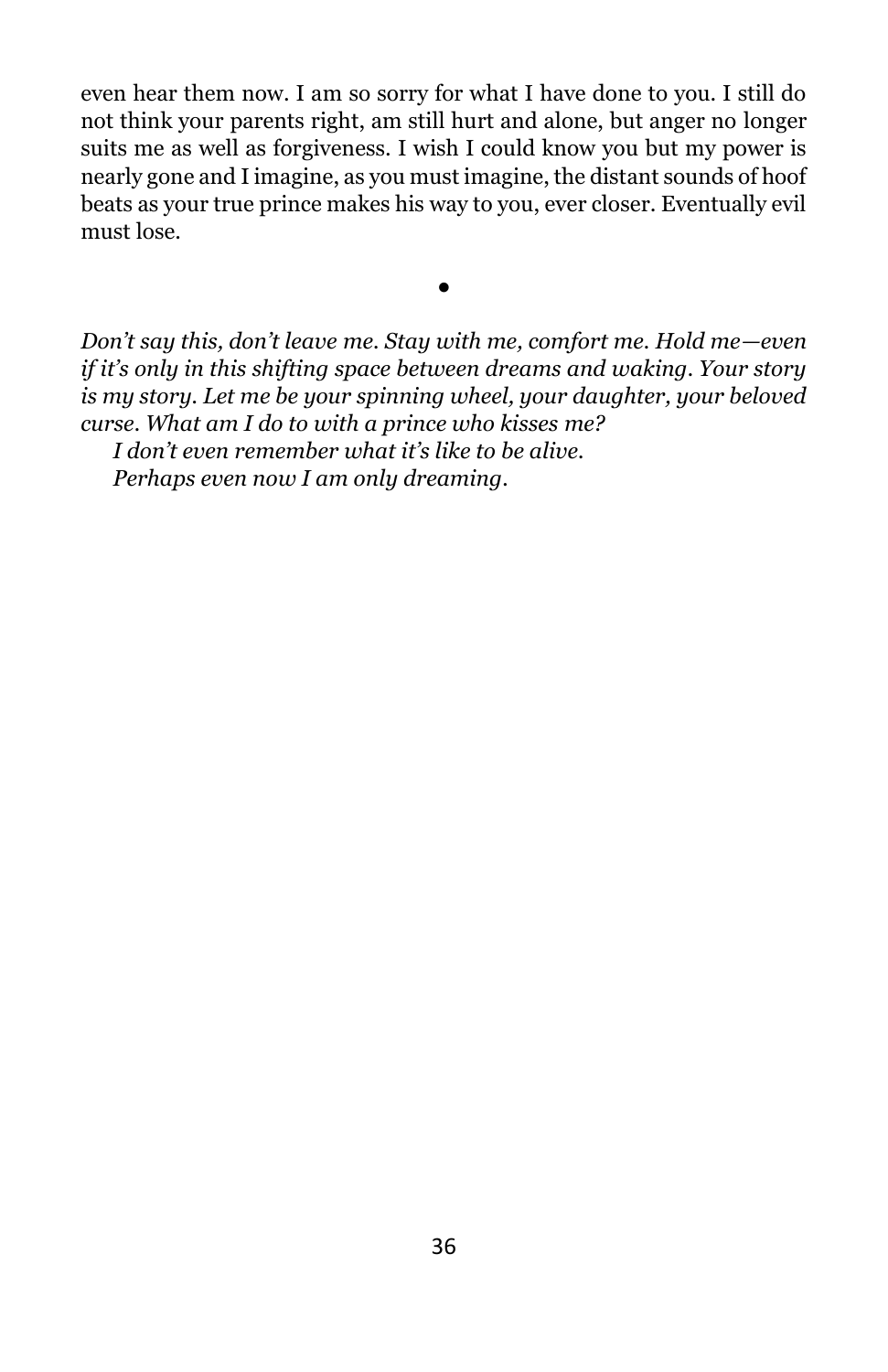even hear them now. I am so sorry for what I have done to you. I still do not think your parents right, am still hurt and alone, but anger no longer suits me as well as forgiveness. I wish I could know you but my power is nearly gone and I imagine, as you must imagine, the distant sounds of hoof beats as your true prince makes his way to you, ever closer. Eventually evil must lose.

•

*Don't say this, don't leave me. Stay with me, comfort me. Hold me—even if it's only in this shifting space between dreams and waking. Your story is my story. Let me be your spinning wheel, your daughter, your beloved curse. What am I do to with a prince who kisses me?*

*I don't even remember what it's like to be alive.*

*Perhaps even now I am only dreaming.*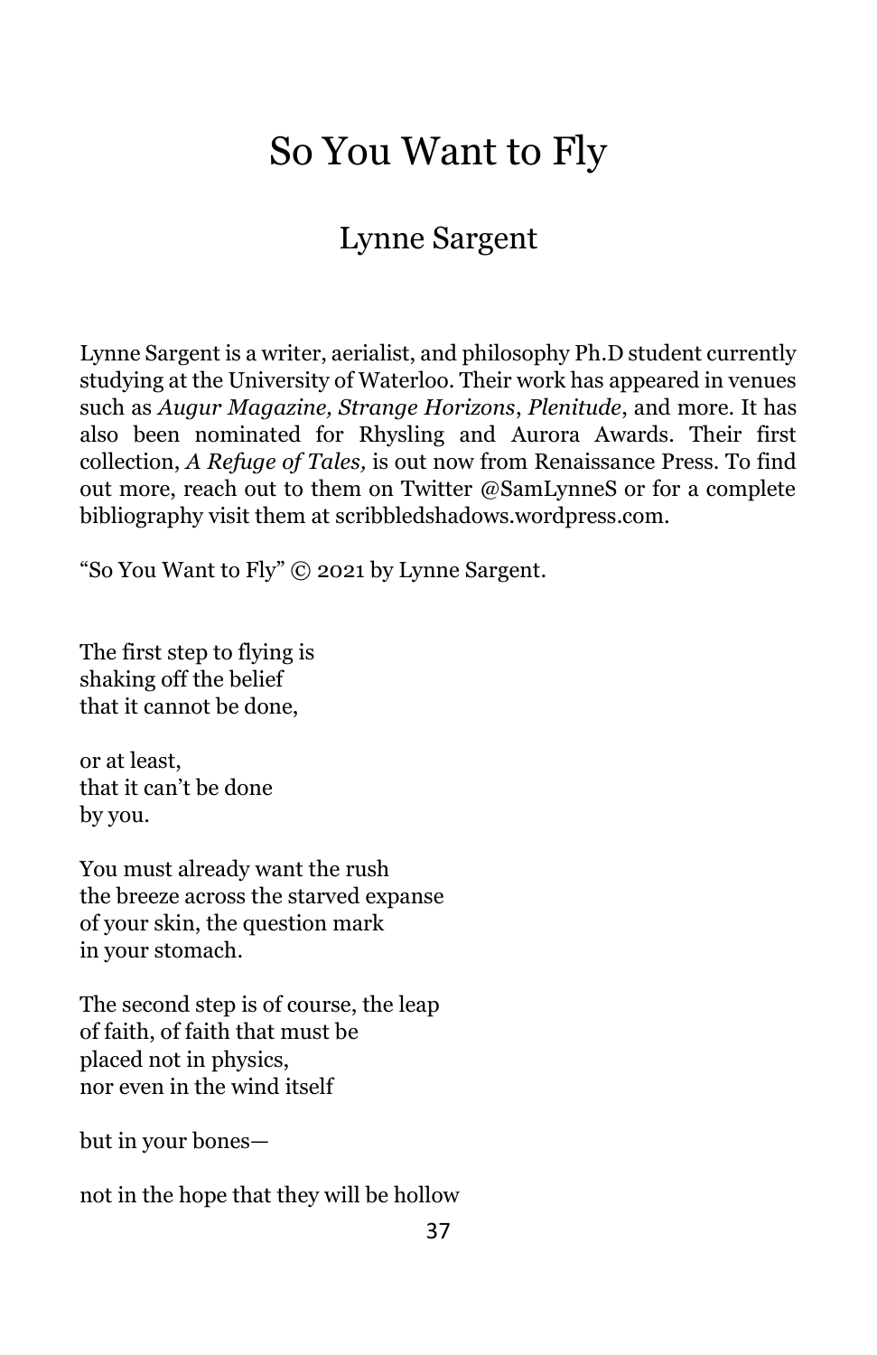# So You Want to Fly

## Lynne Sargent

Lynne Sargent is a writer, aerialist, and philosophy Ph.D student currently studying at the University of Waterloo. Their work has appeared in venues such as *Augur Magazine, Strange Horizons*, *Plenitude*, and more. It has also been nominated for Rhysling and Aurora Awards. Their first collection, *A Refuge of Tales,* is out now from Renaissance Press. To find out more, reach out to them on Twitter @SamLynneS or for a complete bibliography visit them at scribbledshadows.wordpress.com.

"So You Want to Fly" © 2021 by Lynne Sargent.

The first step to flying is  
shaking off the belief  
that it cannot be done,

or at least,  
that it can't be done  
by you.

You must already want the rush  
the breeze across the starved expanse  
of your skin, the question mark  
in your stomach.

The second step is of course, the leap  
of faith, of faith that must be  
placed not in physics,  
nor even in the wind itself

but in your bones—

not in the hope that they will be hollow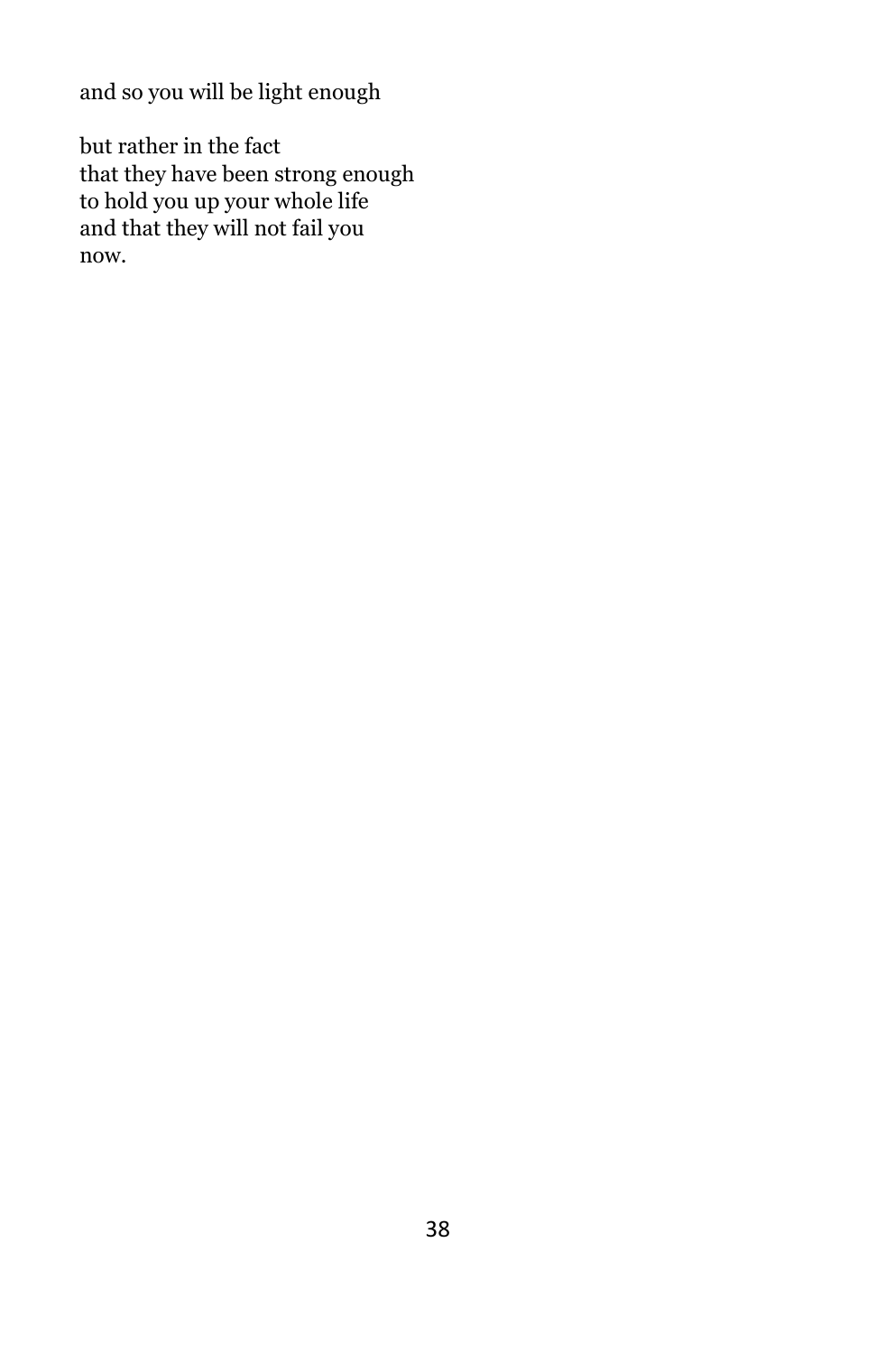and so you will be light enough

but rather in the fact  
that they have been strong enough  
to hold you up your whole life  
and that they will not fail you  
now.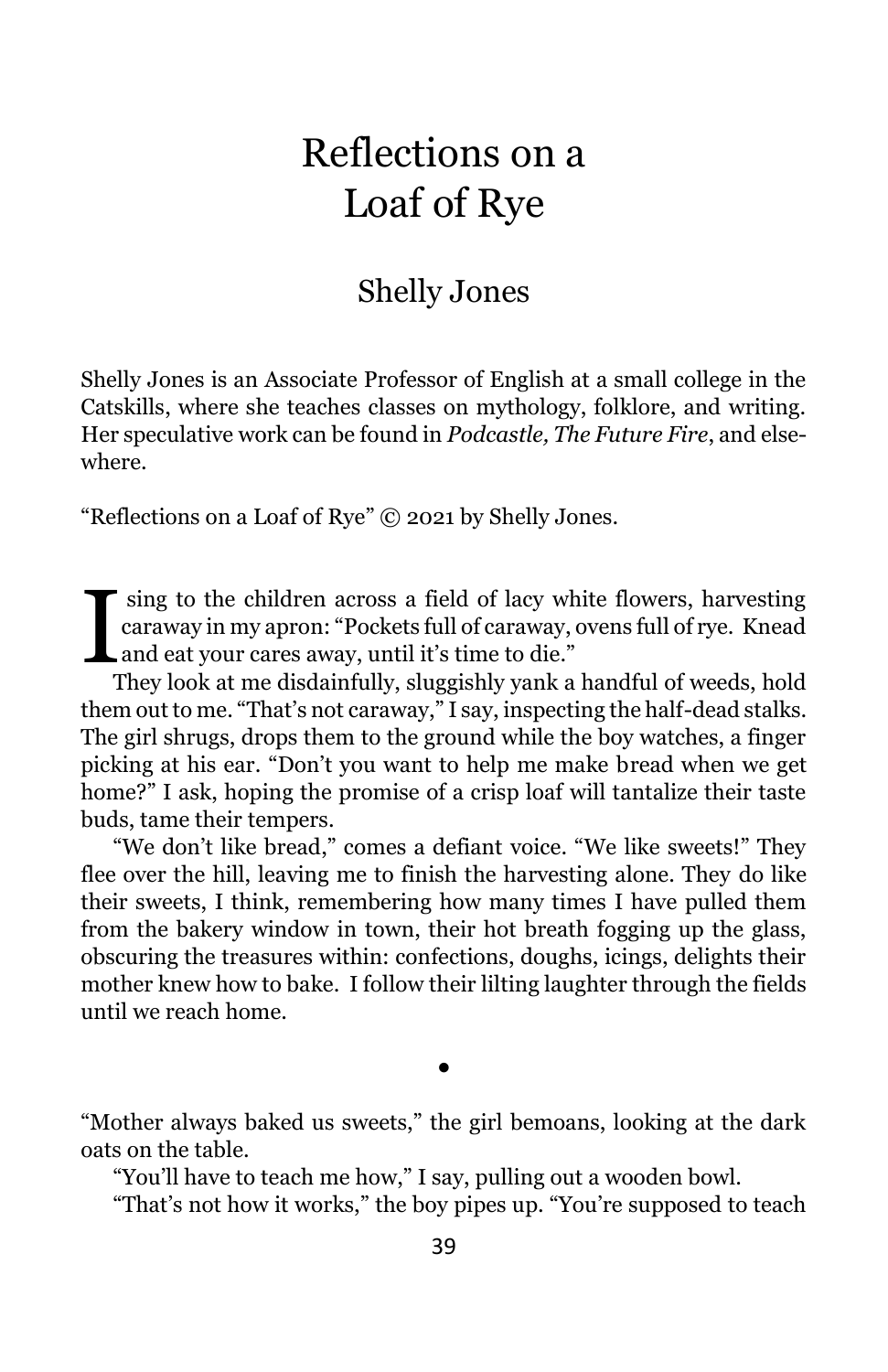# Reflections on a Loaf of Rye

## Shelly Jones

Shelly Jones is an Associate Professor of English at a small college in the Catskills, where she teaches classes on mythology, folklore, and writing. Her speculative work can be found in *Podcastle, The Future Fire*, and elsewhere.

"Reflections on a Loaf of Rye" © 2021 by Shelly Jones.

I sing to the children across a field of lacy white flowers, harvesting caraway in my apron: "Pockets full of caraway, ovens full of rye. Knead and eat your cares away, until it's time to die."

They look at me disdainfully, sluggishly yank a handful of weeds, hold them out to me. "That's not caraway," I say, inspecting the half-dead stalks. The girl shrugs, drops them to the ground while the boy watches, a finger picking at his ear. "Don't you want to help me make bread when we get home?" I ask, hoping the promise of a crisp loaf will tantalize their taste buds, tame their tempers.

"We don't like bread," comes a defiant voice. "We like sweets!" They flee over the hill, leaving me to finish the harvesting alone. They do like their sweets, I think, remembering how many times I have pulled them from the bakery window in town, their hot breath fogging up the glass, obscuring the treasures within: confections, doughs, icings, delights their mother knew how to bake. I follow their lilting laughter through the fields until we reach home.

•

"Mother always baked us sweets," the girl bemoans, looking at the dark oats on the table.

"You'll have to teach me how," I say, pulling out a wooden bowl.

"That's not how it works," the boy pipes up. "You're supposed to teach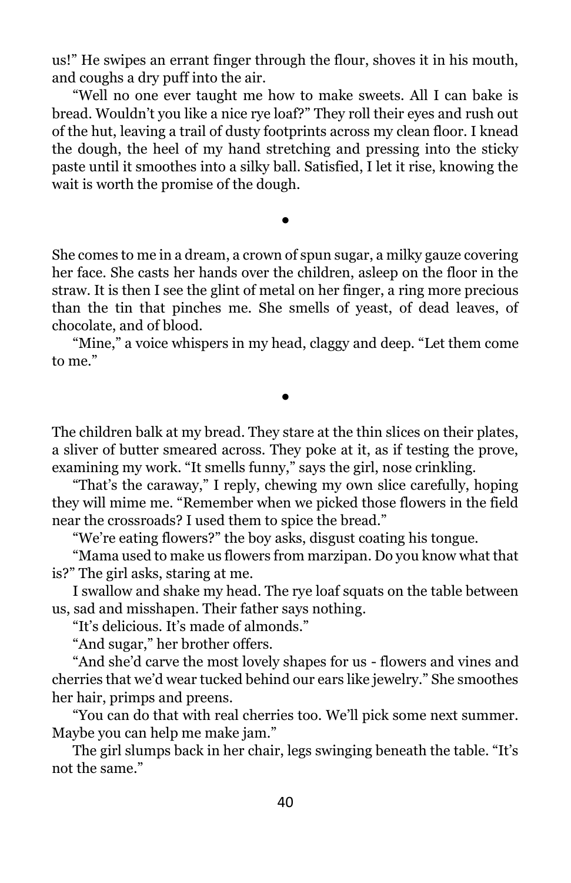us!" He swipes an errant finger through the flour, shoves it in his mouth, and coughs a dry puff into the air.

"Well no one ever taught me how to make sweets. All I can bake is bread. Wouldn't you like a nice rye loaf?" They roll their eyes and rush out of the hut, leaving a trail of dusty footprints across my clean floor. I knead the dough, the heel of my hand stretching and pressing into the sticky paste until it smoothes into a silky ball. Satisfied, I let it rise, knowing the wait is worth the promise of the dough.

•

She comes to me in a dream, a crown of spun sugar, a milky gauze covering her face. She casts her hands over the children, asleep on the floor in the straw. It is then I see the glint of metal on her finger, a ring more precious than the tin that pinches me. She smells of yeast, of dead leaves, of chocolate, and of blood.

"Mine," a voice whispers in my head, claggy and deep. "Let them come to me."

•

The children balk at my bread. They stare at the thin slices on their plates, a sliver of butter smeared across. They poke at it, as if testing the prove, examining my work. "It smells funny," says the girl, nose crinkling.

"That's the caraway," I reply, chewing my own slice carefully, hoping they will mime me. "Remember when we picked those flowers in the field near the crossroads? I used them to spice the bread."

"We're eating flowers?" the boy asks, disgust coating his tongue.

"Mama used to make us flowers from marzipan. Do you know what that is?" The girl asks, staring at me.

I swallow and shake my head. The rye loaf squats on the table between us, sad and misshapen. Their father says nothing.

"It's delicious. It's made of almonds."

"And sugar," her brother offers.

"And she'd carve the most lovely shapes for us - flowers and vines and cherries that we'd wear tucked behind our ears like jewelry." She smoothes her hair, primps and preens.

"You can do that with real cherries too. We'll pick some next summer. Maybe you can help me make jam."

The girl slumps back in her chair, legs swinging beneath the table. "It's not the same."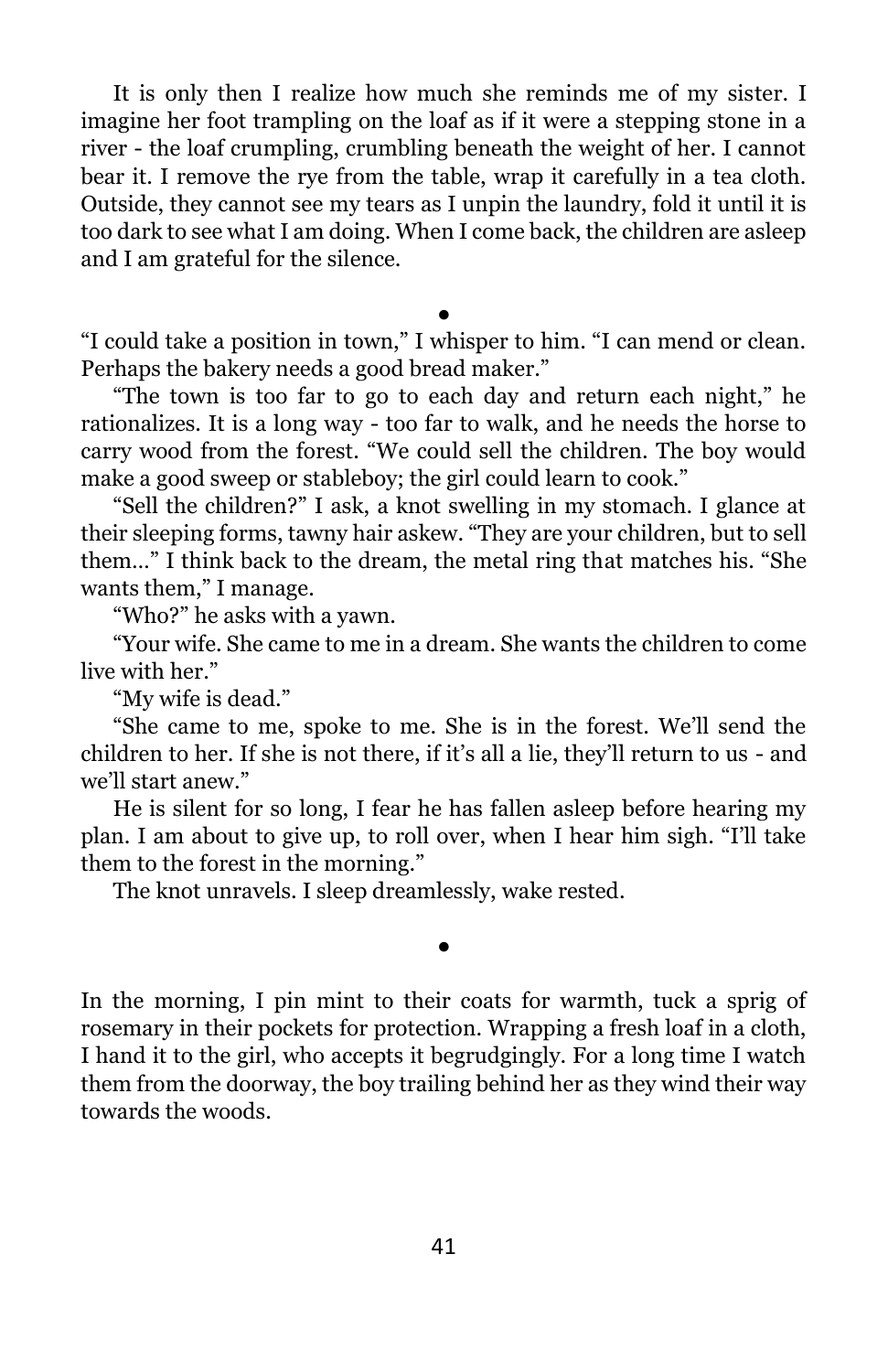It is only then I realize how much she reminds me of my sister. I imagine her foot trampling on the loaf as if it were a stepping stone in a river - the loaf crumpling, crumbling beneath the weight of her. I cannot bear it. I remove the rye from the table, wrap it carefully in a tea cloth. Outside, they cannot see my tears as I unpin the laundry, fold it until it is too dark to see what I am doing. When I come back, the children are asleep and I am grateful for the silence.

●

"I could take a position in town," I whisper to him. "I can mend or clean. Perhaps the bakery needs a good bread maker."

"The town is too far to go to each day and return each night," he rationalizes. It is a long way - too far to walk, and he needs the horse to carry wood from the forest. "We could sell the children. The boy would make a good sweep or stableboy; the girl could learn to cook."

"Sell the children?" I ask, a knot swelling in my stomach. I glance at their sleeping forms, tawny hair askew. "They are your children, but to sell them…" I think back to the dream, the metal ring that matches his. "She wants them," I manage.

"Who?" he asks with a yawn.

"Your wife. She came to me in a dream. She wants the children to come live with her."

"My wife is dead."

"She came to me, spoke to me. She is in the forest. We'll send the children to her. If she is not there, if it's all a lie, they'll return to us - and we'll start anew."

He is silent for so long, I fear he has fallen asleep before hearing my plan. I am about to give up, to roll over, when I hear him sigh. "I'll take them to the forest in the morning."

The knot unravels. I sleep dreamlessly, wake rested.

●

In the morning, I pin mint to their coats for warmth, tuck a sprig of rosemary in their pockets for protection. Wrapping a fresh loaf in a cloth, I hand it to the girl, who accepts it begrudgingly. For a long time I watch them from the doorway, the boy trailing behind her as they wind their way towards the woods.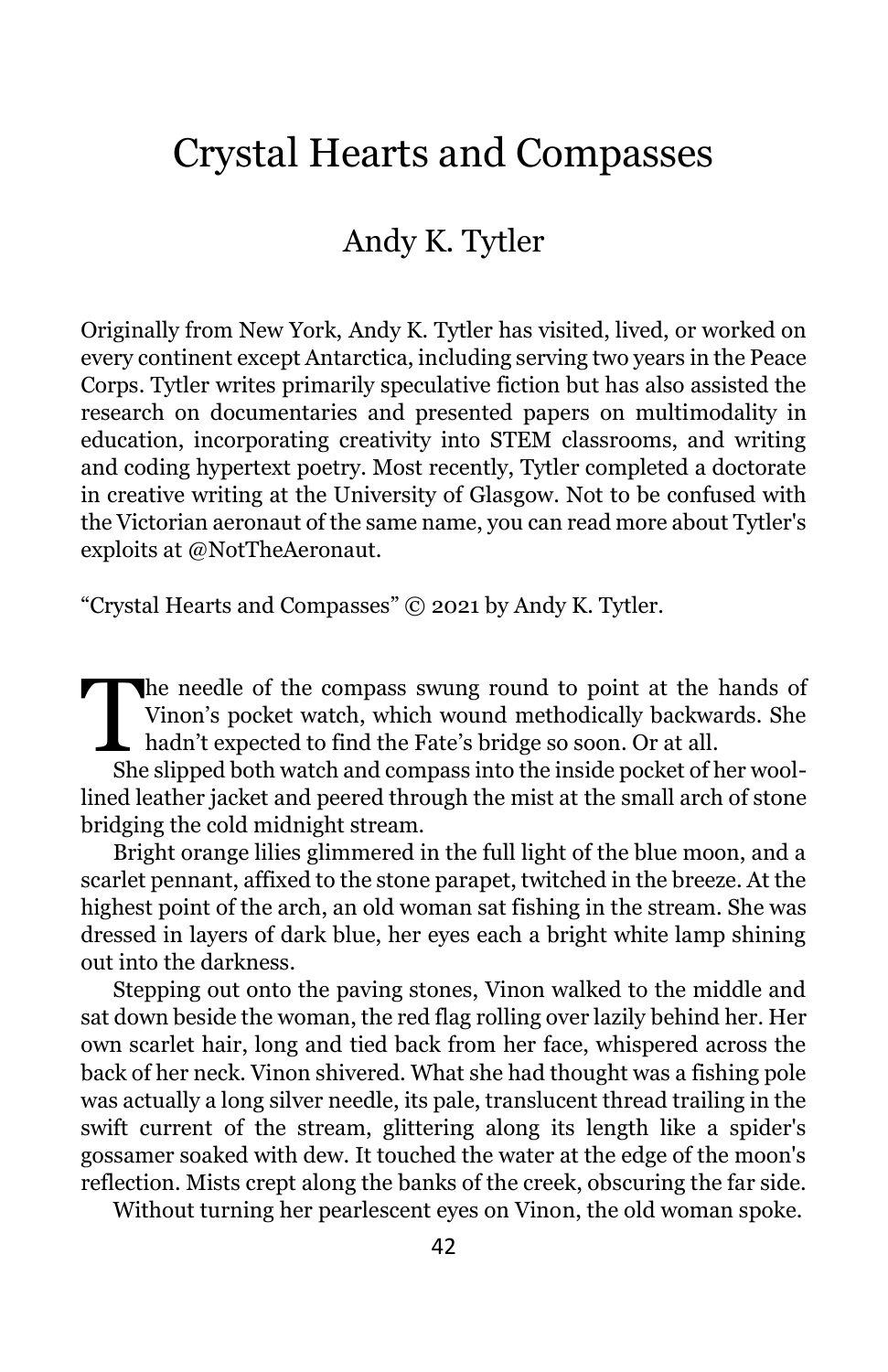# Crystal Hearts and Compasses

## Andy K. Tytler

Originally from New York, Andy K. Tytler has visited, lived, or worked on every continent except Antarctica, including serving two years in the Peace Corps. Tytler writes primarily speculative fiction but has also assisted the research on documentaries and presented papers on multimodality in education, incorporating creativity into STEM classrooms, and writing and coding hypertext poetry. Most recently, Tytler completed a doctorate in creative writing at the University of Glasgow. Not to be confused with the Victorian aeronaut of the same name, you can read more about Tytler's exploits at @NotTheAeronaut.

"Crystal Hearts and Compasses" © 2021 by Andy K. Tytler.

The needle of the compass swung round to point at the hands of Vinon's pocket watch, which wound methodically backwards. She hadn't expected to find the Fate's bridge so soon. Or at all.

She slipped both watch and compass into the inside pocket of her wool-lined leather jacket and peered through the mist at the small arch of stone bridging the cold midnight stream.

Bright orange lilies glimmered in the full light of the blue moon, and a scarlet pennant, affixed to the stone parapet, twitched in the breeze. At the highest point of the arch, an old woman sat fishing in the stream. She was dressed in layers of dark blue, her eyes each a bright white lamp shining out into the darkness.

Stepping out onto the paving stones, Vinon walked to the middle and sat down beside the woman, the red flag rolling over lazily behind her. Her own scarlet hair, long and tied back from her face, whispered across the back of her neck. Vinon shivered. What she had thought was a fishing pole was actually a long silver needle, its pale, translucent thread trailing in the swift current of the stream, glittering along its length like a spider's gossamer soaked with dew. It touched the water at the edge of the moon's reflection. Mists crept along the banks of the creek, obscuring the far side.

Without turning her pearlescent eyes on Vinon, the old woman spoke.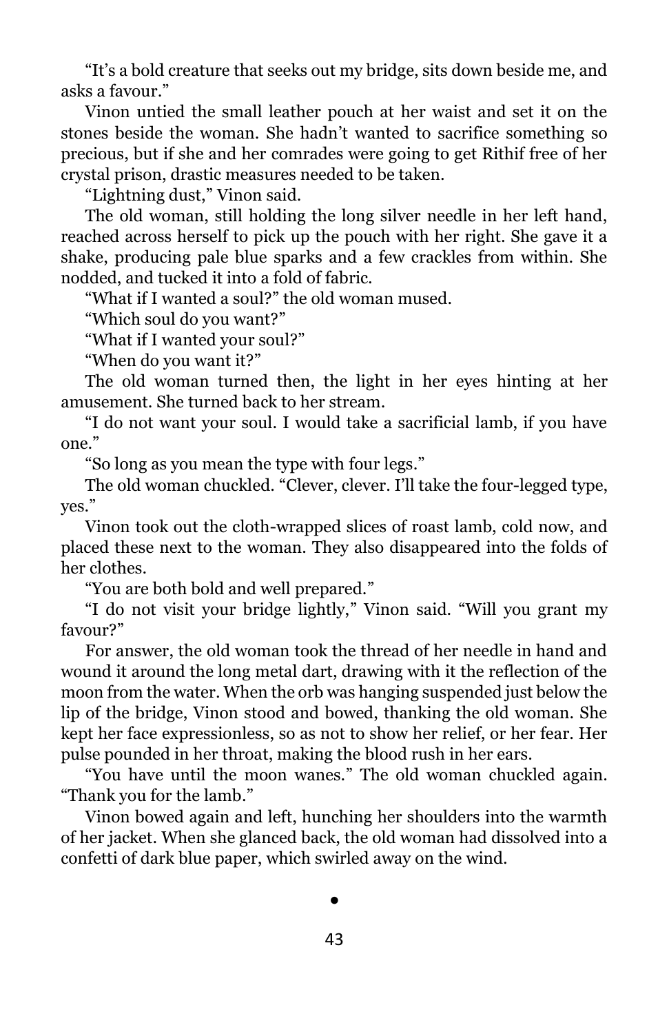“It’s a bold creature that seeks out my bridge, sits down beside me, and asks a favour.”

Vinon untied the small leather pouch at her waist and set it on the stones beside the woman. She hadn’t wanted to sacrifice something so precious, but if she and her comrades were going to get Rithif free of her crystal prison, drastic measures needed to be taken.

“Lightning dust,” Vinon said.

The old woman, still holding the long silver needle in her left hand, reached across herself to pick up the pouch with her right. She gave it a shake, producing pale blue sparks and a few crackles from within. She nodded, and tucked it into a fold of fabric.

“What if I wanted a soul?” the old woman mused.

“Which soul do you want?”

“What if I wanted your soul?”

“When do you want it?”

The old woman turned then, the light in her eyes hinting at her amusement. She turned back to her stream.

“I do not want your soul. I would take a sacrificial lamb, if you have one.”

“So long as you mean the type with four legs.”

The old woman chuckled. “Clever, clever. I’ll take the four-legged type, yes.”

Vinon took out the cloth-wrapped slices of roast lamb, cold now, and placed these next to the woman. They also disappeared into the folds of her clothes.

“You are both bold and well prepared.”

“I do not visit your bridge lightly,” Vinon said. “Will you grant my favour?”

For answer, the old woman took the thread of her needle in hand and wound it around the long metal dart, drawing with it the reflection of the moon from the water. When the orb was hanging suspended just below the lip of the bridge, Vinon stood and bowed, thanking the old woman. She kept her face expressionless, so as not to show her relief, or her fear. Her pulse pounded in her throat, making the blood rush in her ears.

“You have until the moon wanes.” The old woman chuckled again. “Thank you for the lamb.”

Vinon bowed again and left, hunching her shoulders into the warmth of her jacket. When she glanced back, the old woman had dissolved into a confetti of dark blue paper, which swirled away on the wind.

•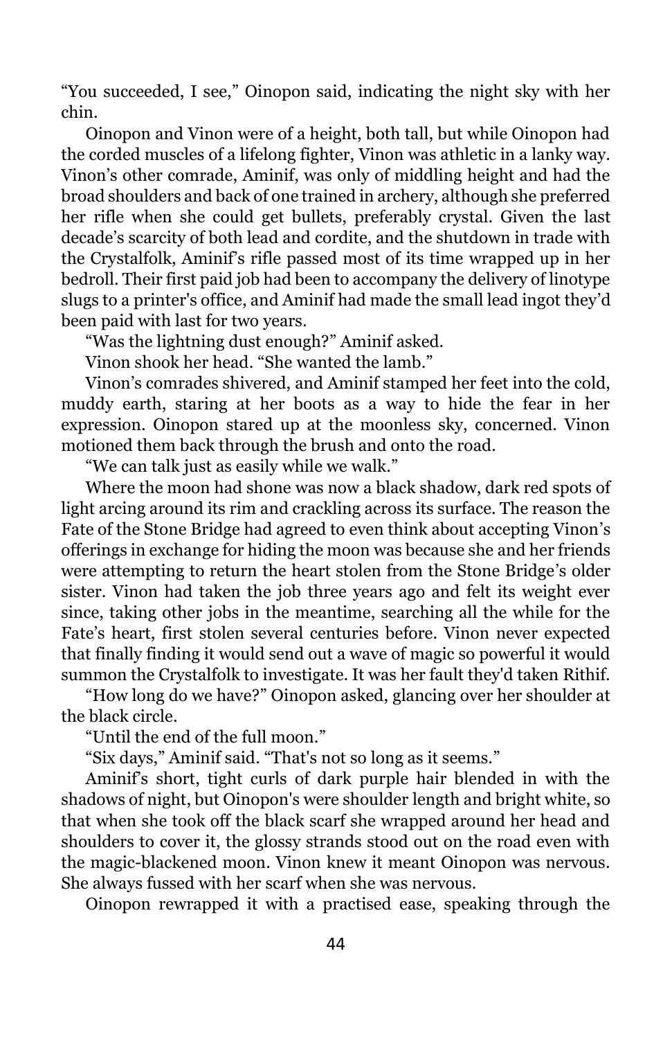"You succeeded, I see," Oinopon said, indicating the night sky with her chin.

Oinopon and Vinon were of a height, both tall, but while Oinopon had the corded muscles of a lifelong fighter, Vinon was athletic in a lanky way. Vinon's other comrade, Aminif, was only of middling height and had the broad shoulders and back of one trained in archery, although she preferred her rifle when she could get bullets, preferably crystal. Given the last decade's scarcity of both lead and cordite, and the shutdown in trade with the Crystalfolk, Aminif's rifle passed most of its time wrapped up in her bedroll. Their first paid job had been to accompany the delivery of linotype slugs to a printer's office, and Aminif had made the small lead ingot they'd been paid with last for two years.

"Was the lightning dust enough?" Aminif asked.

Vinon shook her head. "She wanted the lamb."

Vinon's comrades shivered, and Aminif stamped her feet into the cold, muddy earth, staring at her boots as a way to hide the fear in her expression. Oinopon stared up at the moonless sky, concerned. Vinon motioned them back through the brush and onto the road.

"We can talk just as easily while we walk."

Where the moon had shone was now a black shadow, dark red spots of light arcing around its rim and crackling across its surface. The reason the Fate of the Stone Bridge had agreed to even think about accepting Vinon's offerings in exchange for hiding the moon was because she and her friends were attempting to return the heart stolen from the Stone Bridge's older sister. Vinon had taken the job three years ago and felt its weight ever since, taking other jobs in the meantime, searching all the while for the Fate's heart, first stolen several centuries before. Vinon never expected that finally finding it would send out a wave of magic so powerful it would summon the Crystalfolk to investigate. It was her fault they'd taken Rithif.

"How long do we have?" Oinopon asked, glancing over her shoulder at the black circle.

"Until the end of the full moon."

"Six days," Aminif said. "That's not so long as it seems."

Aminif's short, tight curls of dark purple hair blended in with the shadows of night, but Oinopon's were shoulder length and bright white, so that when she took off the black scarf she wrapped around her head and shoulders to cover it, the glossy strands stood out on the road even with the magic-blackened moon. Vinon knew it meant Oinopon was nervous. She always fussed with her scarf when she was nervous.

Oinopon rewrapped it with a practised ease, speaking through the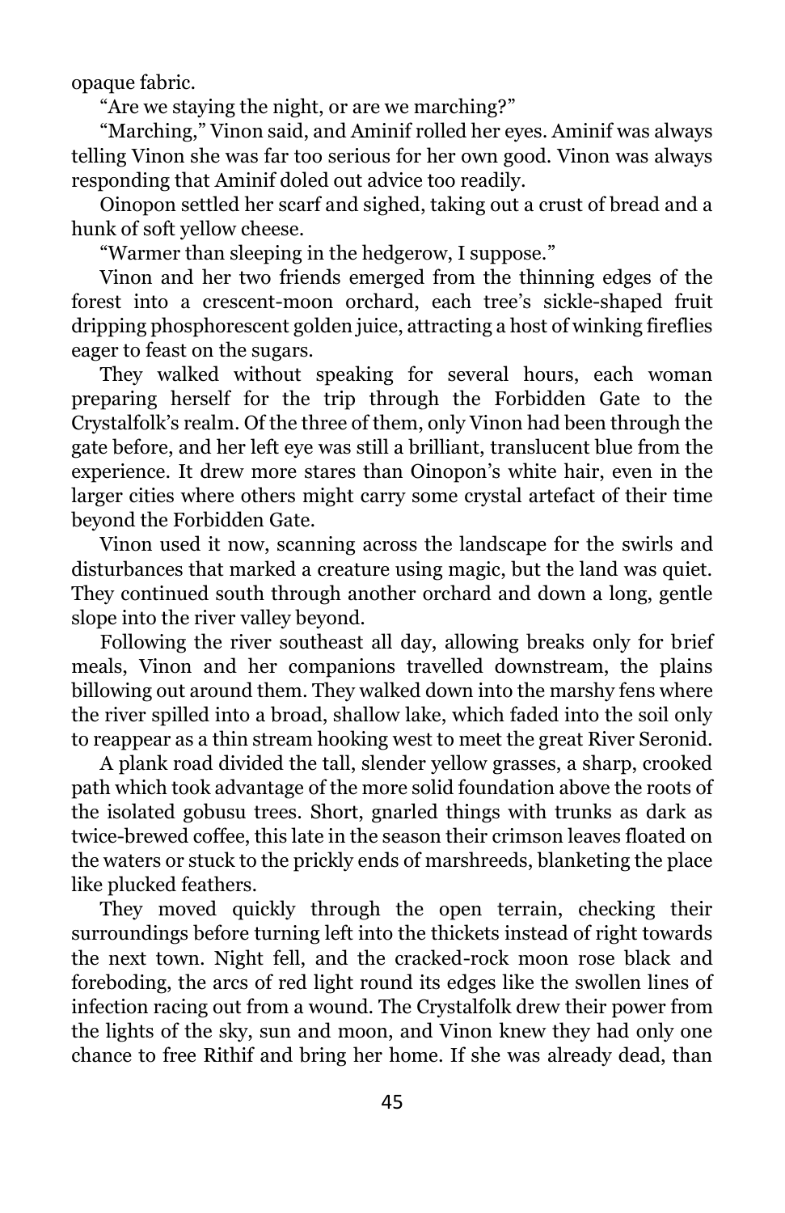opaque fabric.

“Are we staying the night, or are we marching?”

“Marching,” Vinon said, and Aminif rolled her eyes. Aminif was always telling Vinon she was far too serious for her own good. Vinon was always responding that Aminif doled out advice too readily.

Oinopon settled her scarf and sighed, taking out a crust of bread and a hunk of soft yellow cheese.

“Warmer than sleeping in the hedgerow, I suppose.”

Vinon and her two friends emerged from the thinning edges of the forest into a crescent-moon orchard, each tree’s sickle-shaped fruit dripping phosphorescent golden juice, attracting a host of winking fireflies eager to feast on the sugars.

They walked without speaking for several hours, each woman preparing herself for the trip through the Forbidden Gate to the Crystalfolk’s realm. Of the three of them, only Vinon had been through the gate before, and her left eye was still a brilliant, translucent blue from the experience. It drew more stares than Oinopon’s white hair, even in the larger cities where others might carry some crystal artefact of their time beyond the Forbidden Gate.

Vinon used it now, scanning across the landscape for the swirls and disturbances that marked a creature using magic, but the land was quiet. They continued south through another orchard and down a long, gentle slope into the river valley beyond.

Following the river southeast all day, allowing breaks only for brief meals, Vinon and her companions travelled downstream, the plains billowing out around them. They walked down into the marshy fens where the river spilled into a broad, shallow lake, which faded into the soil only to reappear as a thin stream hooking west to meet the great River Seronid.

A plank road divided the tall, slender yellow grasses, a sharp, crooked path which took advantage of the more solid foundation above the roots of the isolated gobusu trees. Short, gnarled things with trunks as dark as twice-brewed coffee, this late in the season their crimson leaves floated on the waters or stuck to the prickly ends of marshreeds, blanketing the place like plucked feathers.

They moved quickly through the open terrain, checking their surroundings before turning left into the thickets instead of right towards the next town. Night fell, and the cracked-rock moon rose black and foreboding, the arcs of red light round its edges like the swollen lines of infection racing out from a wound. The Crystalfolk drew their power from the lights of the sky, sun and moon, and Vinon knew they had only one chance to free Rithif and bring her home. If she was already dead, than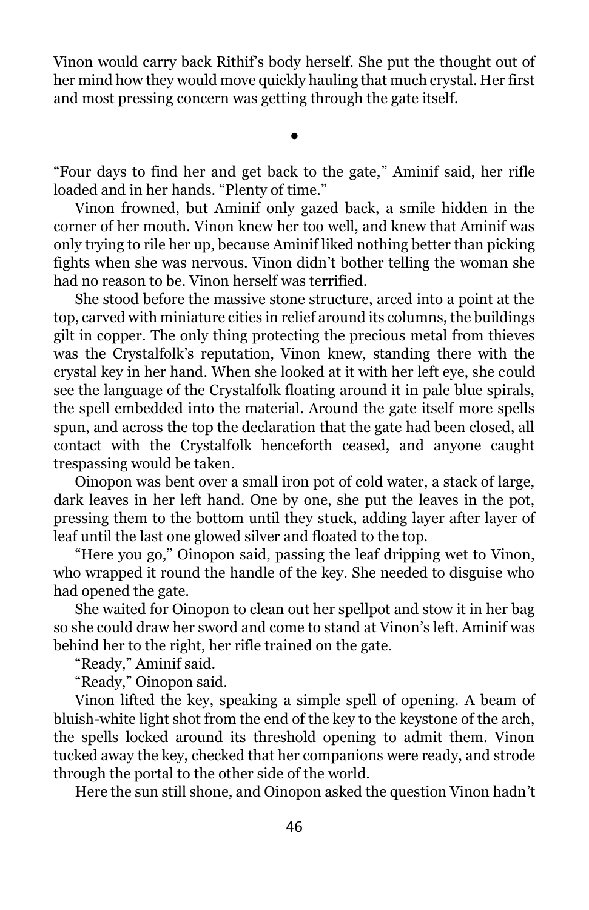Vinon would carry back Rithif's body herself. She put the thought out of her mind how they would move quickly hauling that much crystal. Her first and most pressing concern was getting through the gate itself.

•

"Four days to find her and get back to the gate," Aminif said, her rifle loaded and in her hands. "Plenty of time."

Vinon frowned, but Aminif only gazed back, a smile hidden in the corner of her mouth. Vinon knew her too well, and knew that Aminif was only trying to rile her up, because Aminif liked nothing better than picking fights when she was nervous. Vinon didn't bother telling the woman she had no reason to be. Vinon herself was terrified.

She stood before the massive stone structure, arced into a point at the top, carved with miniature cities in relief around its columns, the buildings gilt in copper. The only thing protecting the precious metal from thieves was the Crystalfolk's reputation, Vinon knew, standing there with the crystal key in her hand. When she looked at it with her left eye, she could see the language of the Crystalfolk floating around it in pale blue spirals, the spell embedded into the material. Around the gate itself more spells spun, and across the top the declaration that the gate had been closed, all contact with the Crystalfolk henceforth ceased, and anyone caught trespassing would be taken.

Oinopon was bent over a small iron pot of cold water, a stack of large, dark leaves in her left hand. One by one, she put the leaves in the pot, pressing them to the bottom until they stuck, adding layer after layer of leaf until the last one glowed silver and floated to the top.

"Here you go," Oinopon said, passing the leaf dripping wet to Vinon, who wrapped it round the handle of the key. She needed to disguise who had opened the gate.

She waited for Oinopon to clean out her spellpot and stow it in her bag so she could draw her sword and come to stand at Vinon's left. Aminif was behind her to the right, her rifle trained on the gate.

"Ready," Aminif said.

"Ready," Oinopon said.

Vinon lifted the key, speaking a simple spell of opening. A beam of bluish-white light shot from the end of the key to the keystone of the arch, the spells locked around its threshold opening to admit them. Vinon tucked away the key, checked that her companions were ready, and strode through the portal to the other side of the world.

Here the sun still shone, and Oinopon asked the question Vinon hadn't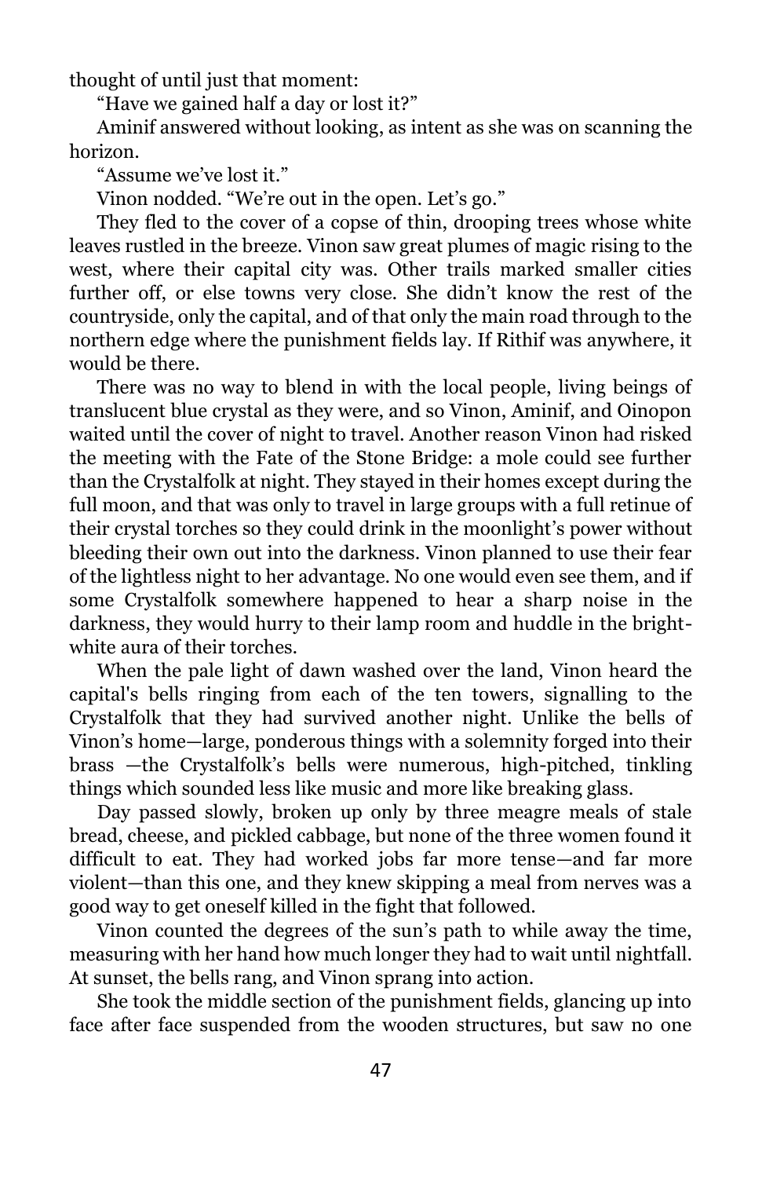thought of until just that moment:

"Have we gained half a day or lost it?"

Aminif answered without looking, as intent as she was on scanning the horizon.

"Assume we've lost it."

Vinon nodded. "We're out in the open. Let's go."

They fled to the cover of a copse of thin, drooping trees whose white leaves rustled in the breeze. Vinon saw great plumes of magic rising to the west, where their capital city was. Other trails marked smaller cities further off, or else towns very close. She didn't know the rest of the countryside, only the capital, and of that only the main road through to the northern edge where the punishment fields lay. If Rithif was anywhere, it would be there.

There was no way to blend in with the local people, living beings of translucent blue crystal as they were, and so Vinon, Aminif, and Oinopon waited until the cover of night to travel. Another reason Vinon had risked the meeting with the Fate of the Stone Bridge: a mole could see further than the Crystalfolk at night. They stayed in their homes except during the full moon, and that was only to travel in large groups with a full retinue of their crystal torches so they could drink in the moonlight's power without bleeding their own out into the darkness. Vinon planned to use their fear of the lightless night to her advantage. No one would even see them, and if some Crystalfolk somewhere happened to hear a sharp noise in the darkness, they would hurry to their lamp room and huddle in the bright-white aura of their torches.

When the pale light of dawn washed over the land, Vinon heard the capital's bells ringing from each of the ten towers, signalling to the Crystalfolk that they had survived another night. Unlike the bells of Vinon's home—large, ponderous things with a solemnity forged into their brass —the Crystalfolk's bells were numerous, high-pitched, tinkling things which sounded less like music and more like breaking glass.

Day passed slowly, broken up only by three meagre meals of stale bread, cheese, and pickled cabbage, but none of the three women found it difficult to eat. They had worked jobs far more tense—and far more violent—than this one, and they knew skipping a meal from nerves was a good way to get oneself killed in the fight that followed.

Vinon counted the degrees of the sun's path to while away the time, measuring with her hand how much longer they had to wait until nightfall. At sunset, the bells rang, and Vinon sprang into action.

She took the middle section of the punishment fields, glancing up into face after face suspended from the wooden structures, but saw no one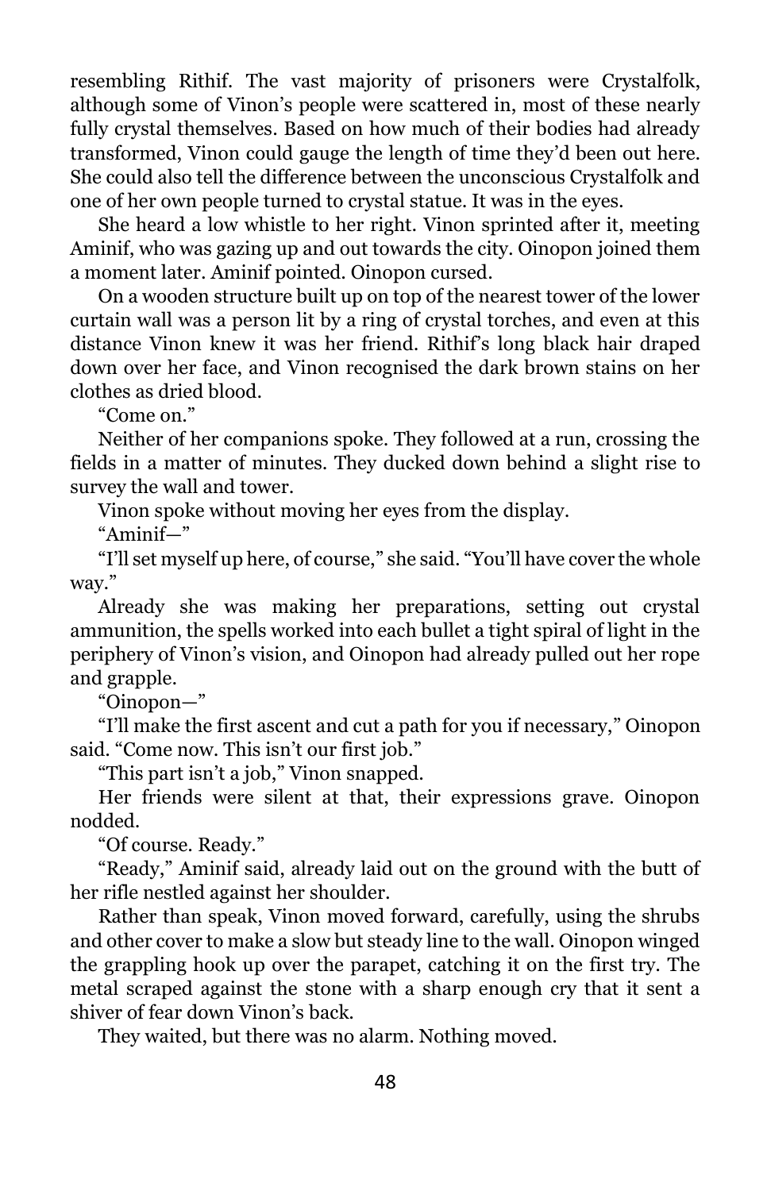resembling Rithif. The vast majority of prisoners were Crystalfolk, although some of Vinon's people were scattered in, most of these nearly fully crystal themselves. Based on how much of their bodies had already transformed, Vinon could gauge the length of time they'd been out here. She could also tell the difference between the unconscious Crystalfolk and one of her own people turned to crystal statue. It was in the eyes.

She heard a low whistle to her right. Vinon sprinted after it, meeting Aminif, who was gazing up and out towards the city. Oinopon joined them a moment later. Aminif pointed. Oinopon cursed.

On a wooden structure built up on top of the nearest tower of the lower curtain wall was a person lit by a ring of crystal torches, and even at this distance Vinon knew it was her friend. Rithif's long black hair draped down over her face, and Vinon recognised the dark brown stains on her clothes as dried blood.

"Come on."

Neither of her companions spoke. They followed at a run, crossing the fields in a matter of minutes. They ducked down behind a slight rise to survey the wall and tower.

Vinon spoke without moving her eyes from the display.

"Aminif—"

"I'll set myself up here, of course," she said. "You'll have cover the whole way."

Already she was making her preparations, setting out crystal ammunition, the spells worked into each bullet a tight spiral of light in the periphery of Vinon's vision, and Oinopon had already pulled out her rope and grapple.

"Oinopon—"

"I'll make the first ascent and cut a path for you if necessary," Oinopon said. "Come now. This isn't our first job."

"This part isn't a job," Vinon snapped.

Her friends were silent at that, their expressions grave. Oinopon nodded.

"Of course. Ready."

"Ready," Aminif said, already laid out on the ground with the butt of her rifle nestled against her shoulder.

Rather than speak, Vinon moved forward, carefully, using the shrubs and other cover to make a slow but steady line to the wall. Oinopon winged the grappling hook up over the parapet, catching it on the first try. The metal scraped against the stone with a sharp enough cry that it sent a shiver of fear down Vinon's back.

They waited, but there was no alarm. Nothing moved.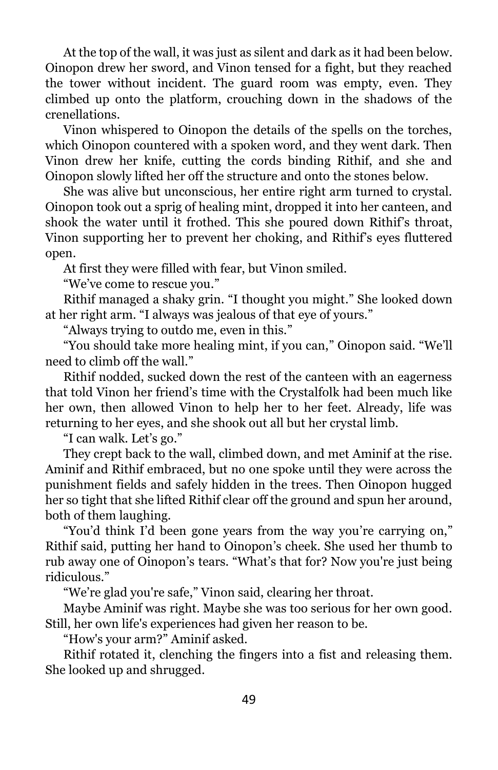At the top of the wall, it was just as silent and dark as it had been below. Oinopon drew her sword, and Vinon tensed for a fight, but they reached the tower without incident. The guard room was empty, even. They climbed up onto the platform, crouching down in the shadows of the crenellations.

Vinon whispered to Oinopon the details of the spells on the torches, which Oinopon countered with a spoken word, and they went dark. Then Vinon drew her knife, cutting the cords binding Rithif, and she and Oinopon slowly lifted her off the structure and onto the stones below.

She was alive but unconscious, her entire right arm turned to crystal. Oinopon took out a sprig of healing mint, dropped it into her canteen, and shook the water until it frothed. This she poured down Rithif's throat, Vinon supporting her to prevent her choking, and Rithif's eyes fluttered open.

At first they were filled with fear, but Vinon smiled.

"We've come to rescue you."

Rithif managed a shaky grin. "I thought you might." She looked down at her right arm. "I always was jealous of that eye of yours."

"Always trying to outdo me, even in this."

"You should take more healing mint, if you can," Oinopon said. "We'll need to climb off the wall."

Rithif nodded, sucked down the rest of the canteen with an eagerness that told Vinon her friend's time with the Crystalfolk had been much like her own, then allowed Vinon to help her to her feet. Already, life was returning to her eyes, and she shook out all but her crystal limb.

"I can walk. Let's go."

They crept back to the wall, climbed down, and met Aminif at the rise. Aminif and Rithif embraced, but no one spoke until they were across the punishment fields and safely hidden in the trees. Then Oinopon hugged her so tight that she lifted Rithif clear off the ground and spun her around, both of them laughing.

"You'd think I'd been gone years from the way you're carrying on," Rithif said, putting her hand to Oinopon's cheek. She used her thumb to rub away one of Oinopon's tears. "What's that for? Now you're just being ridiculous."

"We're glad you're safe," Vinon said, clearing her throat.

Maybe Aminif was right. Maybe she was too serious for her own good. Still, her own life's experiences had given her reason to be.

"How's your arm?" Aminif asked.

Rithif rotated it, clenching the fingers into a fist and releasing them. She looked up and shrugged.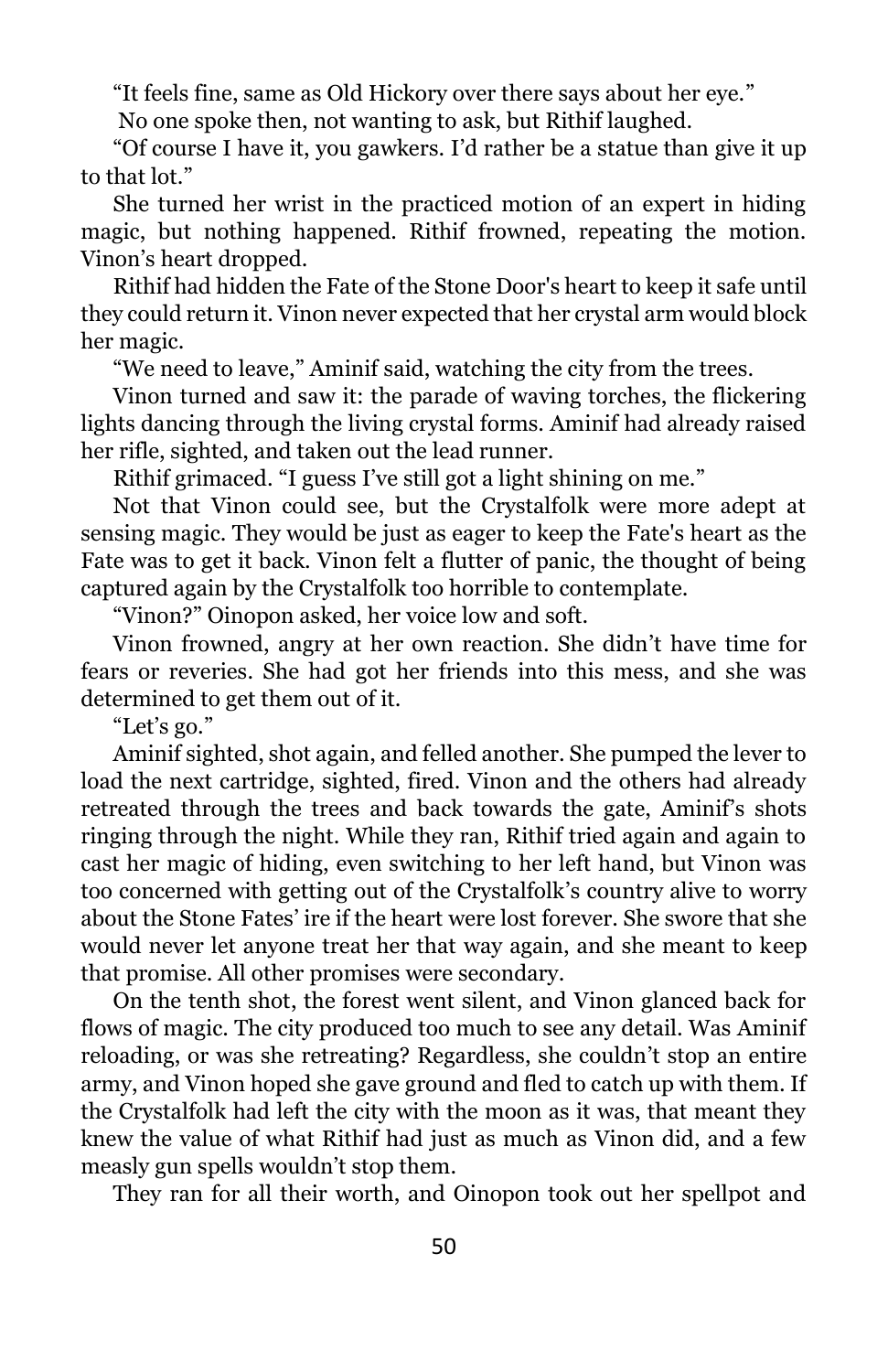"It feels fine, same as Old Hickory over there says about her eye."

No one spoke then, not wanting to ask, but Rithif laughed.

"Of course I have it, you gawkers. I'd rather be a statue than give it up to that lot."

She turned her wrist in the practiced motion of an expert in hiding magic, but nothing happened. Rithif frowned, repeating the motion. Vinon's heart dropped.

Rithif had hidden the Fate of the Stone Door's heart to keep it safe until they could return it. Vinon never expected that her crystal arm would block her magic.

"We need to leave," Aminif said, watching the city from the trees.

Vinon turned and saw it: the parade of waving torches, the flickering lights dancing through the living crystal forms. Aminif had already raised her rifle, sighted, and taken out the lead runner.

Rithif grimaced. "I guess I've still got a light shining on me."

Not that Vinon could see, but the Crystalfolk were more adept at sensing magic. They would be just as eager to keep the Fate's heart as the Fate was to get it back. Vinon felt a flutter of panic, the thought of being captured again by the Crystalfolk too horrible to contemplate.

"Vinon?" Oinopon asked, her voice low and soft.

Vinon frowned, angry at her own reaction. She didn't have time for fears or reveries. She had got her friends into this mess, and she was determined to get them out of it.

"Let's go."

Aminif sighted, shot again, and felled another. She pumped the lever to load the next cartridge, sighted, fired. Vinon and the others had already retreated through the trees and back towards the gate, Aminif's shots ringing through the night. While they ran, Rithif tried again and again to cast her magic of hiding, even switching to her left hand, but Vinon was too concerned with getting out of the Crystalfolk's country alive to worry about the Stone Fates' ire if the heart were lost forever. She swore that she would never let anyone treat her that way again, and she meant to keep that promise. All other promises were secondary.

On the tenth shot, the forest went silent, and Vinon glanced back for flows of magic. The city produced too much to see any detail. Was Aminif reloading, or was she retreating? Regardless, she couldn't stop an entire army, and Vinon hoped she gave ground and fled to catch up with them. If the Crystalfolk had left the city with the moon as it was, that meant they knew the value of what Rithif had just as much as Vinon did, and a few measly gun spells wouldn't stop them.

They ran for all their worth, and Oinopon took out her spellpot and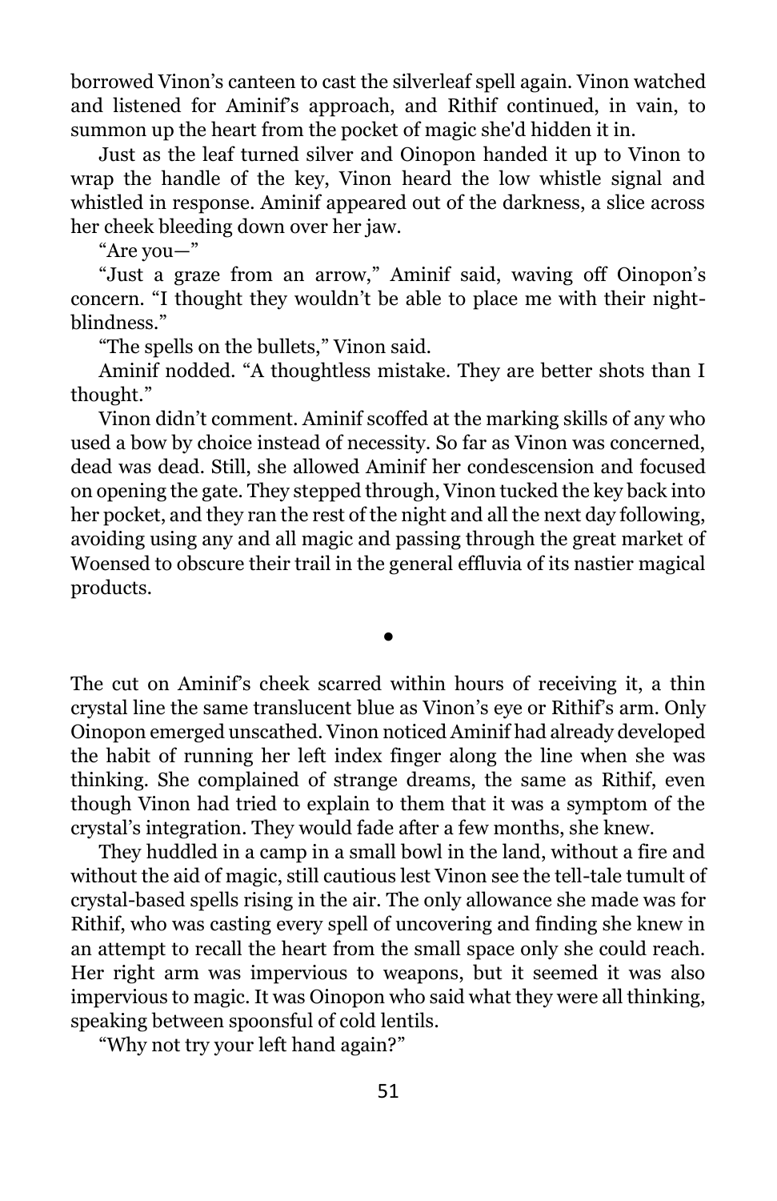borrowed Vinon's canteen to cast the silverleaf spell again. Vinon watched and listened for Aminif's approach, and Rithif continued, in vain, to summon up the heart from the pocket of magic she'd hidden it in.

Just as the leaf turned silver and Oinopon handed it up to Vinon to wrap the handle of the key, Vinon heard the low whistle signal and whistled in response. Aminif appeared out of the darkness, a slice across her cheek bleeding down over her jaw.

"Are you—"

"Just a graze from an arrow," Aminif said, waving off Oinopon's concern. "I thought they wouldn't be able to place me with their night-blindness."

"The spells on the bullets," Vinon said.

Aminif nodded. "A thoughtless mistake. They are better shots than I thought."

Vinon didn't comment. Aminif scoffed at the marking skills of any who used a bow by choice instead of necessity. So far as Vinon was concerned, dead was dead. Still, she allowed Aminif her condescension and focused on opening the gate. They stepped through, Vinon tucked the key back into her pocket, and they ran the rest of the night and all the next day following, avoiding using any and all magic and passing through the great market of Woensed to obscure their trail in the general effluvia of its nastier magical products.

•

The cut on Aminif's cheek scarred within hours of receiving it, a thin crystal line the same translucent blue as Vinon's eye or Rithif's arm. Only Oinopon emerged unscathed. Vinon noticed Aminif had already developed the habit of running her left index finger along the line when she was thinking. She complained of strange dreams, the same as Rithif, even though Vinon had tried to explain to them that it was a symptom of the crystal's integration. They would fade after a few months, she knew.

They huddled in a camp in a small bowl in the land, without a fire and without the aid of magic, still cautious lest Vinon see the tell-tale tumult of crystal-based spells rising in the air. The only allowance she made was for Rithif, who was casting every spell of uncovering and finding she knew in an attempt to recall the heart from the small space only she could reach. Her right arm was impervious to weapons, but it seemed it was also impervious to magic. It was Oinopon who said what they were all thinking, speaking between spoonsful of cold lentils.

"Why not try your left hand again?"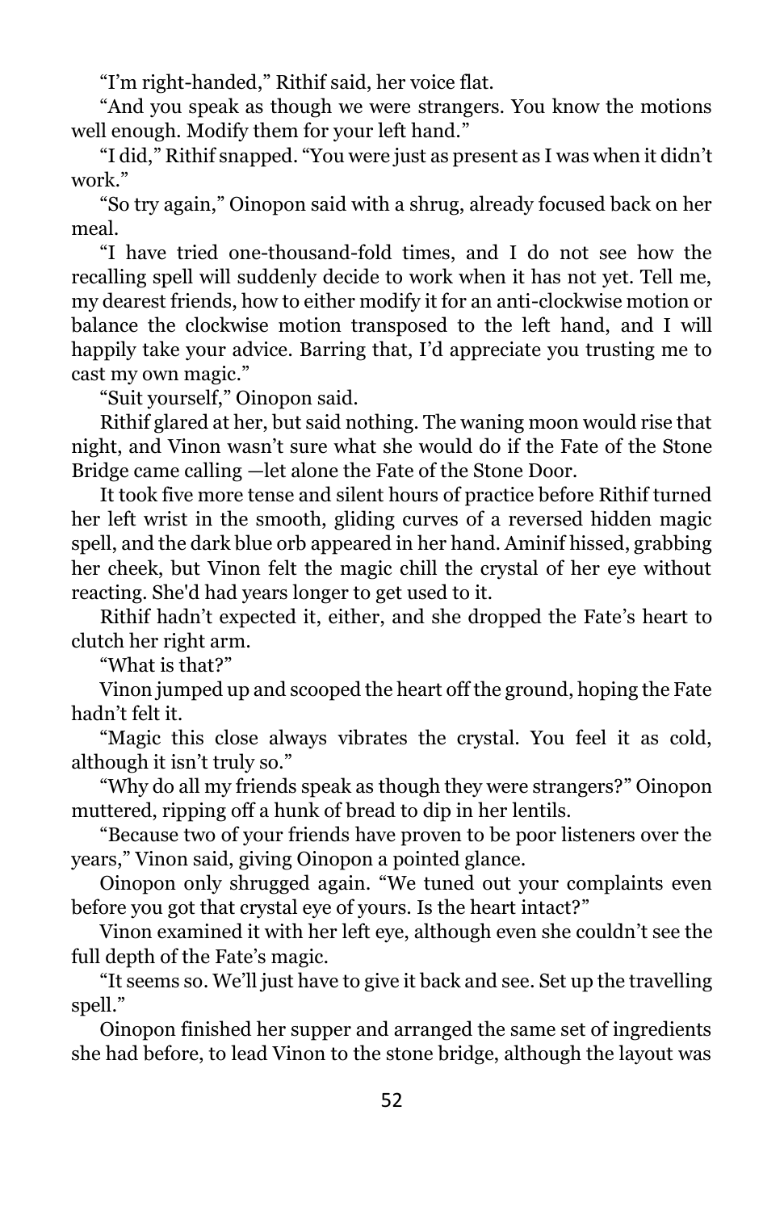"I'm right-handed," Rithif said, her voice flat.

"And you speak as though we were strangers. You know the motions well enough. Modify them for your left hand."

"I did," Rithif snapped. "You were just as present as I was when it didn't work."

"So try again," Oinopon said with a shrug, already focused back on her meal.

"I have tried one-thousand-fold times, and I do not see how the recalling spell will suddenly decide to work when it has not yet. Tell me, my dearest friends, how to either modify it for an anti-clockwise motion or balance the clockwise motion transposed to the left hand, and I will happily take your advice. Barring that, I'd appreciate you trusting me to cast my own magic."

"Suit yourself," Oinopon said.

Rithif glared at her, but said nothing. The waning moon would rise that night, and Vinon wasn't sure what she would do if the Fate of the Stone Bridge came calling —let alone the Fate of the Stone Door.

It took five more tense and silent hours of practice before Rithif turned her left wrist in the smooth, gliding curves of a reversed hidden magic spell, and the dark blue orb appeared in her hand. Aminif hissed, grabbing her cheek, but Vinon felt the magic chill the crystal of her eye without reacting. She'd had years longer to get used to it.

Rithif hadn't expected it, either, and she dropped the Fate's heart to clutch her right arm.

"What is that?"

Vinon jumped up and scooped the heart off the ground, hoping the Fate hadn't felt it.

"Magic this close always vibrates the crystal. You feel it as cold, although it isn't truly so."

"Why do all my friends speak as though they were strangers?" Oinopon muttered, ripping off a hunk of bread to dip in her lentils.

"Because two of your friends have proven to be poor listeners over the years," Vinon said, giving Oinopon a pointed glance.

Oinopon only shrugged again. "We tuned out your complaints even before you got that crystal eye of yours. Is the heart intact?"

Vinon examined it with her left eye, although even she couldn't see the full depth of the Fate's magic.

"It seems so. We'll just have to give it back and see. Set up the travelling spell."

Oinopon finished her supper and arranged the same set of ingredients she had before, to lead Vinon to the stone bridge, although the layout was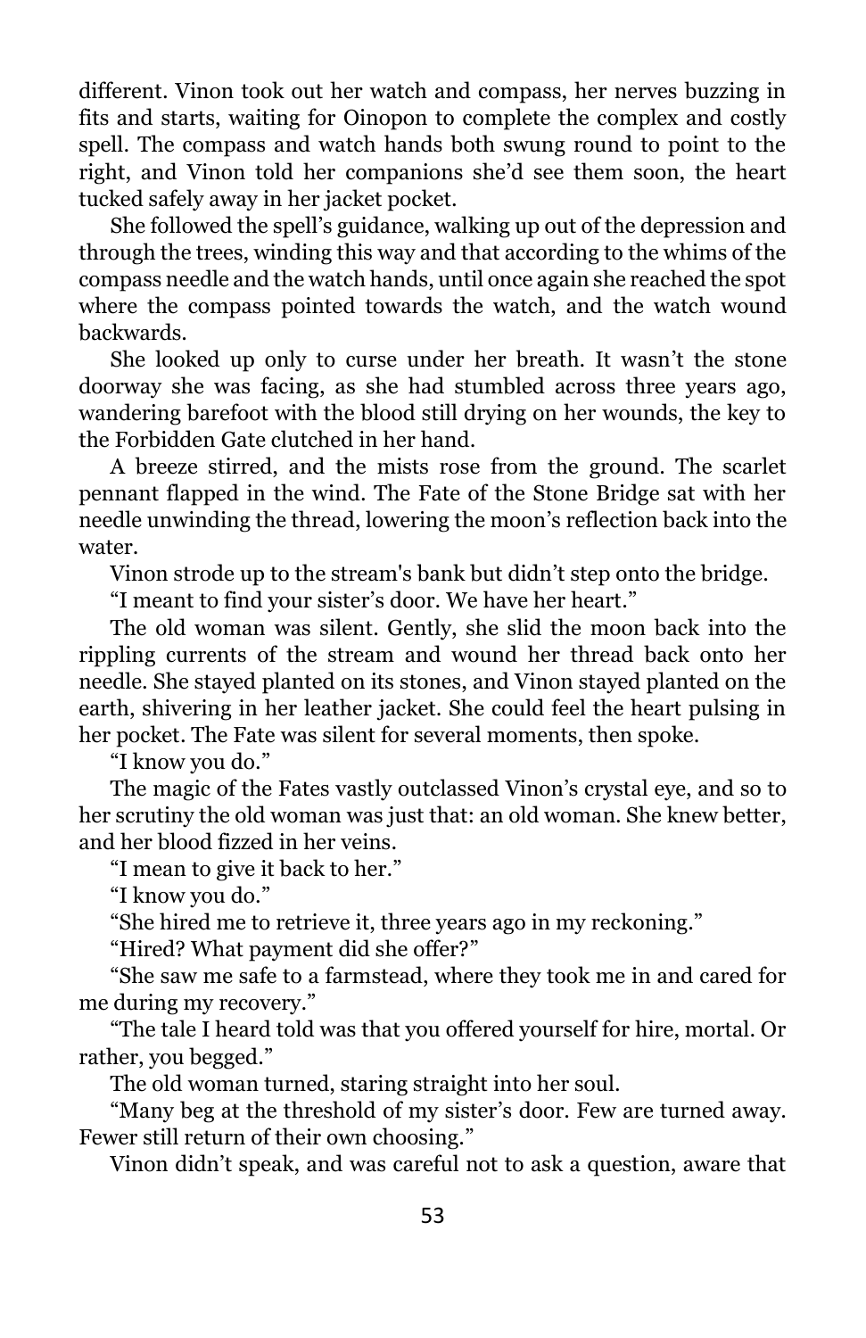different. Vinon took out her watch and compass, her nerves buzzing in fits and starts, waiting for Oinopon to complete the complex and costly spell. The compass and watch hands both swung round to point to the right, and Vinon told her companions she'd see them soon, the heart tucked safely away in her jacket pocket.

She followed the spell's guidance, walking up out of the depression and through the trees, winding this way and that according to the whims of the compass needle and the watch hands, until once again she reached the spot where the compass pointed towards the watch, and the watch wound backwards.

She looked up only to curse under her breath. It wasn't the stone doorway she was facing, as she had stumbled across three years ago, wandering barefoot with the blood still drying on her wounds, the key to the Forbidden Gate clutched in her hand.

A breeze stirred, and the mists rose from the ground. The scarlet pennant flapped in the wind. The Fate of the Stone Bridge sat with her needle unwinding the thread, lowering the moon's reflection back into the water.

Vinon strode up to the stream's bank but didn't step onto the bridge.

"I meant to find your sister's door. We have her heart."

The old woman was silent. Gently, she slid the moon back into the rippling currents of the stream and wound her thread back onto her needle. She stayed planted on its stones, and Vinon stayed planted on the earth, shivering in her leather jacket. She could feel the heart pulsing in her pocket. The Fate was silent for several moments, then spoke.

"I know you do."

The magic of the Fates vastly outclassed Vinon's crystal eye, and so to her scrutiny the old woman was just that: an old woman. She knew better, and her blood fizzed in her veins.

"I mean to give it back to her."

"I know you do."

"She hired me to retrieve it, three years ago in my reckoning."

"Hired? What payment did she offer?"

"She saw me safe to a farmstead, where they took me in and cared for me during my recovery."

"The tale I heard told was that you offered yourself for hire, mortal. Or rather, you begged."

The old woman turned, staring straight into her soul.

"Many beg at the threshold of my sister's door. Few are turned away. Fewer still return of their own choosing."

Vinon didn't speak, and was careful not to ask a question, aware that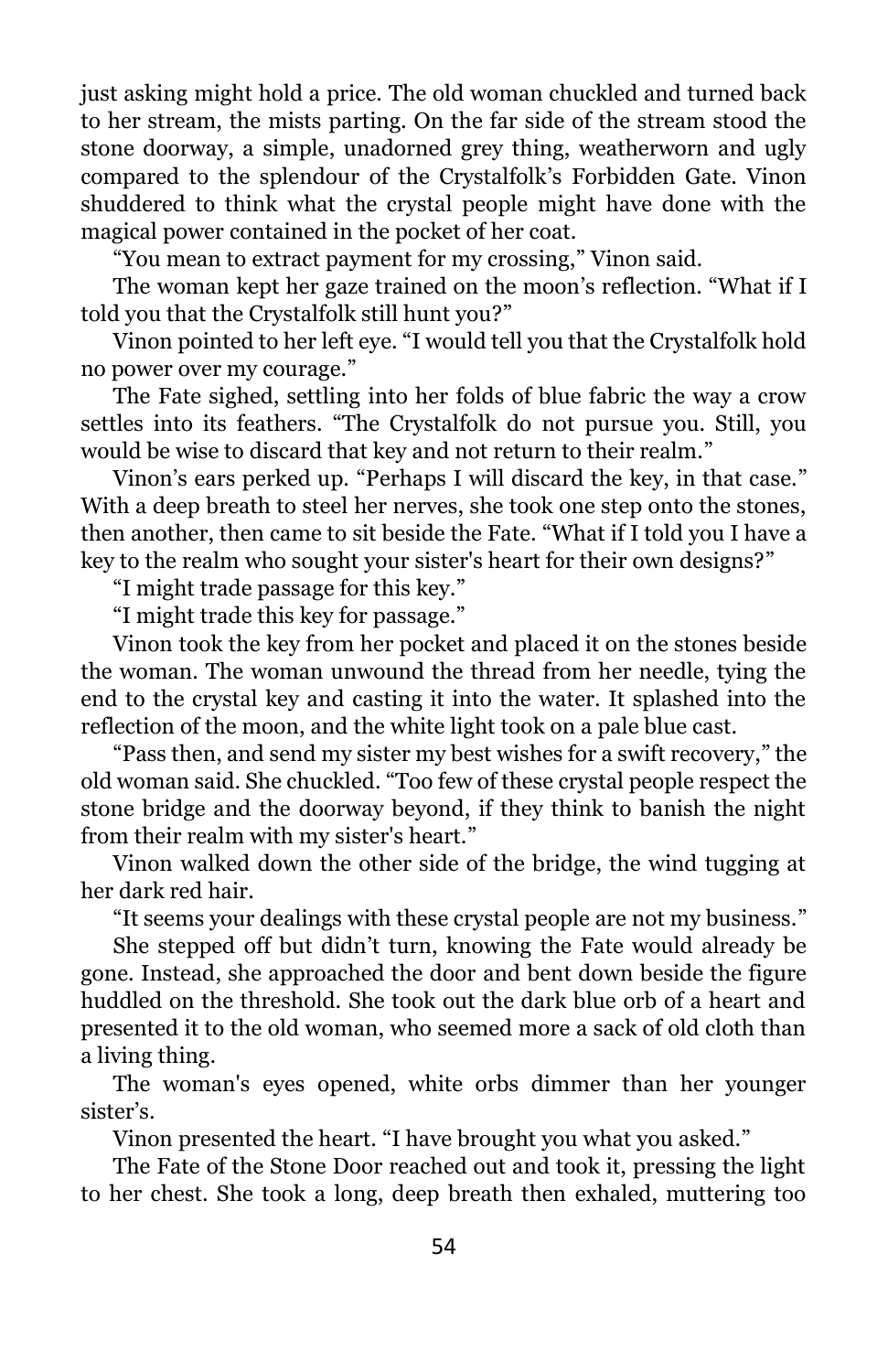just asking might hold a price. The old woman chuckled and turned back to her stream, the mists parting. On the far side of the stream stood the stone doorway, a simple, unadorned grey thing, weatherworn and ugly compared to the splendour of the Crystalfolk's Forbidden Gate. Vinon shuddered to think what the crystal people might have done with the magical power contained in the pocket of her coat.

"You mean to extract payment for my crossing," Vinon said.

The woman kept her gaze trained on the moon's reflection. "What if I told you that the Crystalfolk still hunt you?"

Vinon pointed to her left eye. "I would tell you that the Crystalfolk hold no power over my courage."

The Fate sighed, settling into her folds of blue fabric the way a crow settles into its feathers. "The Crystalfolk do not pursue you. Still, you would be wise to discard that key and not return to their realm."

Vinon's ears perked up. "Perhaps I will discard the key, in that case." With a deep breath to steel her nerves, she took one step onto the stones, then another, then came to sit beside the Fate. "What if I told you I have a key to the realm who sought your sister's heart for their own designs?"

"I might trade passage for this key."

"I might trade this key for passage."

Vinon took the key from her pocket and placed it on the stones beside the woman. The woman unwound the thread from her needle, tying the end to the crystal key and casting it into the water. It splashed into the reflection of the moon, and the white light took on a pale blue cast.

"Pass then, and send my sister my best wishes for a swift recovery," the old woman said. She chuckled. "Too few of these crystal people respect the stone bridge and the doorway beyond, if they think to banish the night from their realm with my sister's heart."

Vinon walked down the other side of the bridge, the wind tugging at her dark red hair.

"It seems your dealings with these crystal people are not my business."

She stepped off but didn't turn, knowing the Fate would already be gone. Instead, she approached the door and bent down beside the figure huddled on the threshold. She took out the dark blue orb of a heart and presented it to the old woman, who seemed more a sack of old cloth than a living thing.

The woman's eyes opened, white orbs dimmer than her younger sister's.

Vinon presented the heart. "I have brought you what you asked."

The Fate of the Stone Door reached out and took it, pressing the light to her chest. She took a long, deep breath then exhaled, muttering too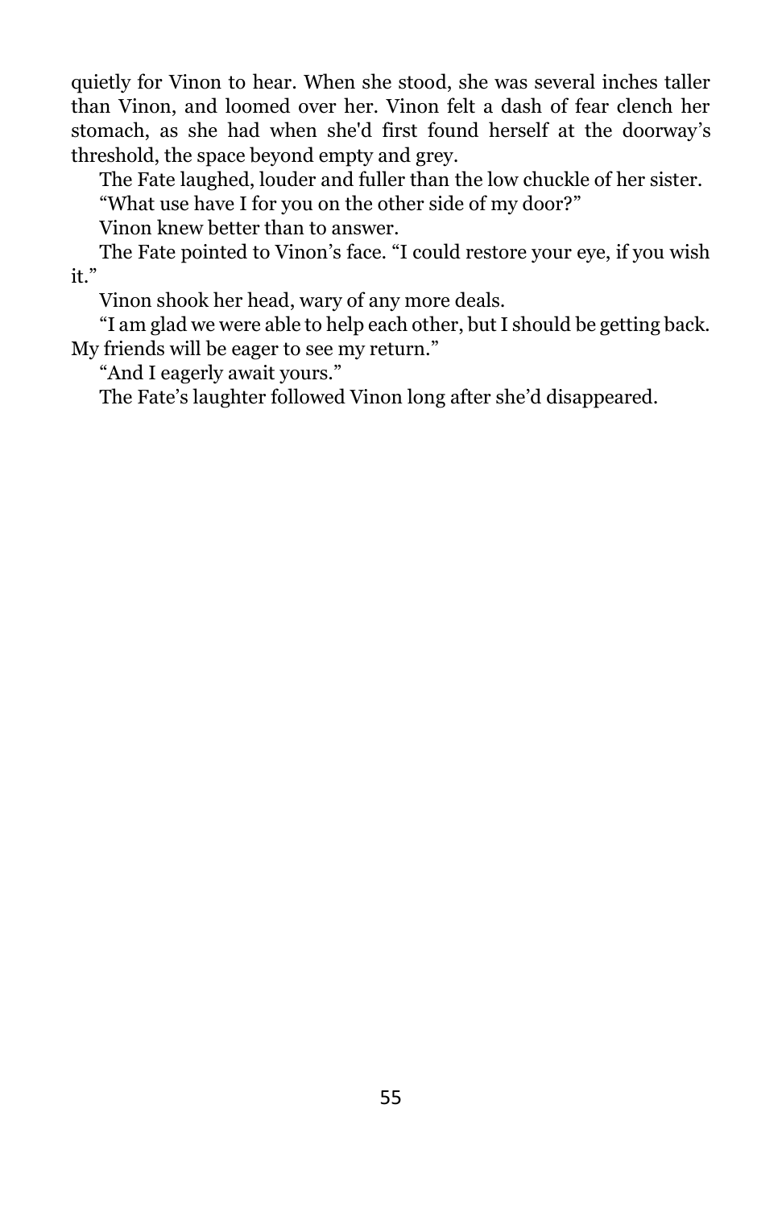quietly for Vinon to hear. When she stood, she was several inches taller than Vinon, and loomed over her. Vinon felt a dash of fear clench her stomach, as she had when she'd first found herself at the doorway's threshold, the space beyond empty and grey.

The Fate laughed, louder and fuller than the low chuckle of her sister.

"What use have I for you on the other side of my door?"

Vinon knew better than to answer.

The Fate pointed to Vinon's face. "I could restore your eye, if you wish it."

Vinon shook her head, wary of any more deals.

"I am glad we were able to help each other, but I should be getting back. My friends will be eager to see my return."

"And I eagerly await yours."

The Fate's laughter followed Vinon long after she'd disappeared.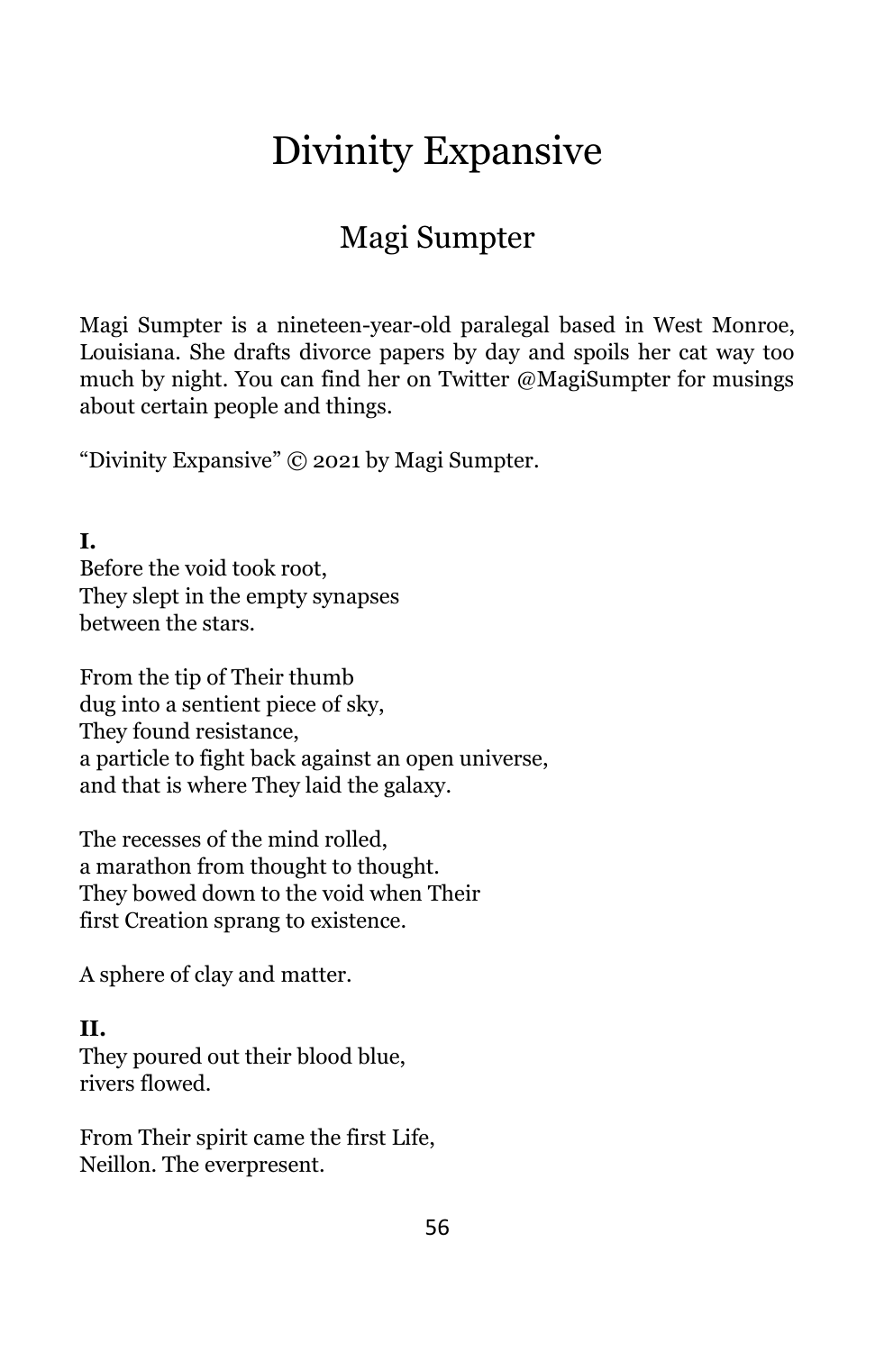# Divinity Expansive

## Magi Sumpter

Magi Sumpter is a nineteen-year-old paralegal based in West Monroe, Louisiana. She drafts divorce papers by day and spoils her cat way too much by night. You can find her on Twitter @MagiSumpter for musings about certain people and things.

“Divinity Expansive” © 2021 by Magi Sumpter.

**I.**
Before the void took root,
They slept in the empty synapses
between the stars.

From the tip of Their thumb
dug into a sentient piece of sky,
They found resistance,
a particle to fight back against an open universe,
and that is where They laid the galaxy.

The recesses of the mind rolled,
a marathon from thought to thought.
They bowed down to the void when Their
first Creation sprang to existence.

A sphere of clay and matter.

**II.**
They poured out their blood blue,
rivers flowed.

From Their spirit came the first Life,
Neillon. The everpresent.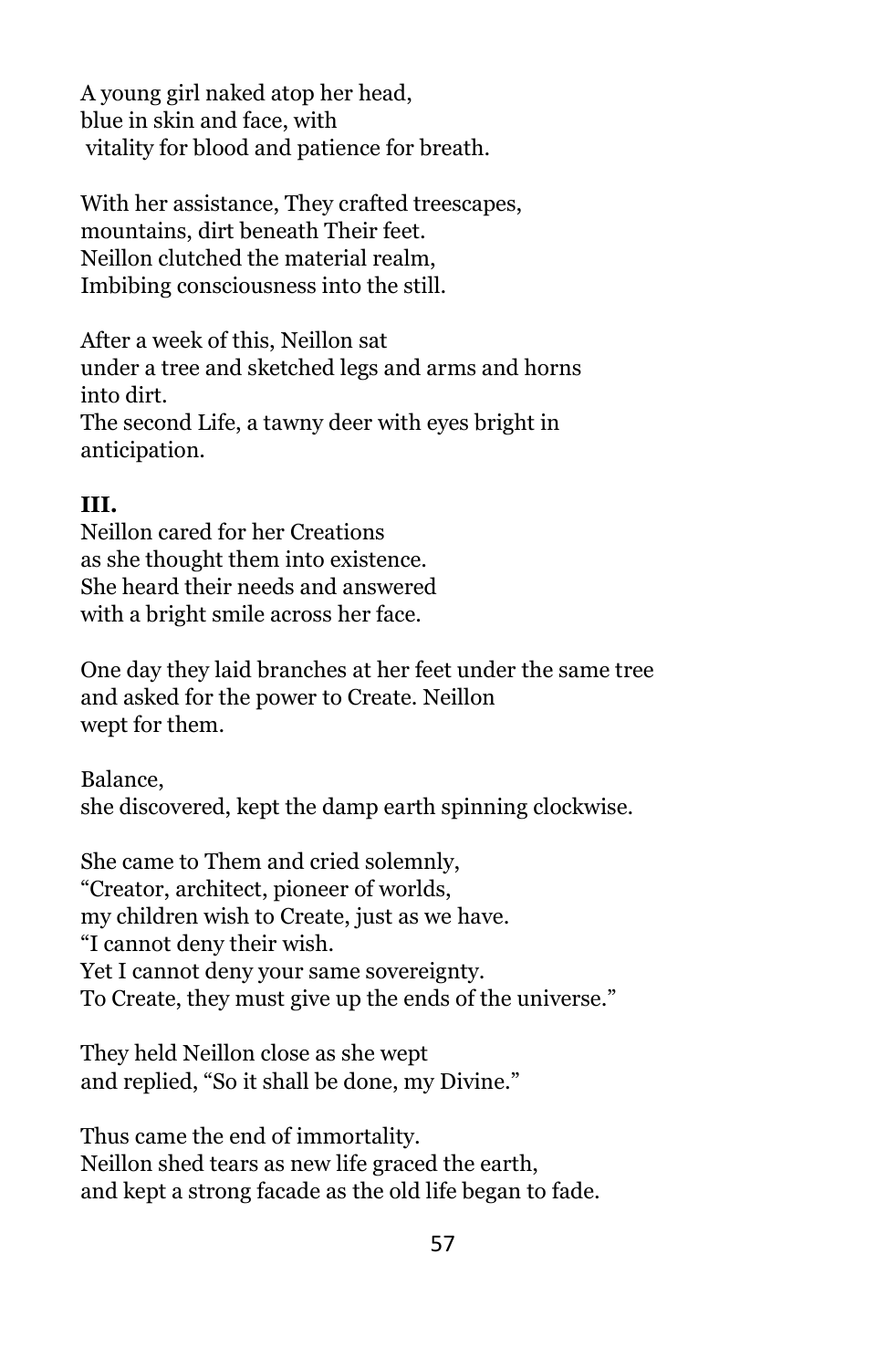A young girl naked atop her head,
blue in skin and face, with
vitality for blood and patience for breath.

With her assistance, They crafted treescapes,
mountains, dirt beneath Their feet.
Neillon clutched the material realm,
Imbibing consciousness into the still.

After a week of this, Neillon sat
under a tree and sketched legs and arms and horns
into dirt.
The second Life, a tawny deer with eyes bright in
anticipation.

**III.**

Neillon cared for her Creations
as she thought them into existence.
She heard their needs and answered
with a bright smile across her face.

One day they laid branches at her feet under the same tree
and asked for the power to Create. Neillon
wept for them.

Balance,
she discovered, kept the damp earth spinning clockwise.

She came to Them and cried solemnly,
"Creator, architect, pioneer of worlds,
my children wish to Create, just as we have.
"I cannot deny their wish.
Yet I cannot deny your same sovereignty.
To Create, they must give up the ends of the universe."

They held Neillon close as she wept
and replied, "So it shall be done, my Divine."

Thus came the end of immortality.
Neillon shed tears as new life graced the earth,
and kept a strong facade as the old life began to fade.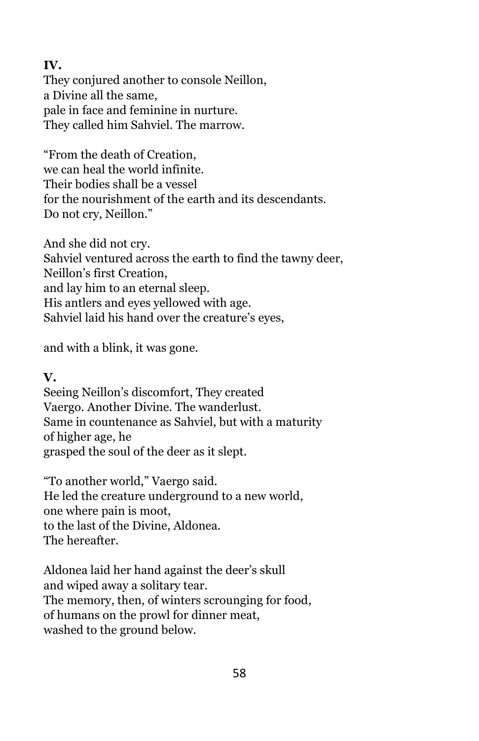**IV.**

They conjured another to console Neillon,
a Divine all the same,
pale in face and feminine in nurture.
They called him Sahviel. The marrow.

“From the death of Creation,
we can heal the world infinite.
Their bodies shall be a vessel
for the nourishment of the earth and its descendants.
Do not cry, Neillon.”

And she did not cry.
Sahviel ventured across the earth to find the tawny deer,
Neillon’s first Creation,
and lay him to an eternal sleep.
His antlers and eyes yellowed with age.
Sahviel laid his hand over the creature’s eyes,

and with a blink, it was gone.

**V.**

Seeing Neillon’s discomfort, They created
Vaergo. Another Divine. The wanderlust.
Same in countenance as Sahviel, but with a maturity
of higher age, he
grasped the soul of the deer as it slept.

“To another world,” Vaergo said.
He led the creature underground to a new world,
one where pain is moot,
to the last of the Divine, Aldonea.
The hereafter.

Aldonea laid her hand against the deer’s skull
and wiped away a solitary tear.
The memory, then, of winters scrounging for food,
of humans on the prowl for dinner meat,
washed to the ground below.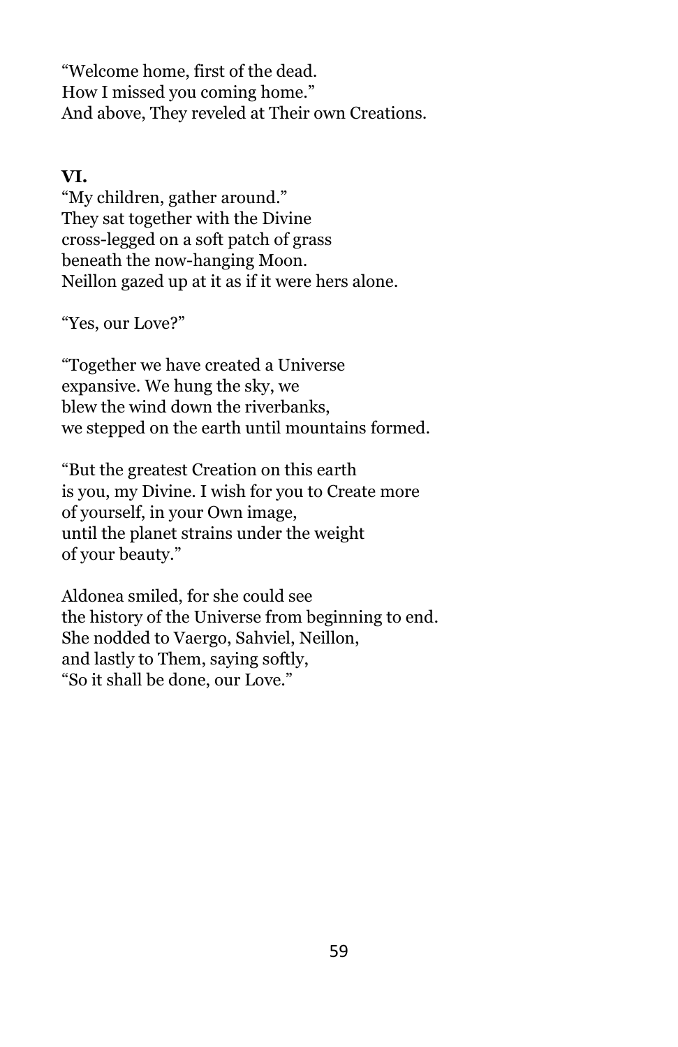“Welcome home, first of the dead.  
How I missed you coming home.”  
And above, They reveled at Their own Creations.

**VI.**

“My children, gather around.”  
They sat together with the Divine  
cross-legged on a soft patch of grass  
beneath the now-hanging Moon.  
Neillon gazed up at it as if it were hers alone.

“Yes, our Love?”

“Together we have created a Universe  
expansive. We hung the sky, we  
blew the wind down the riverbanks,  
we stepped on the earth until mountains formed.

“But the greatest Creation on this earth  
is you, my Divine. I wish for you to Create more  
of yourself, in your Own image,  
until the planet strains under the weight  
of your beauty.”

Aldonea smiled, for she could see  
the history of the Universe from beginning to end.  
She nodded to Vaergo, Sahviel, Neillon,  
and lastly to Them, saying softly,  
“So it shall be done, our Love.”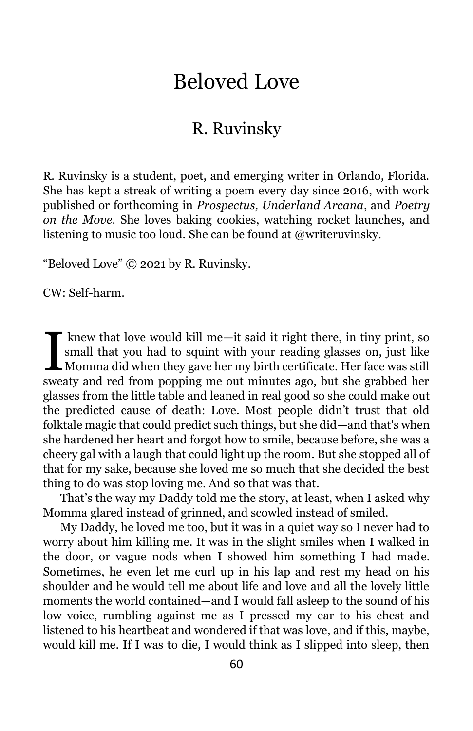# Beloved Love

## R. Ruvinsky

R. Ruvinsky is a student, poet, and emerging writer in Orlando, Florida. She has kept a streak of writing a poem every day since 2016, with work published or forthcoming in *Prospectus, Underland Arcana*, and *Poetry on the Move*. She loves baking cookies, watching rocket launches, and listening to music too loud. She can be found at @writeruvinsky.

"Beloved Love" © 2021 by R. Ruvinsky.

CW: Self-harm.

I knew that love would kill me—it said it right there, in tiny print, so small that you had to squint with your reading glasses on, just like Momma did when they gave her my birth certificate. Her face was still sweaty and red from popping me out minutes ago, but she grabbed her glasses from the little table and leaned in real good so she could make out the predicted cause of death: Love. Most people didn't trust that old folktale magic that could predict such things, but she did—and that's when she hardened her heart and forgot how to smile, because before, she was a cheery gal with a laugh that could light up the room. But she stopped all of that for my sake, because she loved me so much that she decided the best thing to do was stop loving me. And so that was that.

That's the way my Daddy told me the story, at least, when I asked why Momma glared instead of grinned, and scowled instead of smiled.

My Daddy, he loved me too, but it was in a quiet way so I never had to worry about him killing me. It was in the slight smiles when I walked in the door, or vague nods when I showed him something I had made. Sometimes, he even let me curl up in his lap and rest my head on his shoulder and he would tell me about life and love and all the lovely little moments the world contained—and I would fall asleep to the sound of his low voice, rumbling against me as I pressed my ear to his chest and listened to his heartbeat and wondered if that was love, and if this, maybe, would kill me. If I was to die, I would think as I slipped into sleep, then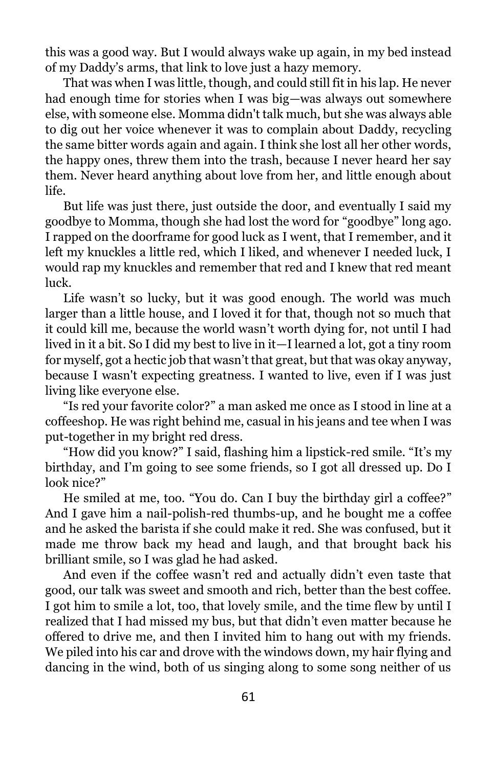this was a good way. But I would always wake up again, in my bed instead of my Daddy's arms, that link to love just a hazy memory.

That was when I was little, though, and could still fit in his lap. He never had enough time for stories when I was big—was always out somewhere else, with someone else. Momma didn't talk much, but she was always able to dig out her voice whenever it was to complain about Daddy, recycling the same bitter words again and again. I think she lost all her other words, the happy ones, threw them into the trash, because I never heard her say them. Never heard anything about love from her, and little enough about life.

But life was just there, just outside the door, and eventually I said my goodbye to Momma, though she had lost the word for "goodbye" long ago. I rapped on the doorframe for good luck as I went, that I remember, and it left my knuckles a little red, which I liked, and whenever I needed luck, I would rap my knuckles and remember that red and I knew that red meant luck.

Life wasn't so lucky, but it was good enough. The world was much larger than a little house, and I loved it for that, though not so much that it could kill me, because the world wasn't worth dying for, not until I had lived in it a bit. So I did my best to live in it—I learned a lot, got a tiny room for myself, got a hectic job that wasn't that great, but that was okay anyway, because I wasn't expecting greatness. I wanted to live, even if I was just living like everyone else.

"Is red your favorite color?" a man asked me once as I stood in line at a coffeeshop. He was right behind me, casual in his jeans and tee when I was put-together in my bright red dress.

"How did you know?" I said, flashing him a lipstick-red smile. "It's my birthday, and I'm going to see some friends, so I got all dressed up. Do I look nice?"

He smiled at me, too. "You do. Can I buy the birthday girl a coffee?" And I gave him a nail-polish-red thumbs-up, and he bought me a coffee and he asked the barista if she could make it red. She was confused, but it made me throw back my head and laugh, and that brought back his brilliant smile, so I was glad he had asked.

And even if the coffee wasn't red and actually didn't even taste that good, our talk was sweet and smooth and rich, better than the best coffee. I got him to smile a lot, too, that lovely smile, and the time flew by until I realized that I had missed my bus, but that didn't even matter because he offered to drive me, and then I invited him to hang out with my friends. We piled into his car and drove with the windows down, my hair flying and dancing in the wind, both of us singing along to some song neither of us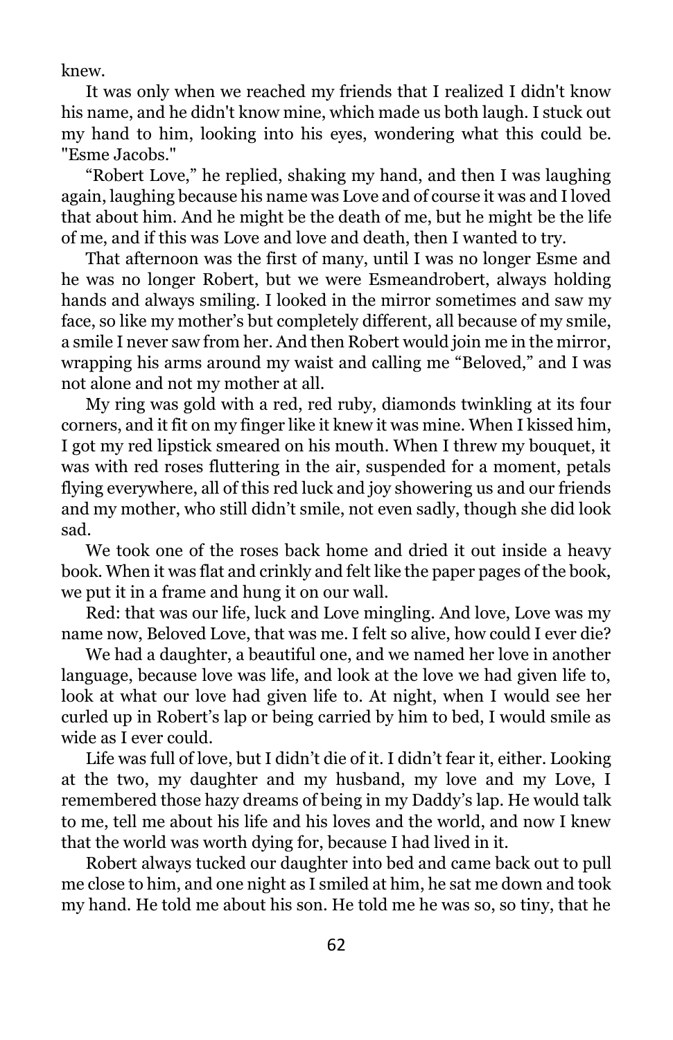knew.

It was only when we reached my friends that I realized I didn't know his name, and he didn't know mine, which made us both laugh. I stuck out my hand to him, looking into his eyes, wondering what this could be. "Esme Jacobs."

"Robert Love," he replied, shaking my hand, and then I was laughing again, laughing because his name was Love and of course it was and I loved that about him. And he might be the death of me, but he might be the life of me, and if this was Love and love and death, then I wanted to try.

That afternoon was the first of many, until I was no longer Esme and he was no longer Robert, but we were Esmeandrobert, always holding hands and always smiling. I looked in the mirror sometimes and saw my face, so like my mother's but completely different, all because of my smile, a smile I never saw from her. And then Robert would join me in the mirror, wrapping his arms around my waist and calling me "Beloved," and I was not alone and not my mother at all.

My ring was gold with a red, red ruby, diamonds twinkling at its four corners, and it fit on my finger like it knew it was mine. When I kissed him, I got my red lipstick smeared on his mouth. When I threw my bouquet, it was with red roses fluttering in the air, suspended for a moment, petals flying everywhere, all of this red luck and joy showering us and our friends and my mother, who still didn't smile, not even sadly, though she did look sad.

We took one of the roses back home and dried it out inside a heavy book. When it was flat and crinkly and felt like the paper pages of the book, we put it in a frame and hung it on our wall.

Red: that was our life, luck and Love mingling. And love, Love was my name now, Beloved Love, that was me. I felt so alive, how could I ever die?

We had a daughter, a beautiful one, and we named her love in another language, because love was life, and look at the love we had given life to, look at what our love had given life to. At night, when I would see her curled up in Robert's lap or being carried by him to bed, I would smile as wide as I ever could.

Life was full of love, but I didn't die of it. I didn't fear it, either. Looking at the two, my daughter and my husband, my love and my Love, I remembered those hazy dreams of being in my Daddy's lap. He would talk to me, tell me about his life and his loves and the world, and now I knew that the world was worth dying for, because I had lived in it.

Robert always tucked our daughter into bed and came back out to pull me close to him, and one night as I smiled at him, he sat me down and took my hand. He told me about his son. He told me he was so, so tiny, that he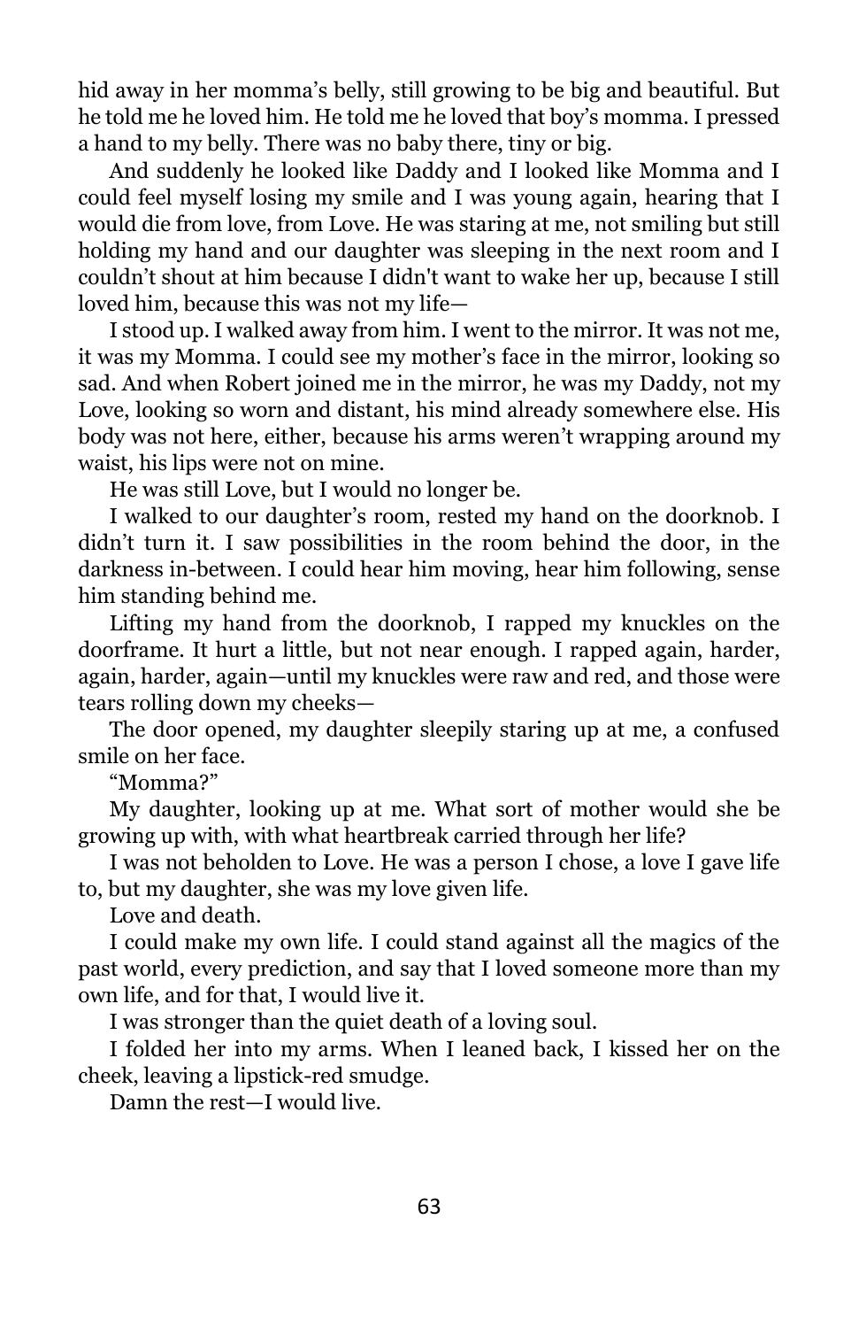hid away in her momma's belly, still growing to be big and beautiful. But he told me he loved him. He told me he loved that boy's momma. I pressed a hand to my belly. There was no baby there, tiny or big.

And suddenly he looked like Daddy and I looked like Momma and I could feel myself losing my smile and I was young again, hearing that I would die from love, from Love. He was staring at me, not smiling but still holding my hand and our daughter was sleeping in the next room and I couldn't shout at him because I didn't want to wake her up, because I still loved him, because this was not my life—

I stood up. I walked away from him. I went to the mirror. It was not me, it was my Momma. I could see my mother's face in the mirror, looking so sad. And when Robert joined me in the mirror, he was my Daddy, not my Love, looking so worn and distant, his mind already somewhere else. His body was not here, either, because his arms weren't wrapping around my waist, his lips were not on mine.

He was still Love, but I would no longer be.

I walked to our daughter's room, rested my hand on the doorknob. I didn't turn it. I saw possibilities in the room behind the door, in the darkness in-between. I could hear him moving, hear him following, sense him standing behind me.

Lifting my hand from the doorknob, I rapped my knuckles on the doorframe. It hurt a little, but not near enough. I rapped again, harder, again, harder, again—until my knuckles were raw and red, and those were tears rolling down my cheeks—

The door opened, my daughter sleepily staring up at me, a confused smile on her face.

"Momma?"

My daughter, looking up at me. What sort of mother would she be growing up with, with what heartbreak carried through her life?

I was not beholden to Love. He was a person I chose, a love I gave life to, but my daughter, she was my love given life.

Love and death.

I could make my own life. I could stand against all the magics of the past world, every prediction, and say that I loved someone more than my own life, and for that, I would live it.

I was stronger than the quiet death of a loving soul.

I folded her into my arms. When I leaned back, I kissed her on the cheek, leaving a lipstick-red smudge.

Damn the rest—I would live.